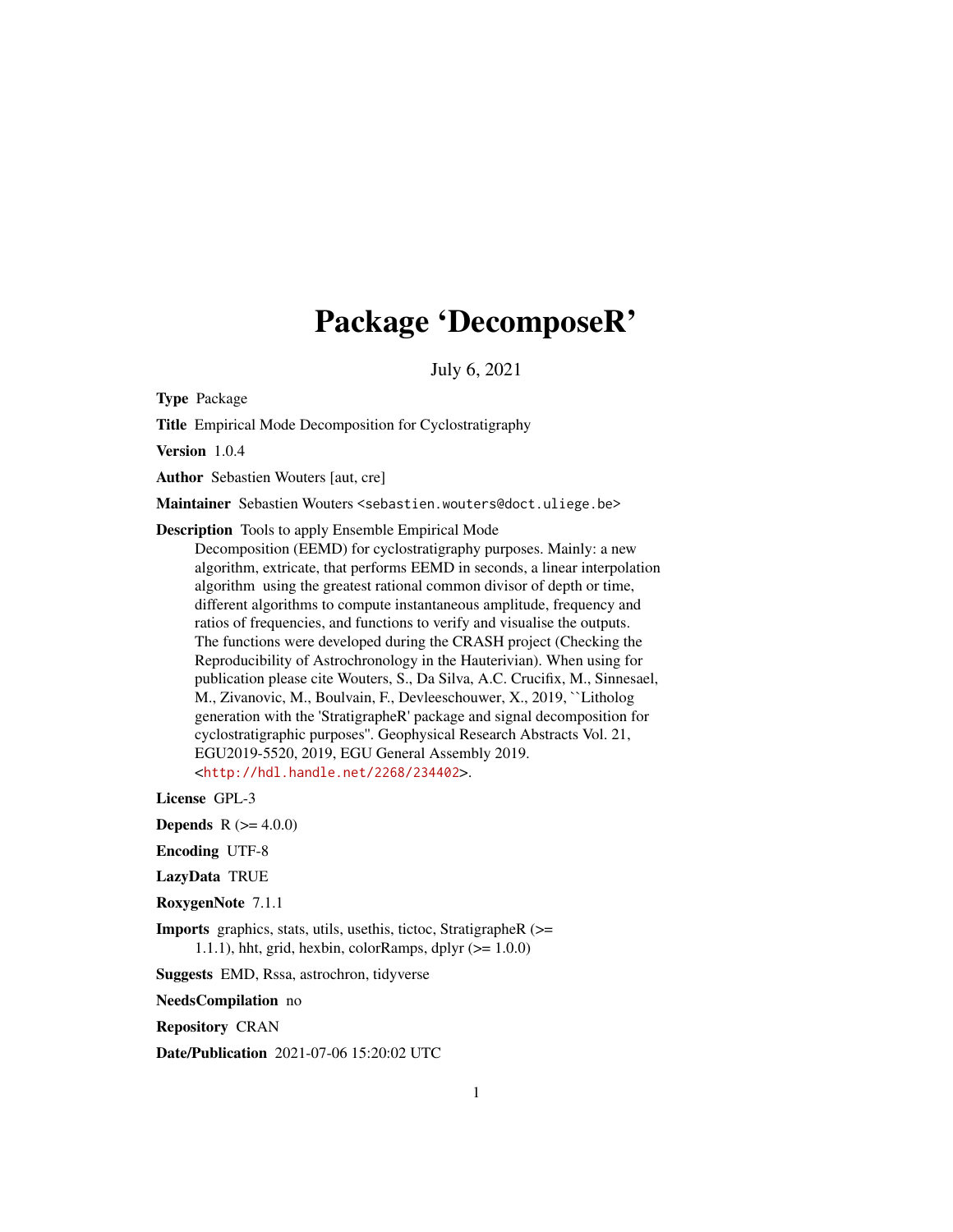# Package 'DecomposeR'

July 6, 2021

**Type** Package

**Title** Empirical Mode Decomposition for Cyclostratigraphy

**Version** 1.0.4

**Author** Sebastien Wouters [aut, cre]

**Maintainer** Sebastien Wouters <sebastien.wouters@doct.uliege.be>

**Description** Tools to apply Ensemble Empirical Mode Decomposition (EEMD) for cyclostratigraphy purposes. Mainly: a new algorithm, extricate, that performs EEMD in seconds, a linear interpolation algorithm using the greatest rational common divisor of depth or time, different algorithms to compute instantaneous amplitude, frequency and ratios of frequencies, and functions to verify and visualise the outputs. The functions were developed during the CRASH project (Checking the Reproducibility of Astrochronology in the Hauterivian). When using for publication please cite Wouters, S., Da Silva, A.C. Crucifix, M., Sinnesael, M., Zivanovic, M., Boulvain, F., Devleeschouwer, X., 2019, ``Litholog generation with the 'StratigrapheR' package and signal decomposition for cyclostratigraphic purposes''. Geophysical Research Abstracts Vol. 21, EGU2019-5520, 2019, EGU General Assembly 2019. <http://hdl.handle.net/2268/234402>.

**License** GPL-3

**Depends** R (>= 4.0.0)

**Encoding** UTF-8

**LazyData** TRUE

**RoxygenNote** 7.1.1

**Imports** graphics, stats, utils, usethis, tictoc, StratigrapheR (>= 1.1.1), hht, grid, hexbin, colorRamps, dplyr (>= 1.0.0)

**Suggests** EMD, Rssa, astrochron, tidyverse

**NeedsCompilation** no

**Repository** CRAN

**Date/Publication** 2021-07-06 15:20:02 UTC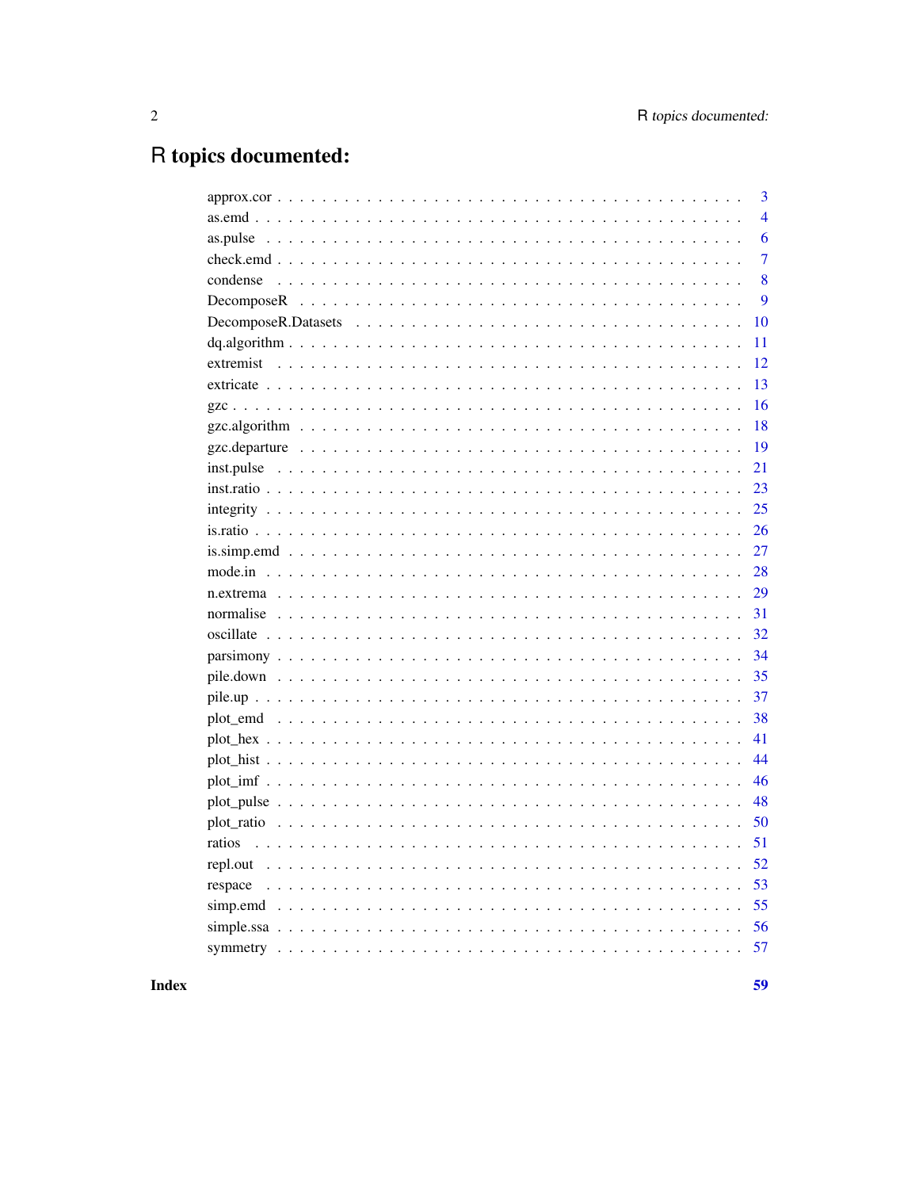# R topics documented:

| | |
|---|---|
| approx.cor | 3 |
| as.emd | 4 |
| as.pulse | 6 |
| check.emd | 7 |
| condense | 8 |
| DecomposeR | 9 |
| DecomposeR.Datasets | 10 |
| dq.algorithm | 11 |
| extremist | 12 |
| extricate | 13 |
| gzc | 16 |
| gzc.algorithm | 18 |
| gzc.departure | 19 |
| inst.pulse | 21 |
| inst.ratio | 23 |
| integrity | 25 |
| is.ratio | 26 |
| is.simp.emd | 27 |
| mode.in | 28 |
| n.extrema | 29 |
| normalise | 31 |
| oscillate | 32 |
| parsimony | 34 |
| pile.down | 35 |
| pile.up | 37 |
| plot_emd | 38 |
| plot_hex | 41 |
| plot_hist | 44 |
| plot_imf | 46 |
| plot_pulse | 48 |
| plot_ratio | 50 |
| ratios | 51 |
| repl.out | 52 |
| respace | 53 |
| simp.emd | 55 |
| simple.ssa | 56 |
| symmetry | 57 |

**Index** **59**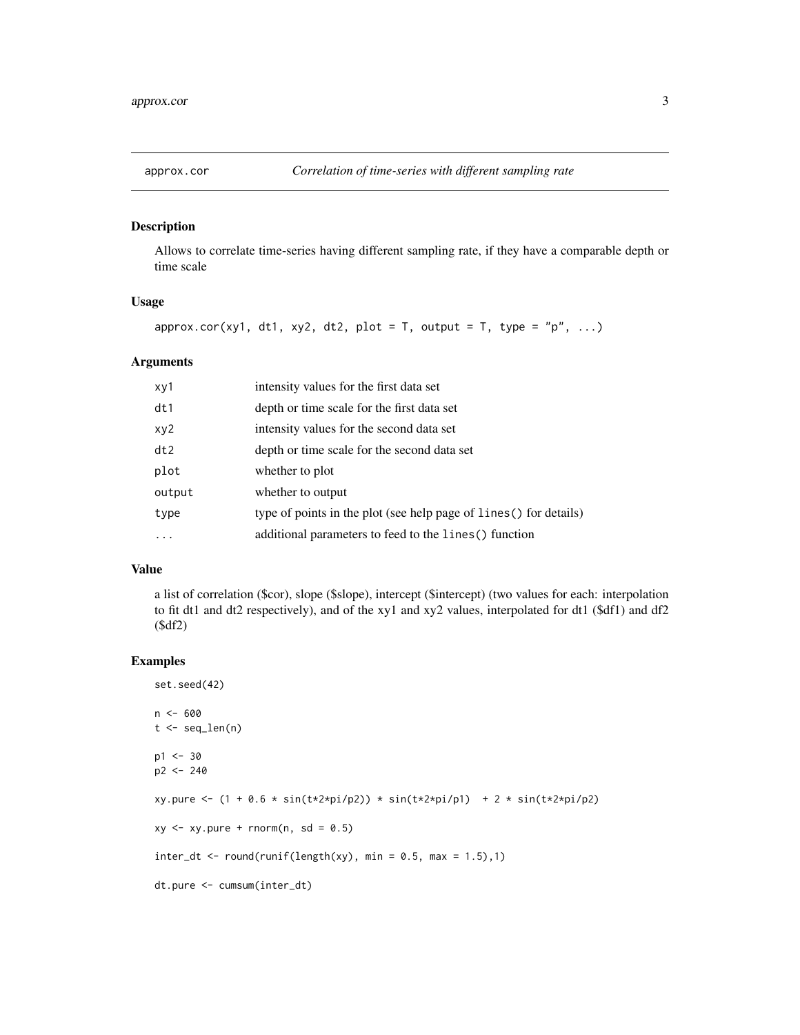## approx.cor — *Correlation of time-series with different sampling rate*

### Description

Allows to correlate time-series having different sampling rate, if they have a comparable depth or time scale

### Usage

```
approx.cor(xy1, dt1, xy2, dt2, plot = T, output = T, type = "p", ...)
```

### Arguments

| | |
|---|---|
| xy1 | intensity values for the first data set |
| dt1 | depth or time scale for the first data set |
| xy2 | intensity values for the second data set |
| dt2 | depth or time scale for the second data set |
| plot | whether to plot |
| output | whether to output |
| type | type of points in the plot (see help page of `lines()` for details) |
| ... | additional parameters to feed to the `lines()` function |

### Value

a list of correlation ($cor), slope ($slope), intercept ($intercept) (two values for each: interpolation to fit dt1 and dt2 respectively), and of the xy1 and xy2 values, interpolated for dt1 ($df1) and df2 ($df2)

### Examples

```
set.seed(42)

n <- 600
t <- seq_len(n)

p1 <- 30
p2 <- 240

xy.pure <- (1 + 0.6 * sin(t*2*pi/p2)) * sin(t*2*pi/p1)  + 2 * sin(t*2*pi/p2)

xy <- xy.pure + rnorm(n, sd = 0.5)

inter_dt <- round(runif(length(xy), min = 0.5, max = 1.5),1)

dt.pure <- cumsum(inter_dt)
```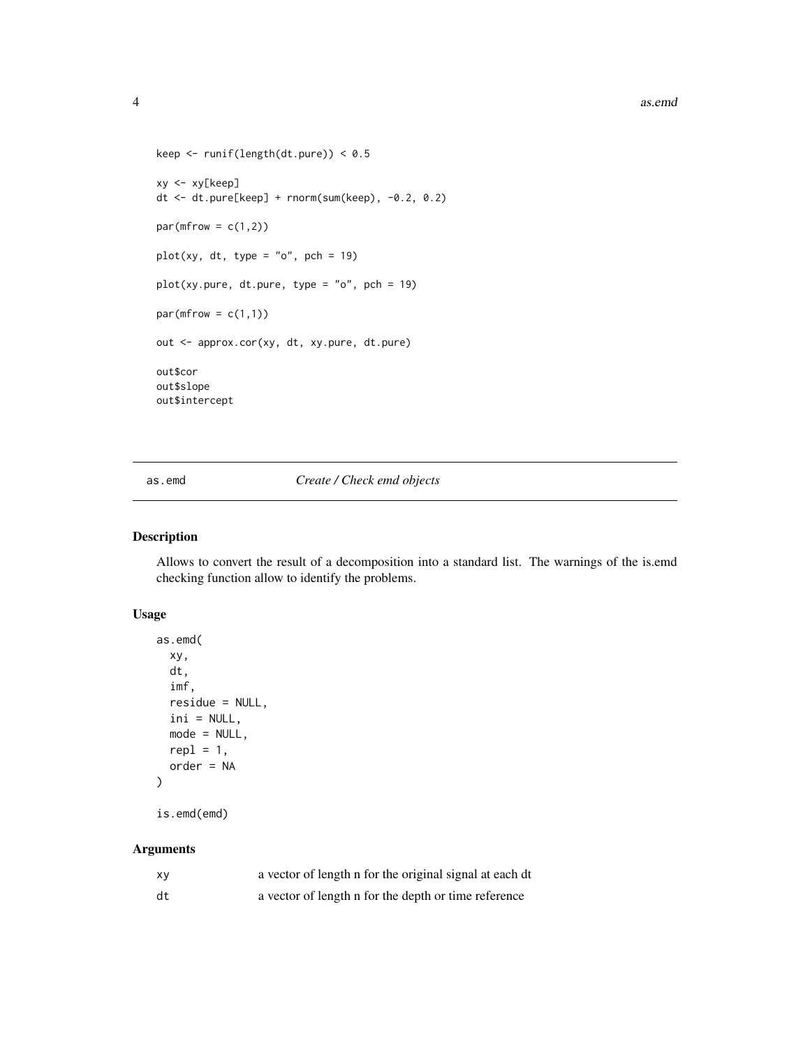```
keep <- runif(length(dt.pure)) < 0.5

xy <- xy[keep]
dt <- dt.pure[keep] + rnorm(sum(keep), -0.2, 0.2)

par(mfrow = c(1,2))

plot(xy, dt, type = "o", pch = 19)

plot(xy.pure, dt.pure, type = "o", pch = 19)

par(mfrow = c(1,1))

out <- approx.cor(xy, dt, xy.pure, dt.pure)

out$cor
out$slope
out$intercept
```

---

as.emd *Create / Check emd objects*

---

### Description

Allows to convert the result of a decomposition into a standard list. The warnings of the is.emd checking function allow to identify the problems.

### Usage

```
as.emd(
  xy,
  dt,
  imf,
  residue = NULL,
  ini = NULL,
  mode = NULL,
  repl = 1,
  order = NA
)

is.emd(emd)
```

### Arguments

| | |
|---|---|
| xy | a vector of length n for the original signal at each dt |
| dt | a vector of length n for the depth or time reference |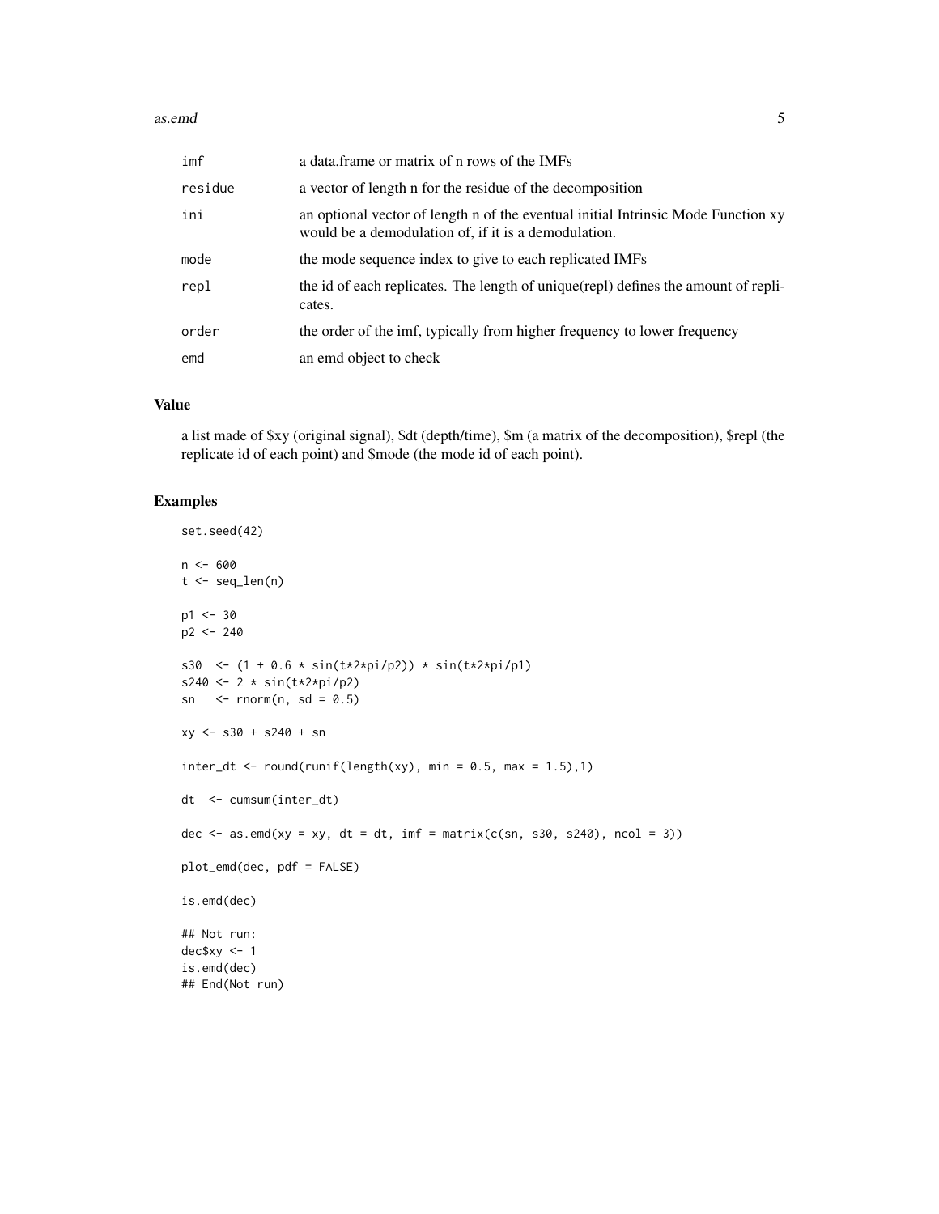| | |
|---|---|
| imf | a data.frame or matrix of n rows of the IMFs |
| residue | a vector of length n for the residue of the decomposition |
| ini | an optional vector of length n of the eventual initial Intrinsic Mode Function xy would be a demodulation of, if it is a demodulation. |
| mode | the mode sequence index to give to each replicated IMFs |
| repl | the id of each replicates. The length of unique(repl) defines the amount of replicates. |
| order | the order of the imf, typically from higher frequency to lower frequency |
| emd | an emd object to check |

## Value

a list made of $xy (original signal), $dt (depth/time), $m (a matrix of the decomposition), $repl (the replicate id of each point) and $mode (the mode id of each point).

## Examples

```
set.seed(42)

n <- 600
t <- seq_len(n)

p1 <- 30
p2 <- 240

s30  <- (1 + 0.6 * sin(t*2*pi/p2)) * sin(t*2*pi/p1)
s240 <- 2 * sin(t*2*pi/p2)
sn   <- rnorm(n, sd = 0.5)

xy <- s30 + s240 + sn

inter_dt <- round(runif(length(xy), min = 0.5, max = 1.5),1)

dt  <- cumsum(inter_dt)

dec <- as.emd(xy = xy, dt = dt, imf = matrix(c(sn, s30, s240), ncol = 3))

plot_emd(dec, pdf = FALSE)

is.emd(dec)

## Not run:
dec$xy <- 1
is.emd(dec)
## End(Not run)
```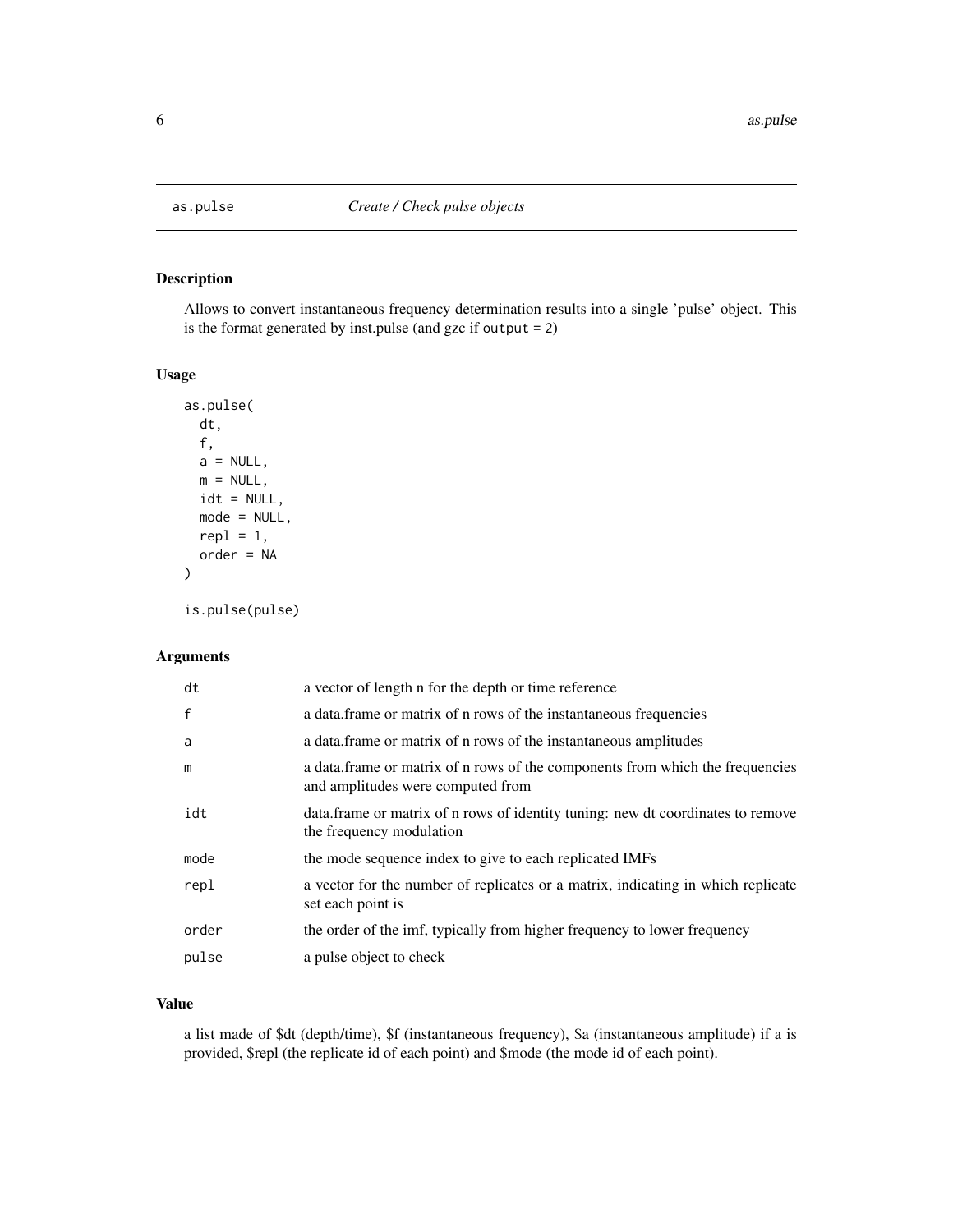# as.pulse — *Create / Check pulse objects*

## Description

Allows to convert instantaneous frequency determination results into a single 'pulse' object. This is the format generated by inst.pulse (and gzc if `output = 2`)

## Usage

```
as.pulse(
  dt,
  f,
  a = NULL,
  m = NULL,
  idt = NULL,
  mode = NULL,
  repl = 1,
  order = NA
)

is.pulse(pulse)
```

## Arguments

| | |
|---|---|
| `dt` | a vector of length n for the depth or time reference |
| `f` | a data.frame or matrix of n rows of the instantaneous frequencies |
| `a` | a data.frame or matrix of n rows of the instantaneous amplitudes |
| `m` | a data.frame or matrix of n rows of the components from which the frequencies and amplitudes were computed from |
| `idt` | data.frame or matrix of n rows of identity tuning: new dt coordinates to remove the frequency modulation |
| `mode` | the mode sequence index to give to each replicated IMFs |
| `repl` | a vector for the number of replicates or a matrix, indicating in which replicate set each point is |
| `order` | the order of the imf, typically from higher frequency to lower frequency |
| `pulse` | a pulse object to check |

## Value

a list made of $dt (depth/time), $f (instantaneous frequency), $a (instantaneous amplitude) if a is provided, $repl (the replicate id of each point) and $mode (the mode id of each point).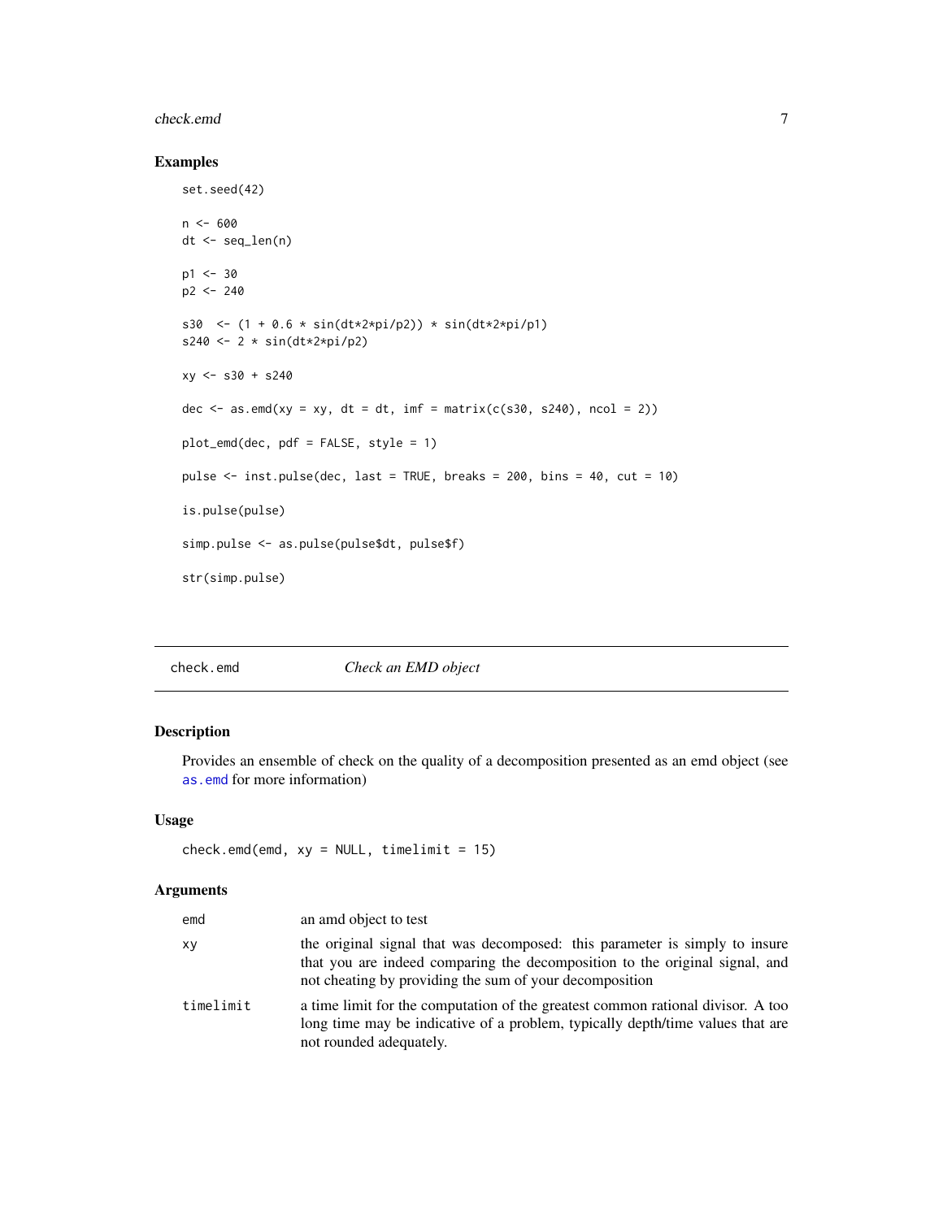### Examples

```
set.seed(42)

n <- 600
dt <- seq_len(n)

p1 <- 30
p2 <- 240

s30  <- (1 + 0.6 * sin(dt*2*pi/p2)) * sin(dt*2*pi/p1)
s240 <- 2 * sin(dt*2*pi/p2)

xy <- s30 + s240

dec <- as.emd(xy = xy, dt = dt, imf = matrix(c(s30, s240), ncol = 2))

plot_emd(dec, pdf = FALSE, style = 1)

pulse <- inst.pulse(dec, last = TRUE, breaks = 200, bins = 40, cut = 10)

is.pulse(pulse)

simp.pulse <- as.pulse(pulse$dt, pulse$f)

str(simp.pulse)
```

---

## check.emd — *Check an EMD object*

---

### Description

Provides an ensemble of check on the quality of a decomposition presented as an emd object (see as.emd for more information)

### Usage

```
check.emd(emd, xy = NULL, timelimit = 15)
```

### Arguments

| | |
|---|---|
| emd | an amd object to test |
| xy | the original signal that was decomposed: this parameter is simply to insure that you are indeed comparing the decomposition to the original signal, and not cheating by providing the sum of your decomposition |
| timelimit | a time limit for the computation of the greatest common rational divisor. A too long time may be indicative of a problem, typically depth/time values that are not rounded adequately. |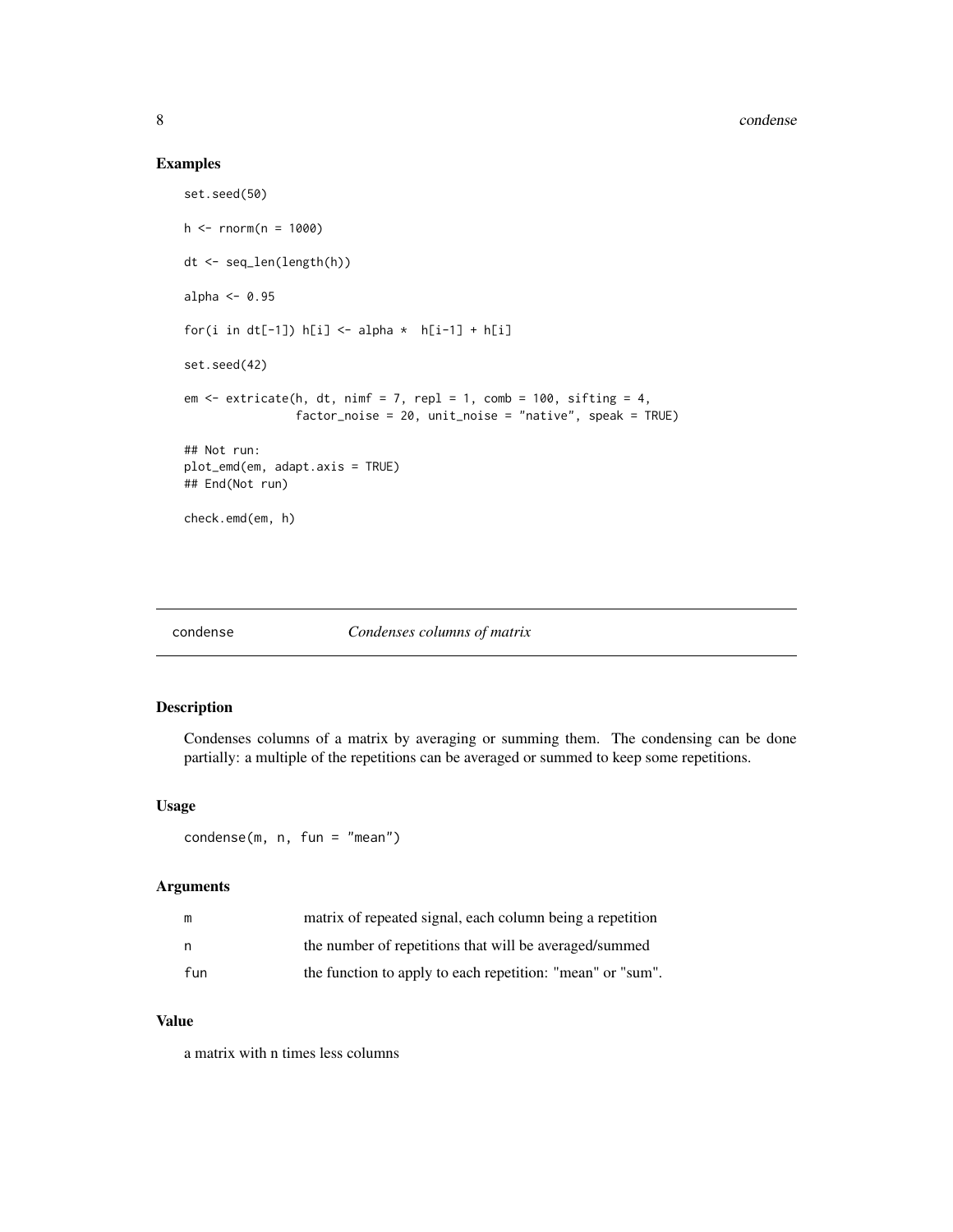### Examples

```
set.seed(50)

h <- rnorm(n = 1000)

dt <- seq_len(length(h))

alpha <- 0.95

for(i in dt[-1]) h[i] <- alpha *  h[i-1] + h[i]

set.seed(42)

em <- extricate(h, dt, nimf = 7, repl = 1, comb = 100, sifting = 4,
                factor_noise = 20, unit_noise = "native", speak = TRUE)

## Not run:
plot_emd(em, adapt.axis = TRUE)
## End(Not run)

check.emd(em, h)
```

---

## condense — *Condenses columns of matrix*

### Description

Condenses columns of a matrix by averaging or summing them. The condensing can be done partially: a multiple of the repetitions can be averaged or summed to keep some repetitions.

### Usage

```
condense(m, n, fun = "mean")
```

### Arguments

| | |
|---|---|
| m | matrix of repeated signal, each column being a repetition |
| n | the number of repetitions that will be averaged/summed |
| fun | the function to apply to each repetition: "mean" or "sum". |

### Value

a matrix with n times less columns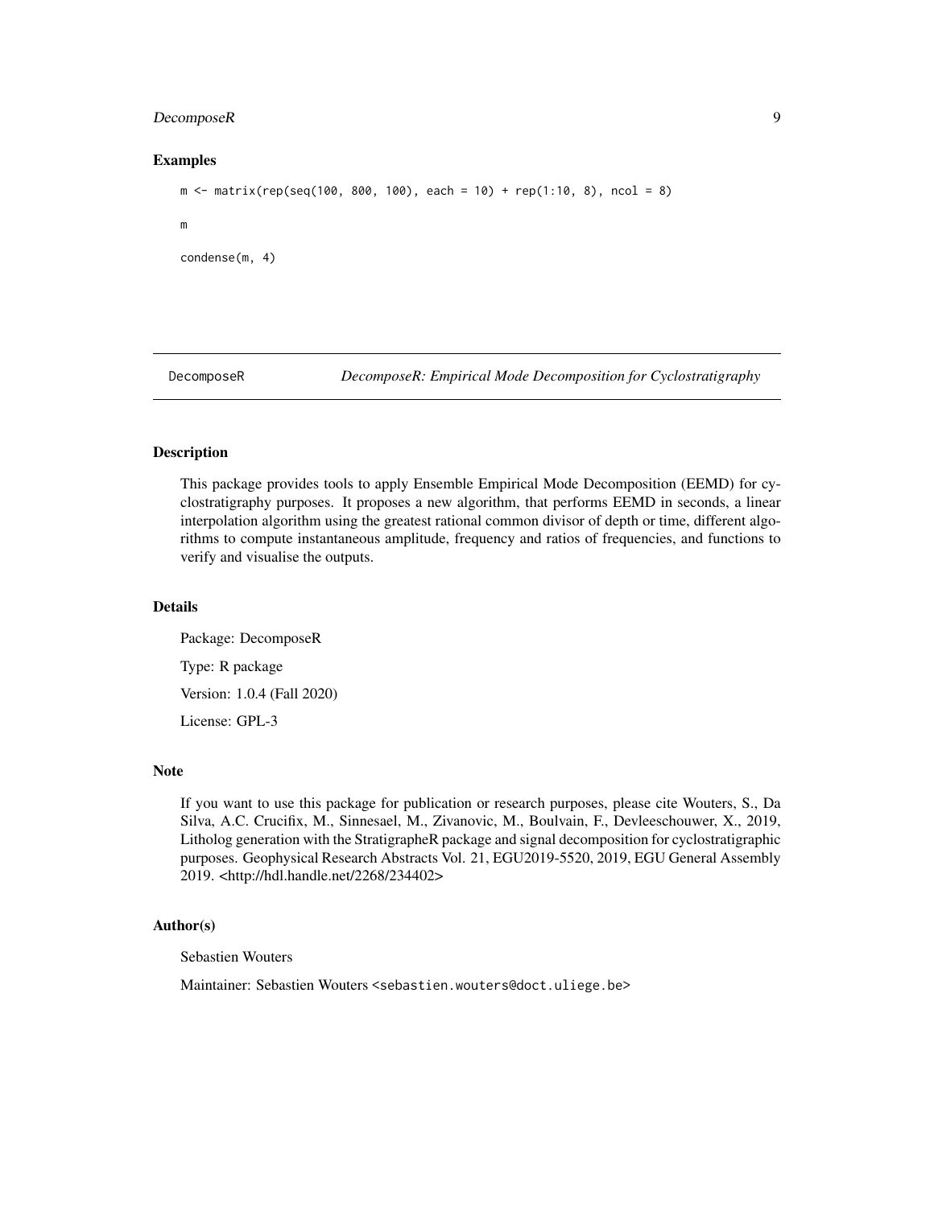### Examples

```
m <- matrix(rep(seq(100, 800, 100), each = 10) + rep(1:10, 8), ncol = 8)

m

condense(m, 4)
```

---

## DecomposeR — *DecomposeR: Empirical Mode Decomposition for Cyclostratigraphy*

### Description

This package provides tools to apply Ensemble Empirical Mode Decomposition (EEMD) for cyclostratigraphy purposes. It proposes a new algorithm, that performs EEMD in seconds, a linear interpolation algorithm using the greatest rational common divisor of depth or time, different algorithms to compute instantaneous amplitude, frequency and ratios of frequencies, and functions to verify and visualise the outputs.

### Details

Package: DecomposeR

Type: R package

Version: 1.0.4 (Fall 2020)

License: GPL-3

### Note

If you want to use this package for publication or research purposes, please cite Wouters, S., Da Silva, A.C. Crucifix, M., Sinnesael, M., Zivanovic, M., Boulvain, F., Devleeschouwer, X., 2019, Litholog generation with the StratigrapheR package and signal decomposition for cyclostratigraphic purposes. Geophysical Research Abstracts Vol. 21, EGU2019-5520, 2019, EGU General Assembly 2019. <http://hdl.handle.net/2268/234402>

### Author(s)

Sebastien Wouters

Maintainer: Sebastien Wouters <sebastien.wouters@doct.uliege.be>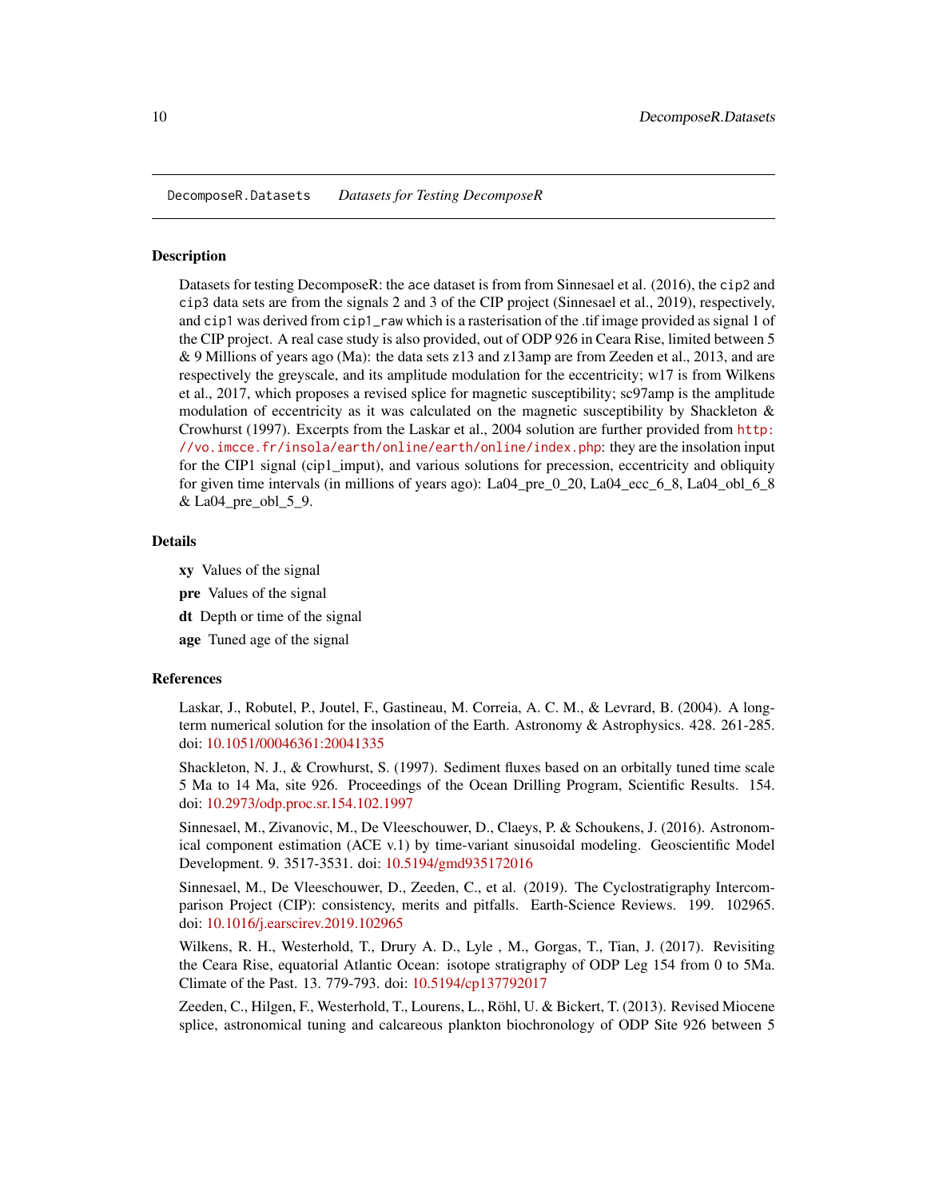DecomposeR.Datasets *Datasets for Testing DecomposeR*

## Description

Datasets for testing DecomposeR: the ace dataset is from from Sinnesael et al. (2016), the `cip2` and `cip3` data sets are from the signals 2 and 3 of the CIP project (Sinnesael et al., 2019), respectively, and `cip1` was derived from `cip1_raw` which is a rasterisation of the .tif image provided as signal 1 of the CIP project. A real case study is also provided, out of ODP 926 in Ceara Rise, limited between 5 & 9 Millions of years ago (Ma): the data sets z13 and z13amp are from Zeeden et al., 2013, and are respectively the greyscale, and its amplitude modulation for the eccentricity; w17 is from Wilkens et al., 2017, which proposes a revised splice for magnetic susceptibility; sc97amp is the amplitude modulation of eccentricity as it was calculated on the magnetic susceptibility by Shackleton & Crowhurst (1997). Excerpts from the Laskar et al., 2004 solution are further provided from http://vo.imcce.fr/insola/earth/online/earth/online/index.php: they are the insolation input for the CIP1 signal (cip1_imput), and various solutions for precession, eccentricity and obliquity for given time intervals (in millions of years ago): La04_pre_0_20, La04_ecc_6_8, La04_obl_6_8 & La04_pre_obl_5_9.

## Details

**xy** Values of the signal

**pre** Values of the signal

**dt** Depth or time of the signal

**age** Tuned age of the signal

## References

Laskar, J., Robutel, P., Joutel, F., Gastineau, M. Correia, A. C. M., & Levrard, B. (2004). A long-term numerical solution for the insolation of the Earth. Astronomy & Astrophysics. 428. 261-285. doi: 10.1051/00046361:20041335

Shackleton, N. J., & Crowhurst, S. (1997). Sediment fluxes based on an orbitally tuned time scale 5 Ma to 14 Ma, site 926. Proceedings of the Ocean Drilling Program, Scientific Results. 154. doi: 10.2973/odp.proc.sr.154.102.1997

Sinnesael, M., Zivanovic, M., De Vleeschouwer, D., Claeys, P. & Schoukens, J. (2016). Astronomical component estimation (ACE v.1) by time-variant sinusoidal modeling. Geoscientific Model Development. 9. 3517-3531. doi: 10.5194/gmd935172016

Sinnesael, M., De Vleeschouwer, D., Zeeden, C., et al. (2019). The Cyclostratigraphy Intercomparison Project (CIP): consistency, merits and pitfalls. Earth-Science Reviews. 199. 102965. doi: 10.1016/j.earscirev.2019.102965

Wilkens, R. H., Westerhold, T., Drury A. D., Lyle , M., Gorgas, T., Tian, J. (2017). Revisiting the Ceara Rise, equatorial Atlantic Ocean: isotope stratigraphy of ODP Leg 154 from 0 to 5Ma. Climate of the Past. 13. 779-793. doi: 10.5194/cp137792017

Zeeden, C., Hilgen, F., Westerhold, T., Lourens, L., Röhl, U. & Bickert, T. (2013). Revised Miocene splice, astronomical tuning and calcareous plankton biochronology of ODP Site 926 between 5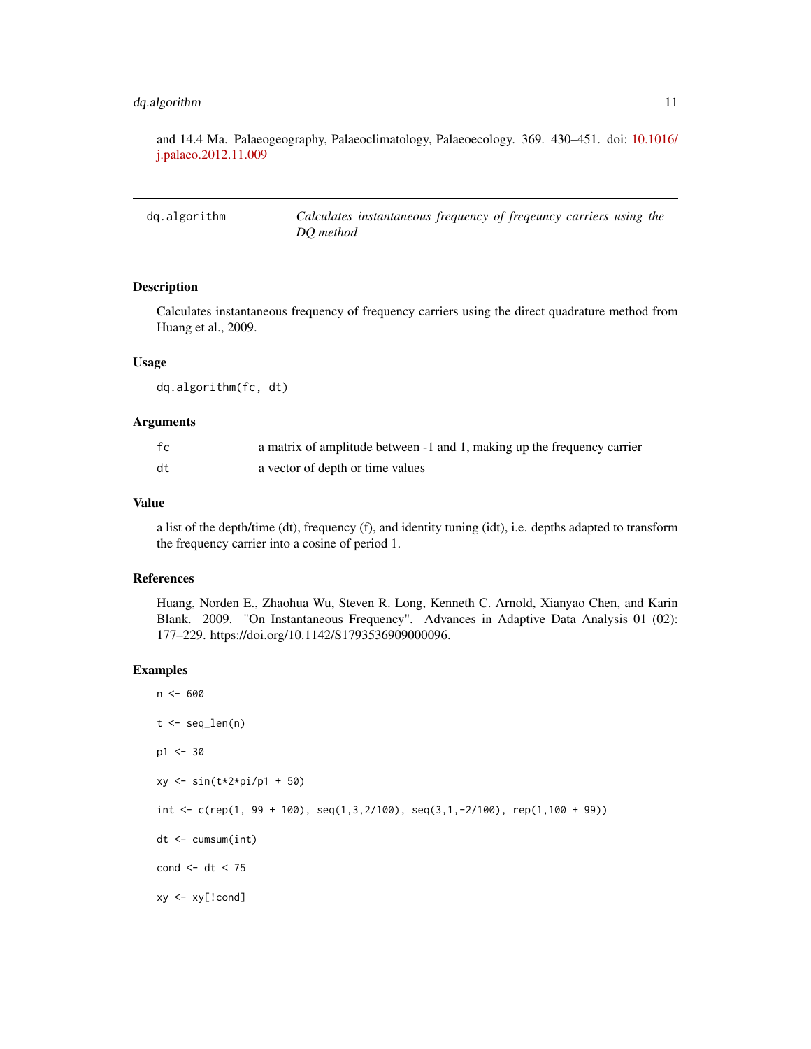and 14.4 Ma. Palaeogeography, Palaeoclimatology, Palaeoecology. 369. 430–451. doi: 10.1016/j.palaeo.2012.11.009

---

## dq.algorithm — *Calculates instantaneous frequency of freqeuncy carriers using the DQ method*

### Description

Calculates instantaneous frequency of frequency carriers using the direct quadrature method from Huang et al., 2009.

### Usage

```
dq.algorithm(fc, dt)
```

### Arguments

| | |
|---|---|
| fc | a matrix of amplitude between -1 and 1, making up the frequency carrier |
| dt | a vector of depth or time values |

### Value

a list of the depth/time (dt), frequency (f), and identity tuning (idt), i.e. depths adapted to transform the frequency carrier into a cosine of period 1.

### References

Huang, Norden E., Zhaohua Wu, Steven R. Long, Kenneth C. Arnold, Xianyao Chen, and Karin Blank. 2009. "On Instantaneous Frequency". Advances in Adaptive Data Analysis 01 (02): 177–229. https://doi.org/10.1142/S1793536909000096.

### Examples

```
n <- 600

t <- seq_len(n)

p1 <- 30

xy <- sin(t*2*pi/p1 + 50)

int <- c(rep(1, 99 + 100), seq(1,3,2/100), seq(3,1,-2/100), rep(1,100 + 99))

dt <- cumsum(int)

cond <- dt < 75

xy <- xy[!cond]
```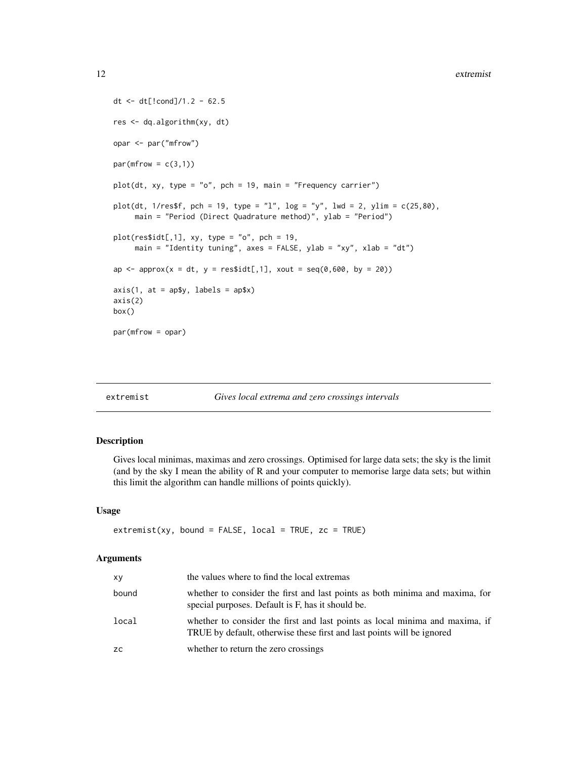```
dt <- dt[!cond]/1.2 - 62.5

res <- dq.algorithm(xy, dt)

opar <- par("mfrow")

par(mfrow = c(3,1))

plot(dt, xy, type = "o", pch = 19, main = "Frequency carrier")

plot(dt, 1/res$f, pch = 19, type = "l", log = "y", lwd = 2, ylim = c(25,80),
     main = "Period (Direct Quadrature method)", ylab = "Period")

plot(res$idt[,1], xy, type = "o", pch = 19,
     main = "Identity tuning", axes = FALSE, ylab = "xy", xlab = "dt")

ap <- approx(x = dt, y = res$idt[,1], xout = seq(0,600, by = 20))

axis(1, at = ap$y, labels = ap$x)
axis(2)
box()

par(mfrow = opar)
```

---

`extremist` *Gives local extrema and zero crossings intervals*

---

## Description

Gives local minimas, maximas and zero crossings. Optimised for large data sets; the sky is the limit (and by the sky I mean the ability of R and your computer to memorise large data sets; but within this limit the algorithm can handle millions of points quickly).

## Usage

```
extremist(xy, bound = FALSE, local = TRUE, zc = TRUE)
```

## Arguments

| | |
|---|---|
| `xy` | the values where to find the local extremas |
| `bound` | whether to consider the first and last points as both minima and maxima, for special purposes. Default is F, has it should be. |
| `local` | whether to consider the first and last points as local minima and maxima, if TRUE by default, otherwise these first and last points will be ignored |
| `zc` | whether to return the zero crossings |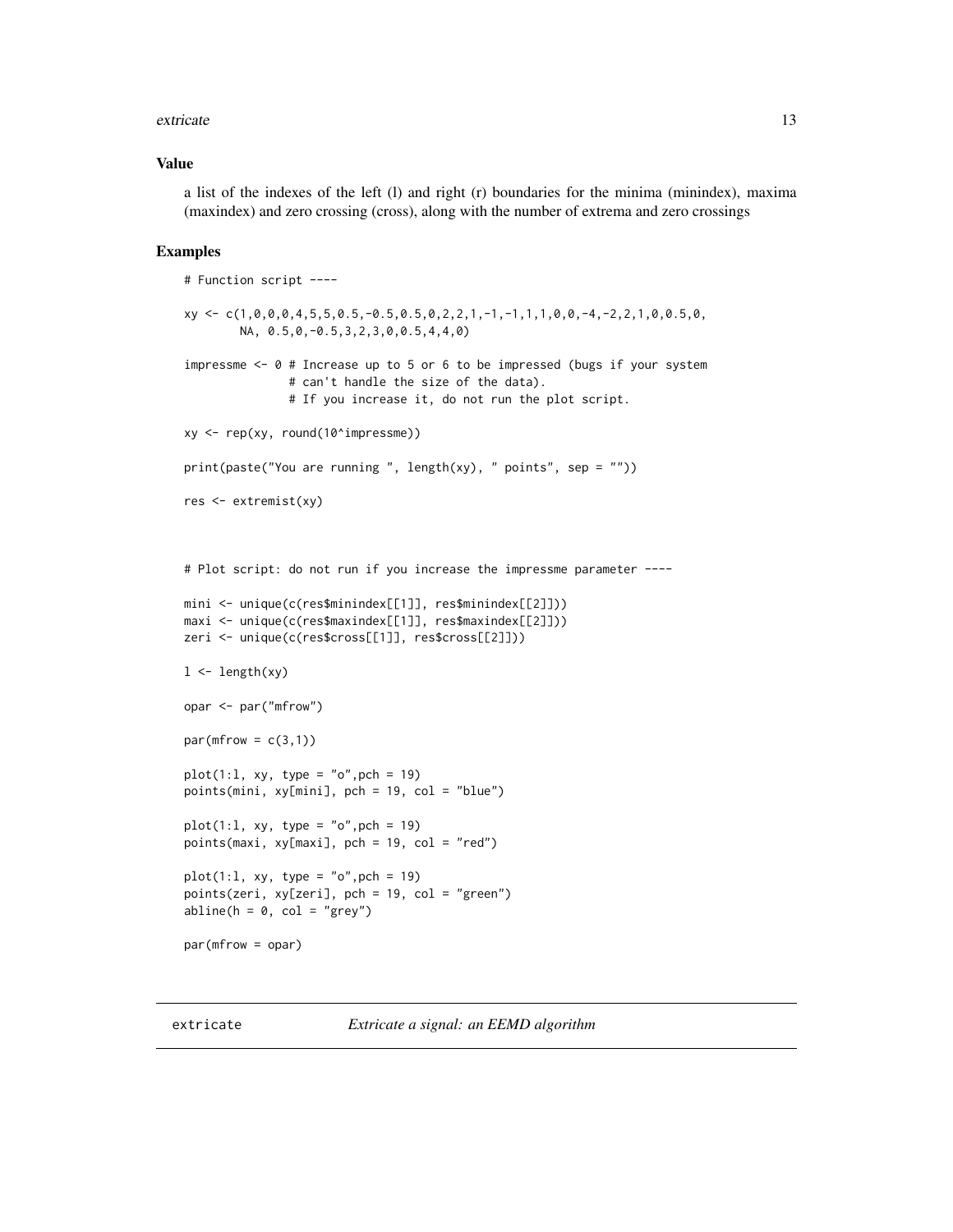## Value

a list of the indexes of the left (l) and right (r) boundaries for the minima (minindex), maxima (maxindex) and zero crossing (cross), along with the number of extrema and zero crossings

## Examples

```
# Function script ----

xy <- c(1,0,0,0,4,5,5,0.5,-0.5,0.5,0,2,2,1,-1,-1,1,1,0,0,-4,-2,2,1,0,0.5,0,
        NA, 0.5,0,-0.5,3,2,3,0,0.5,4,4,0)

impressme <- 0 # Increase up to 5 or 6 to be impressed (bugs if your system
               # can't handle the size of the data).
               # If you increase it, do not run the plot script.

xy <- rep(xy, round(10^impressme))

print(paste("You are running ", length(xy), " points", sep = ""))

res <- extremist(xy)



# Plot script: do not run if you increase the impressme parameter ----

mini <- unique(c(res$minindex[[1]], res$minindex[[2]]))
maxi <- unique(c(res$maxindex[[1]], res$maxindex[[2]]))
zeri <- unique(c(res$cross[[1]], res$cross[[2]]))

l <- length(xy)

opar <- par("mfrow")

par(mfrow = c(3,1))

plot(1:l, xy, type = "o",pch = 19)
points(mini, xy[mini], pch = 19, col = "blue")

plot(1:l, xy, type = "o",pch = 19)
points(maxi, xy[maxi], pch = 19, col = "red")

plot(1:l, xy, type = "o",pch = 19)
points(zeri, xy[zeri], pch = 19, col = "green")
abline(h = 0, col = "grey")

par(mfrow = opar)
```

---

extricate *Extricate a signal: an EEMD algorithm*

---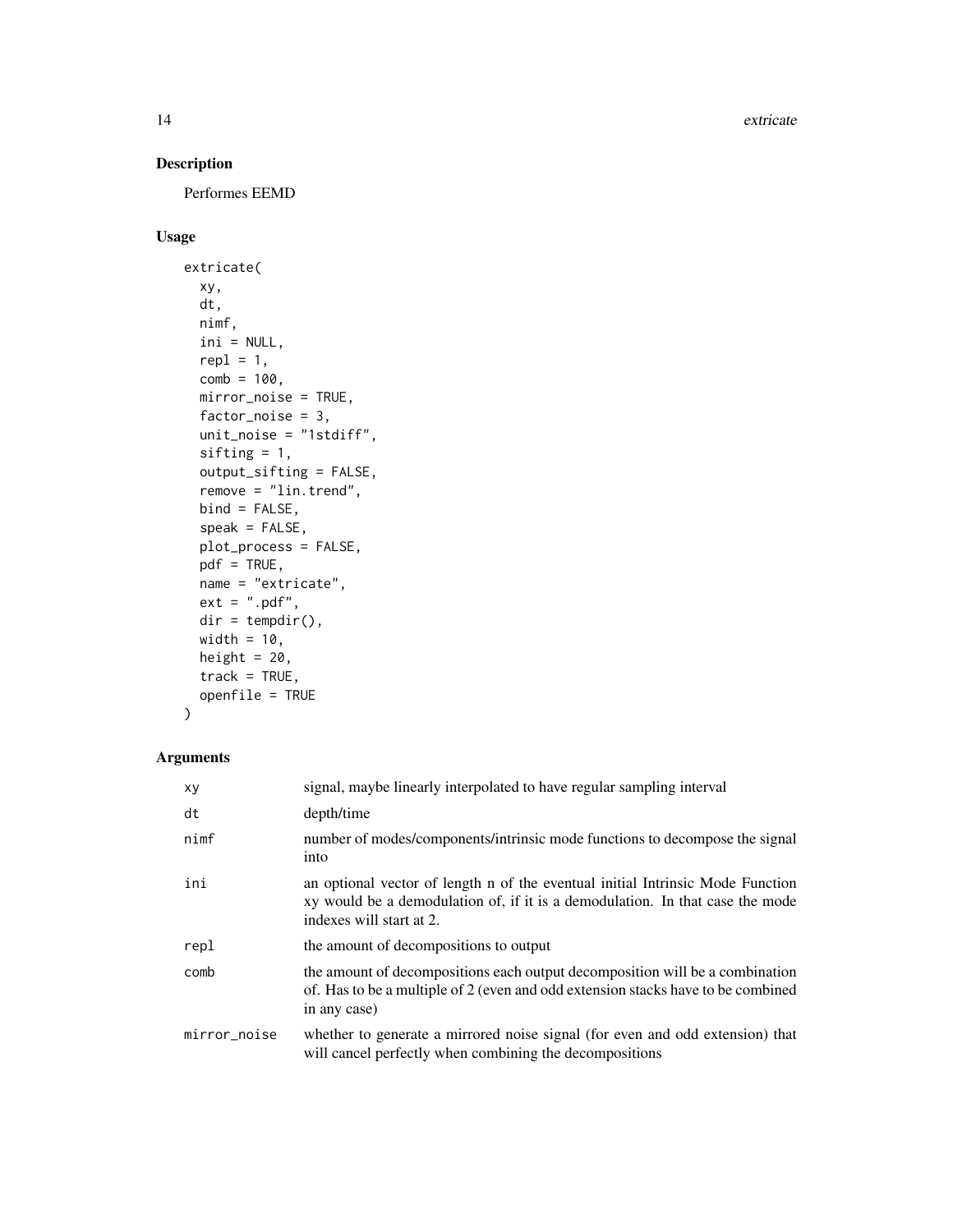## Description

Performes EEMD

## Usage

```
extricate(
  xy,
  dt,
  nimf,
  ini = NULL,
  repl = 1,
  comb = 100,
  mirror_noise = TRUE,
  factor_noise = 3,
  unit_noise = "1stdiff",
  sifting = 1,
  output_sifting = FALSE,
  remove = "lin.trend",
  bind = FALSE,
  speak = FALSE,
  plot_process = FALSE,
  pdf = TRUE,
  name = "extricate",
  ext = ".pdf",
  dir = tempdir(),
  width = 10,
  height = 20,
  track = TRUE,
  openfile = TRUE
)
```

## Arguments

| | |
|---|---|
| xy | signal, maybe linearly interpolated to have regular sampling interval |
| dt | depth/time |
| nimf | number of modes/components/intrinsic mode functions to decompose the signal into |
| ini | an optional vector of length n of the eventual initial Intrinsic Mode Function xy would be a demodulation of, if it is a demodulation. In that case the mode indexes will start at 2. |
| repl | the amount of decompositions to output |
| comb | the amount of decompositions each output decomposition will be a combination of. Has to be a multiple of 2 (even and odd extension stacks have to be combined in any case) |
| mirror_noise | whether to generate a mirrored noise signal (for even and odd extension) that will cancel perfectly when combining the decompositions |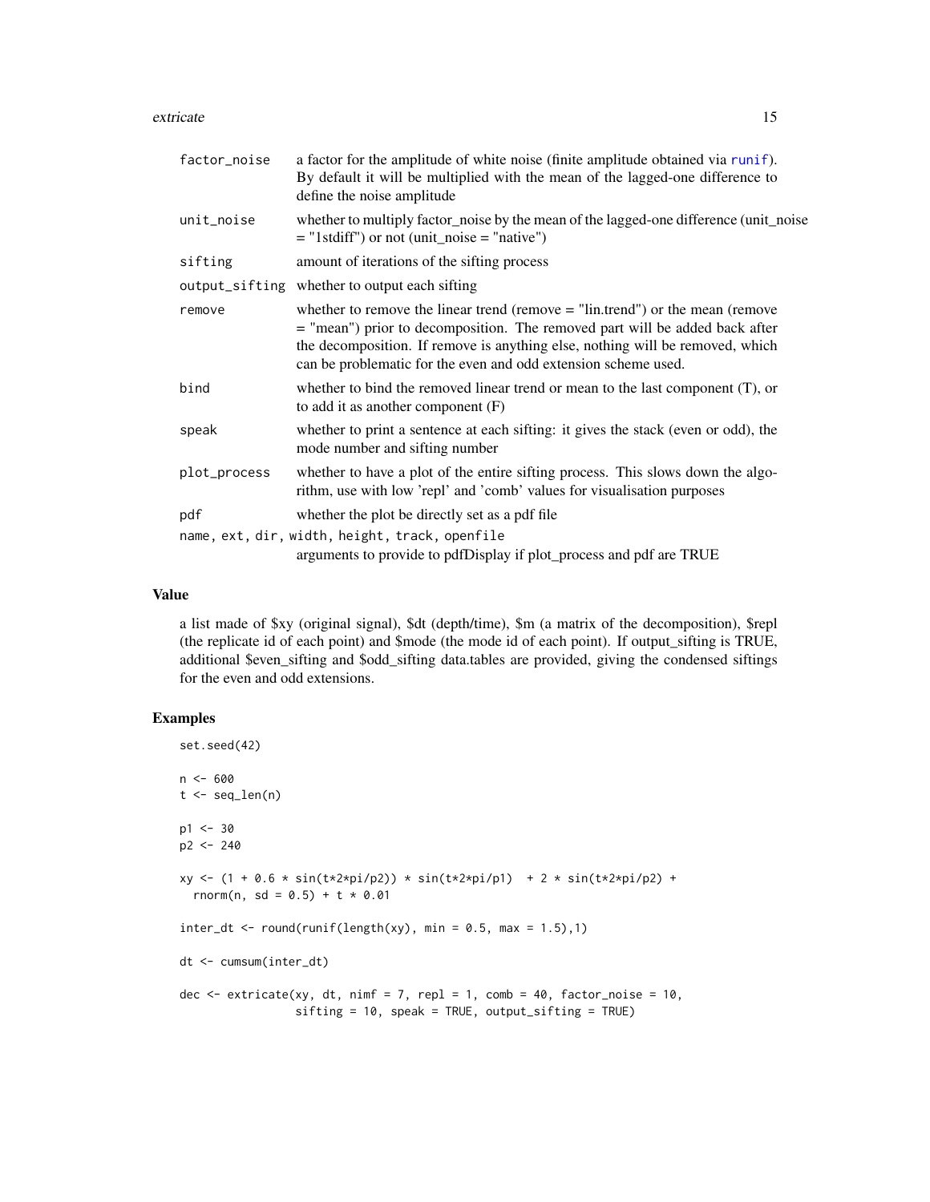| | |
|---|---|
| factor_noise | a factor for the amplitude of white noise (finite amplitude obtained via runif). By default it will be multiplied with the mean of the lagged-one difference to define the noise amplitude |
| unit_noise | whether to multiply factor_noise by the mean of the lagged-one difference (unit_noise = "1stdiff") or not (unit_noise = "native") |
| sifting | amount of iterations of the sifting process |
| output_sifting | whether to output each sifting |
| remove | whether to remove the linear trend (remove = "lin.trend") or the mean (remove = "mean") prior to decomposition. The removed part will be added back after the decomposition. If remove is anything else, nothing will be removed, which can be problematic for the even and odd extension scheme used. |
| bind | whether to bind the removed linear trend or mean to the last component (T), or to add it as another component (F) |
| speak | whether to print a sentence at each sifting: it gives the stack (even or odd), the mode number and sifting number |
| plot_process | whether to have a plot of the entire sifting process. This slows down the algorithm, use with low 'repl' and 'comb' values for visualisation purposes |
| pdf | whether the plot be directly set as a pdf file |
| name, ext, dir, width, height, track, openfile | arguments to provide to pdfDisplay if plot_process and pdf are TRUE |

## Value

a list made of $xy (original signal), $dt (depth/time), $m (a matrix of the decomposition), $repl (the replicate id of each point) and $mode (the mode id of each point). If output_sifting is TRUE, additional $even_sifting and $odd_sifting data.tables are provided, giving the condensed siftings for the even and odd extensions.

## Examples

```
set.seed(42)

n <- 600
t <- seq_len(n)

p1 <- 30
p2 <- 240

xy <- (1 + 0.6 * sin(t*2*pi/p2)) * sin(t*2*pi/p1)  + 2 * sin(t*2*pi/p2) +
  rnorm(n, sd = 0.5) + t * 0.01

inter_dt <- round(runif(length(xy), min = 0.5, max = 1.5),1)

dt <- cumsum(inter_dt)

dec <- extricate(xy, dt, nimf = 7, repl = 1, comb = 40, factor_noise = 10,
                 sifting = 10, speak = TRUE, output_sifting = TRUE)
```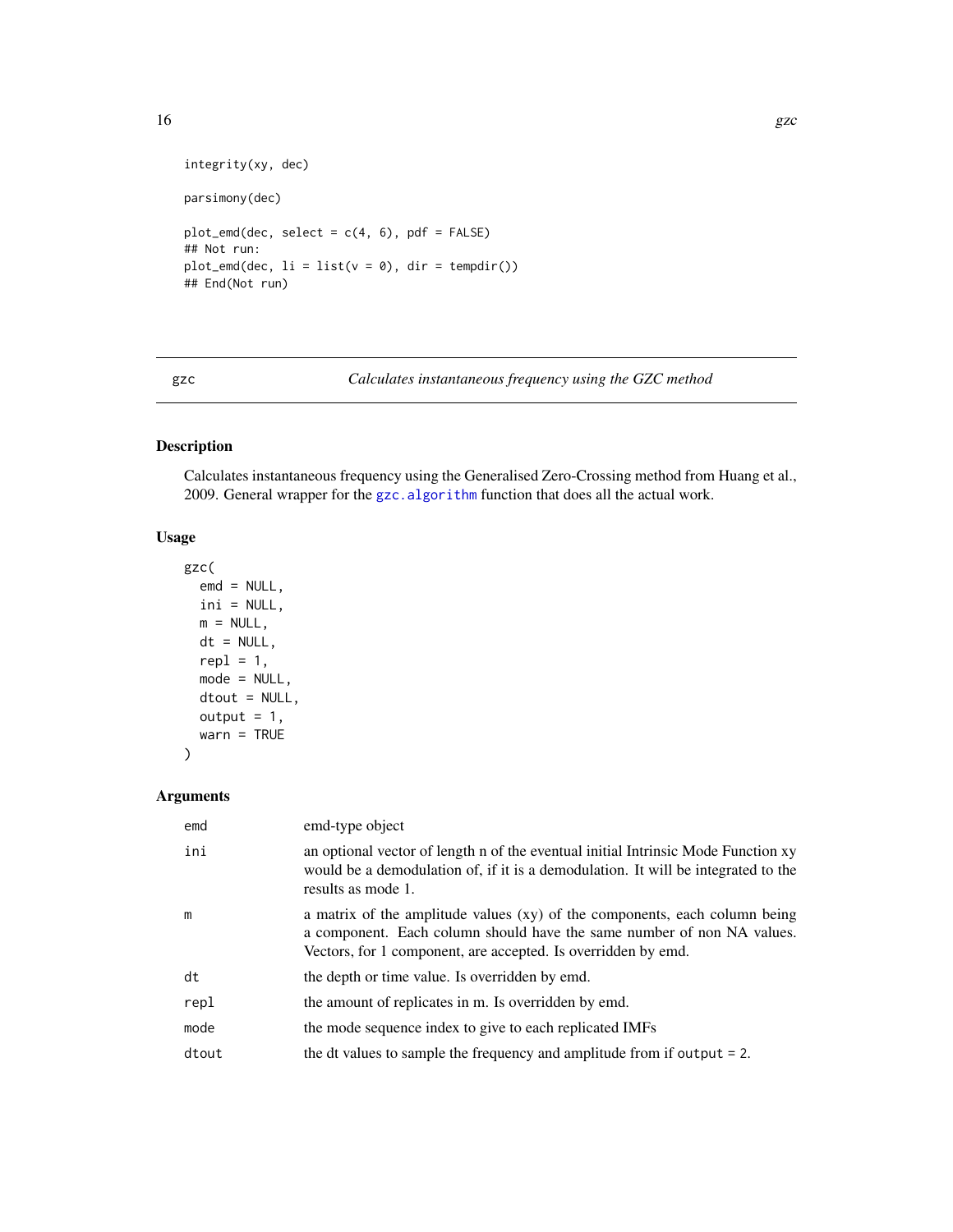```
integrity(xy, dec)

parsimony(dec)

plot_emd(dec, select = c(4, 6), pdf = FALSE)
## Not run:
plot_emd(dec, li = list(v = 0), dir = tempdir())
## End(Not run)
```

---

## gzc — *Calculates instantaneous frequency using the GZC method*

### Description

Calculates instantaneous frequency using the Generalised Zero-Crossing method from Huang et al., 2009. General wrapper for the `gzc.algorithm` function that does all the actual work.

### Usage

```
gzc(
  emd = NULL,
  ini = NULL,
  m = NULL,
  dt = NULL,
  repl = 1,
  mode = NULL,
  dtout = NULL,
  output = 1,
  warn = TRUE
)
```

### Arguments

| | |
|---|---|
| `emd` | emd-type object |
| `ini` | an optional vector of length n of the eventual initial Intrinsic Mode Function xy would be a demodulation of, if it is a demodulation. It will be integrated to the results as mode 1. |
| `m` | a matrix of the amplitude values (xy) of the components, each column being a component. Each column should have the same number of non NA values. Vectors, for 1 component, are accepted. Is overridden by emd. |
| `dt` | the depth or time value. Is overridden by emd. |
| `repl` | the amount of replicates in m. Is overridden by emd. |
| `mode` | the mode sequence index to give to each replicated IMFs |
| `dtout` | the dt values to sample the frequency and amplitude from if `output = 2`. |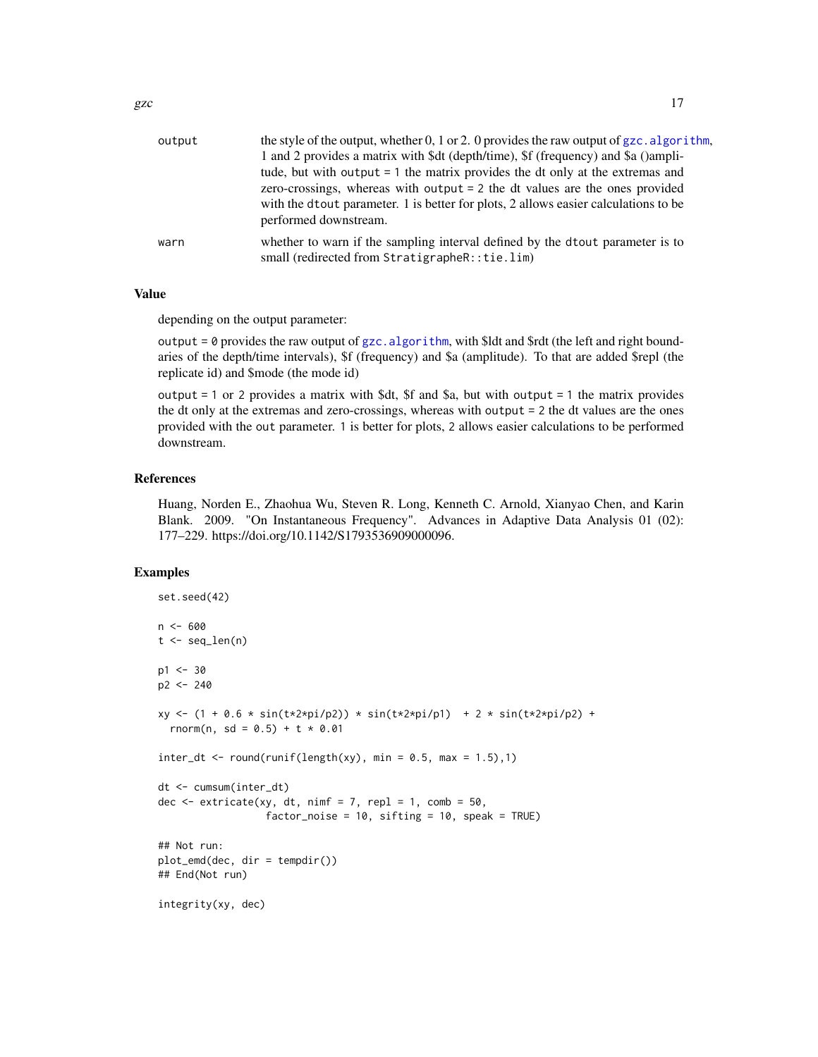| | |
|---|---|
| output | the style of the output, whether 0, 1 or 2. 0 provides the raw output of gzc.algorithm, 1 and 2 provides a matrix with $dt (depth/time), $f (frequency) and $a ()amplitude, but with `output = 1` the matrix provides the dt only at the extremas and zero-crossings, whereas with `output = 2` the dt values are the ones provided with the `dtout` parameter. 1 is better for plots, 2 allows easier calculations to be performed downstream. |
| warn | whether to warn if the sampling interval defined by the `dtout` parameter is to small (redirected from `StratigrapheR::tie.lim`) |

## Value

depending on the output parameter:

`output = 0` provides the raw output of gzc.algorithm, with $ldt and $rdt (the left and right boundaries of the depth/time intervals), $f (frequency) and $a (amplitude). To that are added $repl (the replicate id) and $mode (the mode id)

`output = 1` or `2` provides a matrix with $dt, $f and $a, but with `output = 1` the matrix provides the dt only at the extremas and zero-crossings, whereas with `output = 2` the dt values are the ones provided with the `out` parameter. `1` is better for plots, `2` allows easier calculations to be performed downstream.

## References

Huang, Norden E., Zhaohua Wu, Steven R. Long, Kenneth C. Arnold, Xianyao Chen, and Karin Blank. 2009. "On Instantaneous Frequency". Advances in Adaptive Data Analysis 01 (02): 177–229. https://doi.org/10.1142/S1793536909000096.

## Examples

```
set.seed(42)

n <- 600
t <- seq_len(n)

p1 <- 30
p2 <- 240

xy <- (1 + 0.6 * sin(t*2*pi/p2)) * sin(t*2*pi/p1)  + 2 * sin(t*2*pi/p2) +
  rnorm(n, sd = 0.5) + t * 0.01

inter_dt <- round(runif(length(xy), min = 0.5, max = 1.5),1)

dt <- cumsum(inter_dt)
dec <- extricate(xy, dt, nimf = 7, repl = 1, comb = 50,
                 factor_noise = 10, sifting = 10, speak = TRUE)

## Not run:
plot_emd(dec, dir = tempdir())
## End(Not run)

integrity(xy, dec)
```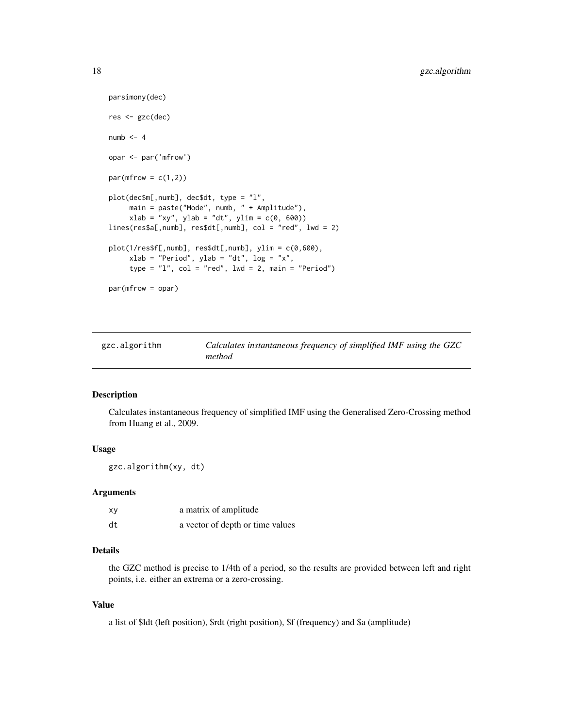```
parsimony(dec)

res <- gzc(dec)

numb <- 4

opar <- par('mfrow')

par(mfrow = c(1,2))

plot(dec$m[,numb], dec$dt, type = "l",
     main = paste("Mode", numb, " + Amplitude"),
     xlab = "xy", ylab = "dt", ylim = c(0, 600))
lines(res$a[,numb], res$dt[,numb], col = "red", lwd = 2)

plot(1/res$f[,numb], res$dt[,numb], ylim = c(0,600),
     xlab = "Period", ylab = "dt", log = "x",
     type = "l", col = "red", lwd = 2, main = "Period")

par(mfrow = opar)
```

---

## gzc.algorithm — *Calculates instantaneous frequency of simplified IMF using the GZC method*

### Description

Calculates instantaneous frequency of simplified IMF using the Generalised Zero-Crossing method from Huang et al., 2009.

### Usage

```
gzc.algorithm(xy, dt)
```

### Arguments

| | |
|---|---|
| xy | a matrix of amplitude |
| dt | a vector of depth or time values |

### Details

the GZC method is precise to 1/4th of a period, so the results are provided between left and right points, i.e. either an extrema or a zero-crossing.

### Value

a list of $ldt (left position), $rdt (right position), $f (frequency) and $a (amplitude)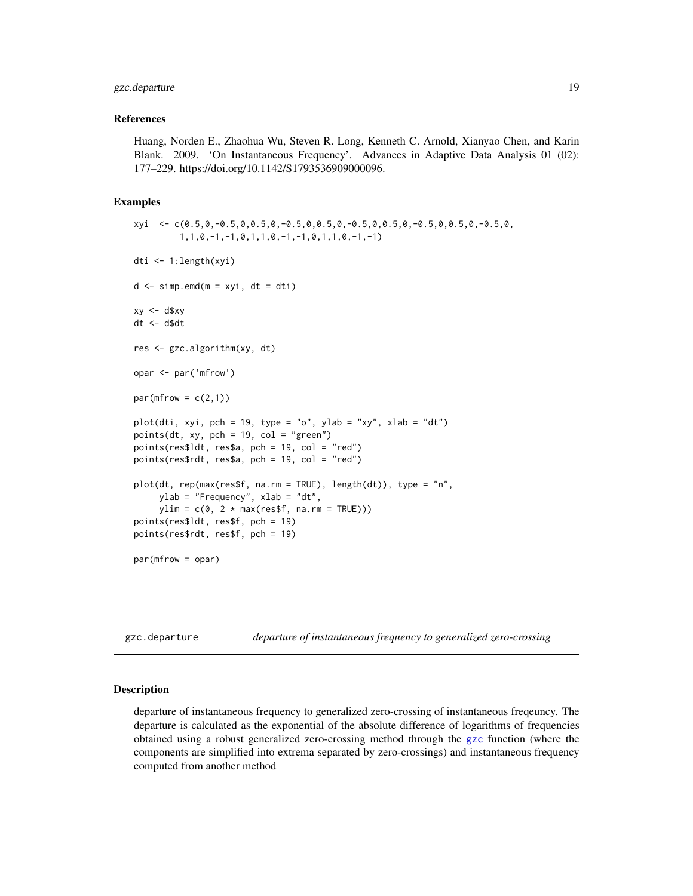## References

Huang, Norden E., Zhaohua Wu, Steven R. Long, Kenneth C. Arnold, Xianyao Chen, and Karin Blank. 2009. 'On Instantaneous Frequency'. Advances in Adaptive Data Analysis 01 (02): 177–229. https://doi.org/10.1142/S1793536909000096.

## Examples

```
xyi  <- c(0.5,0,-0.5,0,0.5,0,-0.5,0,0.5,0,-0.5,0,0.5,0,-0.5,0,0.5,0,-0.5,0,
        1,1,0,-1,-1,0,1,1,0,-1,-1,0,1,1,0,-1,-1)

dti <- 1:length(xyi)

d <- simp.emd(m = xyi, dt = dti)

xy <- d$xy
dt <- d$dt

res <- gzc.algorithm(xy, dt)

opar <- par('mfrow')

par(mfrow = c(2,1))

plot(dti, xyi, pch = 19, type = "o", ylab = "xy", xlab = "dt")
points(dt, xy, pch = 19, col = "green")
points(res$ldt, res$a, pch = 19, col = "red")
points(res$rdt, res$a, pch = 19, col = "red")

plot(dt, rep(max(res$f, na.rm = TRUE), length(dt)), type = "n",
     ylab = "Frequency", xlab = "dt",
     ylim = c(0, 2 * max(res$f, na.rm = TRUE)))
points(res$ldt, res$f, pch = 19)
points(res$rdt, res$f, pch = 19)

par(mfrow = opar)
```

---

# gzc.departure *departure of instantaneous frequency to generalized zero-crossing*

---

## Description

departure of instantaneous frequency to generalized zero-crossing of instantaneous freqeuncy. The departure is calculated as the exponential of the absolute difference of logarithms of frequencies obtained using a robust generalized zero-crossing method through the gzc function (where the components are simplified into extrema separated by zero-crossings) and instantaneous frequency computed from another method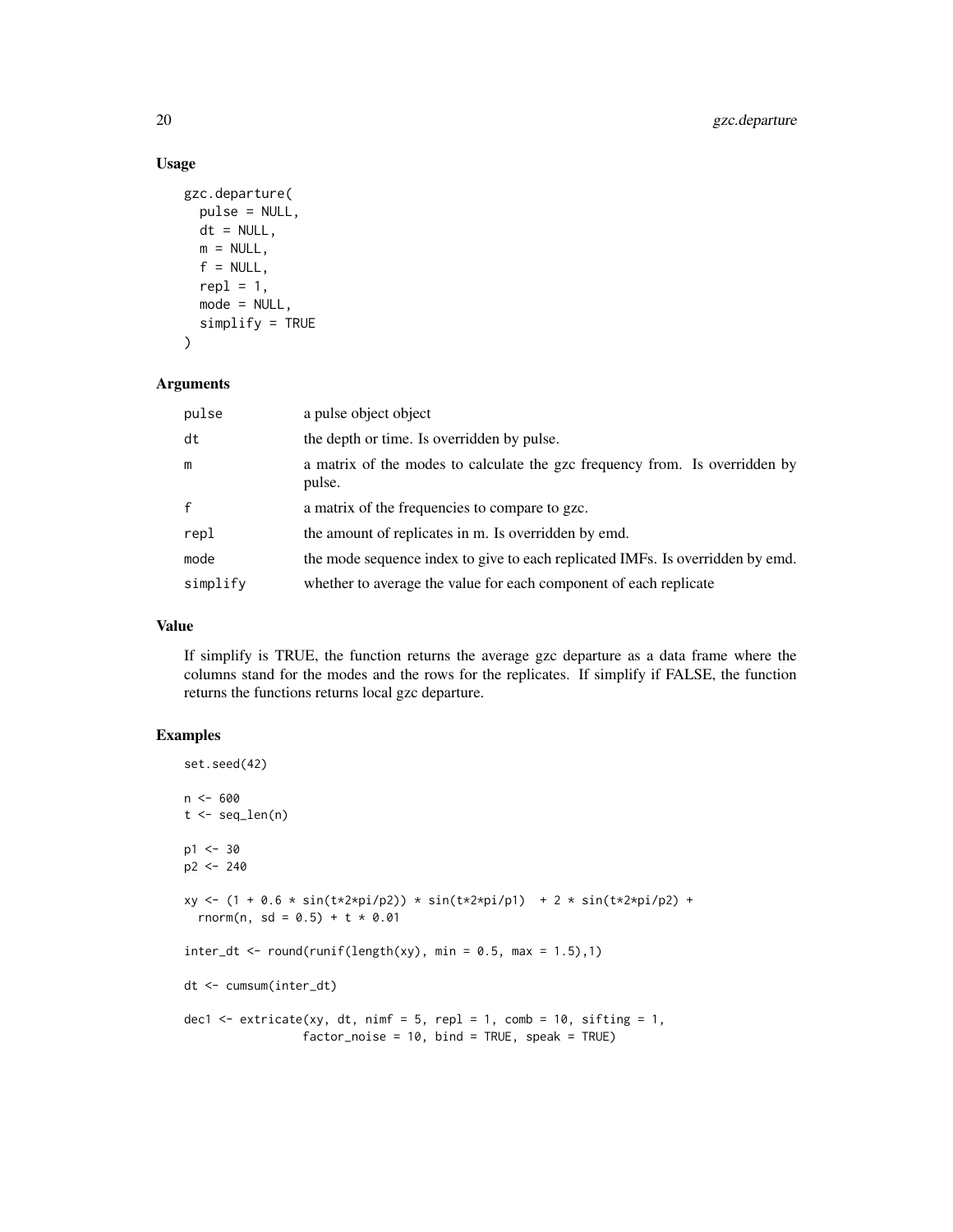## Usage

```
gzc.departure(
  pulse = NULL,
  dt = NULL,
  m = NULL,
  f = NULL,
  repl = 1,
  mode = NULL,
  simplify = TRUE
)
```

## Arguments

| | |
|---|---|
| pulse | a pulse object object |
| dt | the depth or time. Is overridden by pulse. |
| m | a matrix of the modes to calculate the gzc frequency from. Is overridden by pulse. |
| f | a matrix of the frequencies to compare to gzc. |
| repl | the amount of replicates in m. Is overridden by emd. |
| mode | the mode sequence index to give to each replicated IMFs. Is overridden by emd. |
| simplify | whether to average the value for each component of each replicate |

## Value

If simplify is TRUE, the function returns the average gzc departure as a data frame where the columns stand for the modes and the rows for the replicates. If simplify if FALSE, the function returns the functions returns local gzc departure.

## Examples

```
set.seed(42)

n <- 600
t <- seq_len(n)

p1 <- 30
p2 <- 240

xy <- (1 + 0.6 * sin(t*2*pi/p2)) * sin(t*2*pi/p1)  + 2 * sin(t*2*pi/p2) +
  rnorm(n, sd = 0.5) + t * 0.01

inter_dt <- round(runif(length(xy), min = 0.5, max = 1.5),1)

dt <- cumsum(inter_dt)

dec1 <- extricate(xy, dt, nimf = 5, repl = 1, comb = 10, sifting = 1,
                  factor_noise = 10, bind = TRUE, speak = TRUE)
```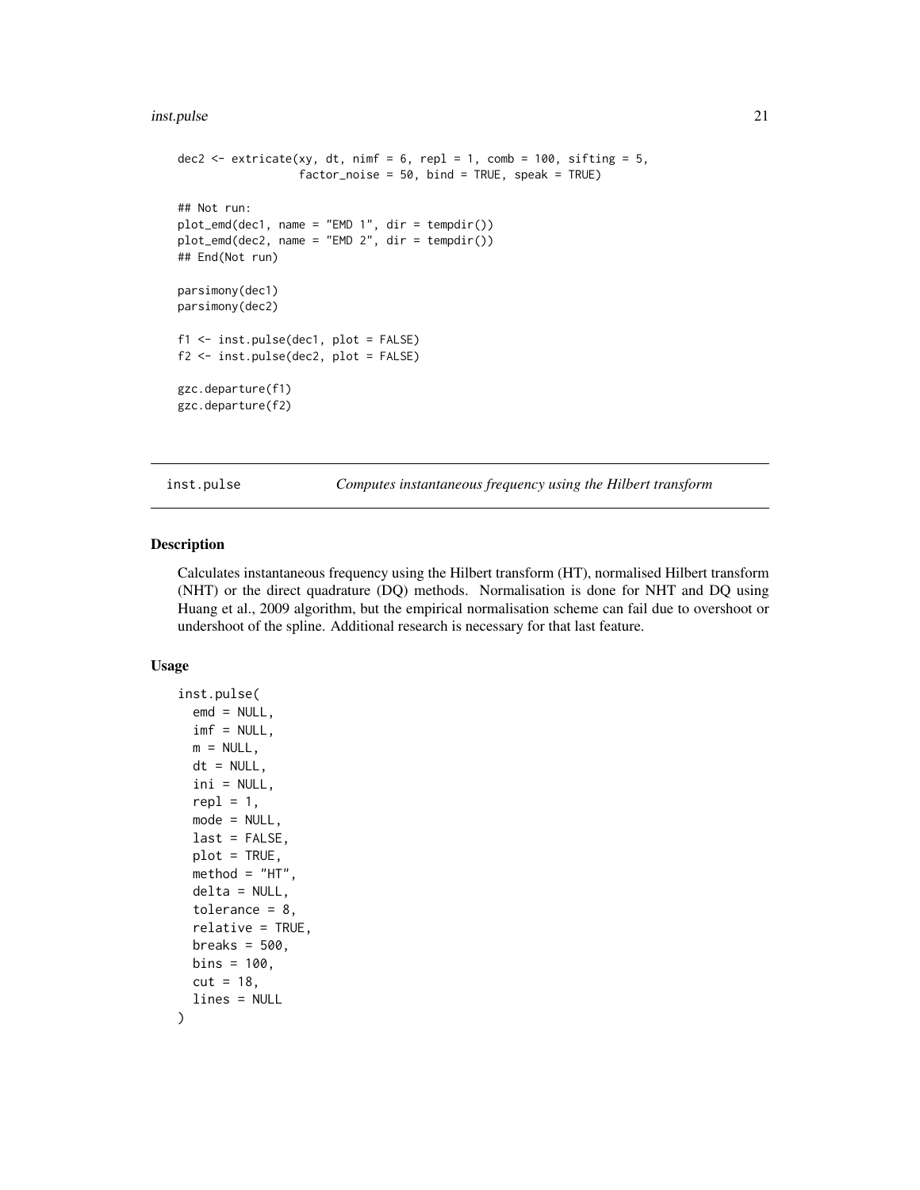```
dec2 <- extricate(xy, dt, nimf = 6, repl = 1, comb = 100, sifting = 5,
                  factor_noise = 50, bind = TRUE, speak = TRUE)

## Not run:
plot_emd(dec1, name = "EMD 1", dir = tempdir())
plot_emd(dec2, name = "EMD 2", dir = tempdir())
## End(Not run)

parsimony(dec1)
parsimony(dec2)

f1 <- inst.pulse(dec1, plot = FALSE)
f2 <- inst.pulse(dec2, plot = FALSE)

gzc.departure(f1)
gzc.departure(f2)
```

## inst.pulse — *Computes instantaneous frequency using the Hilbert transform*

### Description

Calculates instantaneous frequency using the Hilbert transform (HT), normalised Hilbert transform (NHT) or the direct quadrature (DQ) methods. Normalisation is done for NHT and DQ using Huang et al., 2009 algorithm, but the empirical normalisation scheme can fail due to overshoot or undershoot of the spline. Additional research is necessary for that last feature.

### Usage

```
inst.pulse(
  emd = NULL,
  imf = NULL,
  m = NULL,
  dt = NULL,
  ini = NULL,
  repl = 1,
  mode = NULL,
  last = FALSE,
  plot = TRUE,
  method = "HT",
  delta = NULL,
  tolerance = 8,
  relative = TRUE,
  breaks = 500,
  bins = 100,
  cut = 18,
  lines = NULL
)
```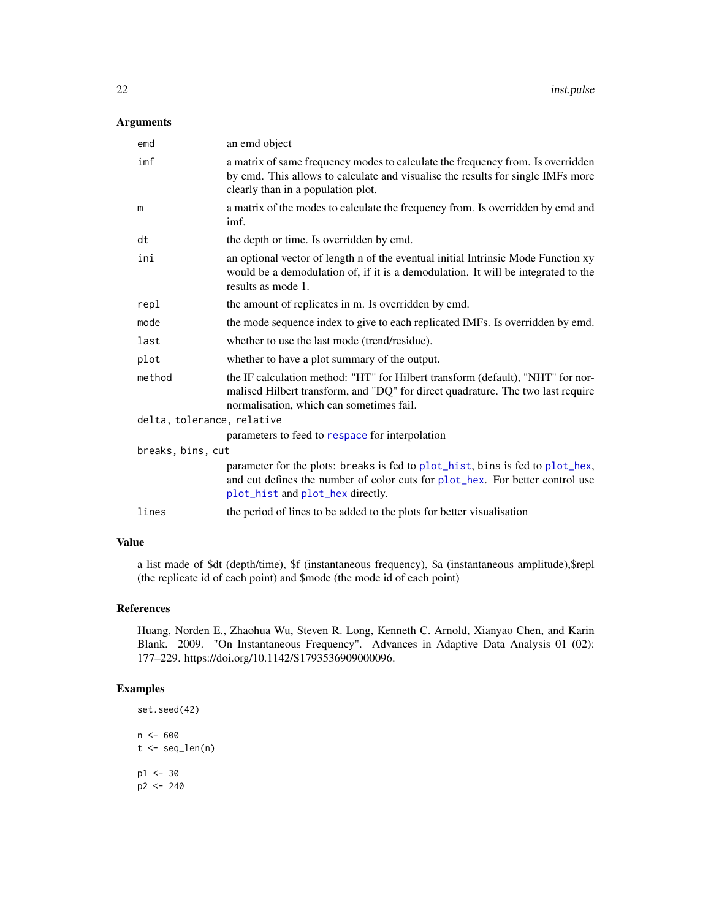## Arguments

| | |
|---|---|
| emd | an emd object |
| imf | a matrix of same frequency modes to calculate the frequency from. Is overridden by emd. This allows to calculate and visualise the results for single IMFs more clearly than in a population plot. |
| m | a matrix of the modes to calculate the frequency from. Is overridden by emd and imf. |
| dt | the depth or time. Is overridden by emd. |
| ini | an optional vector of length n of the eventual initial Intrinsic Mode Function xy would be a demodulation of, if it is a demodulation. It will be integrated to the results as mode 1. |
| repl | the amount of replicates in m. Is overridden by emd. |
| mode | the mode sequence index to give to each replicated IMFs. Is overridden by emd. |
| last | whether to use the last mode (trend/residue). |
| plot | whether to have a plot summary of the output. |
| method | the IF calculation method: "HT" for Hilbert transform (default), "NHT" for normalised Hilbert transform, and "DQ" for direct quadrature. The two last require normalisation, which can sometimes fail. |
| delta, tolerance, relative | parameters to feed to respace for interpolation |
| breaks, bins, cut | parameter for the plots: breaks is fed to plot_hist, bins is fed to plot_hex, and cut defines the number of color cuts for plot_hex. For better control use plot_hist and plot_hex directly. |
| lines | the period of lines to be added to the plots for better visualisation |

## Value

a list made of $dt (depth/time), $f (instantaneous frequency), $a (instantaneous amplitude),$repl (the replicate id of each point) and $mode (the mode id of each point)

## References

Huang, Norden E., Zhaohua Wu, Steven R. Long, Kenneth C. Arnold, Xianyao Chen, and Karin Blank. 2009. "On Instantaneous Frequency". Advances in Adaptive Data Analysis 01 (02): 177–229. https://doi.org/10.1142/S1793536909000096.

## Examples

```
set.seed(42)

n <- 600
t <- seq_len(n)

p1 <- 30
p2 <- 240
```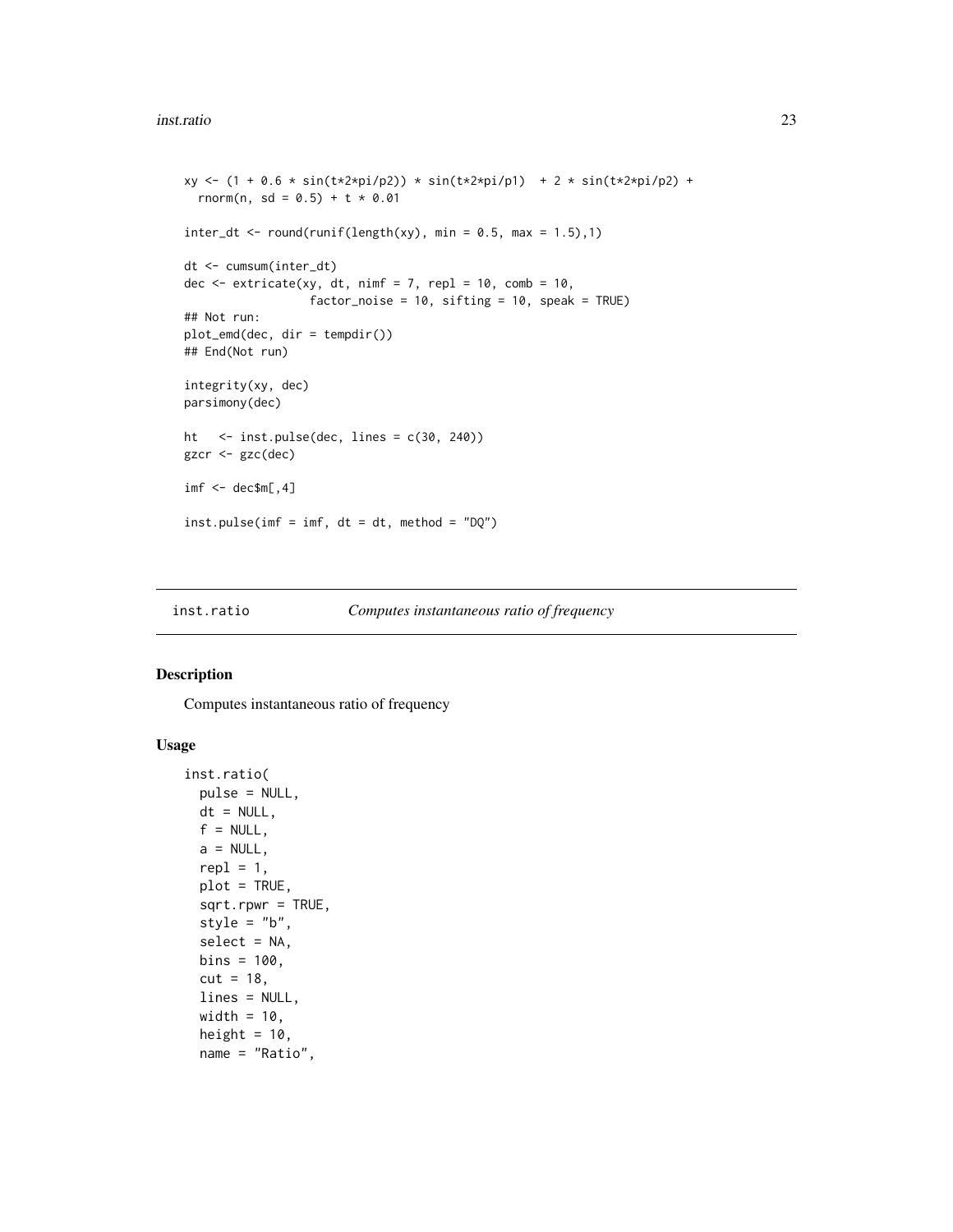```
xy <- (1 + 0.6 * sin(t*2*pi/p2)) * sin(t*2*pi/p1)  + 2 * sin(t*2*pi/p2) +
  rnorm(n, sd = 0.5) + t * 0.01

inter_dt <- round(runif(length(xy), min = 0.5, max = 1.5),1)

dt <- cumsum(inter_dt)
dec <- extricate(xy, dt, nimf = 7, repl = 10, comb = 10,
                 factor_noise = 10, sifting = 10, speak = TRUE)
## Not run:
plot_emd(dec, dir = tempdir())
## End(Not run)

integrity(xy, dec)
parsimony(dec)

ht   <- inst.pulse(dec, lines = c(30, 240))
gzcr <- gzc(dec)

imf <- dec$m[,4]

inst.pulse(imf = imf, dt = dt, method = "DQ")
```

## inst.ratio — *Computes instantaneous ratio of frequency*

### Description

Computes instantaneous ratio of frequency

### Usage

```
inst.ratio(
  pulse = NULL,
  dt = NULL,
  f = NULL,
  a = NULL,
  repl = 1,
  plot = TRUE,
  sqrt.rpwr = TRUE,
  style = "b",
  select = NA,
  bins = 100,
  cut = 18,
  lines = NULL,
  width = 10,
  height = 10,
  name = "Ratio",
```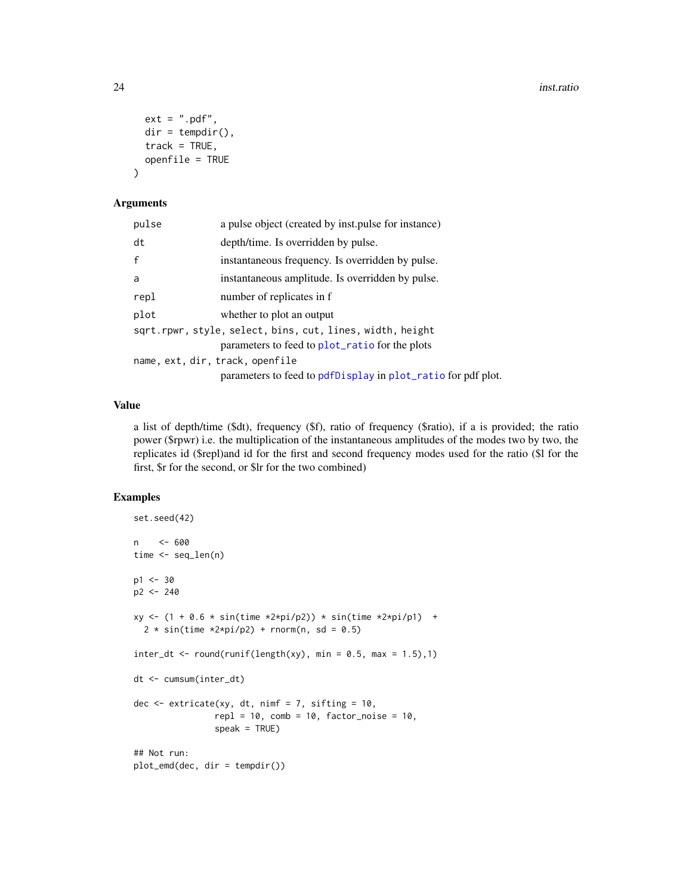```
  ext = ".pdf",
  dir = tempdir(),
  track = TRUE,
  openfile = TRUE
)
```

## Arguments

| | |
|---|---|
| pulse | a pulse object (created by inst.pulse for instance) |
| dt | depth/time. Is overridden by pulse. |
| f | instantaneous frequency. Is overridden by pulse. |
| a | instantaneous amplitude. Is overridden by pulse. |
| repl | number of replicates in f |
| plot | whether to plot an output |
| sqrt.rpwr, style, select, bins, cut, lines, width, height | parameters to feed to plot_ratio for the plots |
| name, ext, dir, track, openfile | parameters to feed to pdfDisplay in plot_ratio for pdf plot. |

## Value

a list of depth/time ($dt), frequency ($f), ratio of frequency ($ratio), if a is provided; the ratio power ($rpwr) i.e. the multiplication of the instantaneous amplitudes of the modes two by two, the replicates id ($repl)and id for the first and second frequency modes used for the ratio ($l for the first, $r for the second, or $lr for the two combined)

## Examples

```
set.seed(42)

n    <- 600
time <- seq_len(n)

p1 <- 30
p2 <- 240

xy <- (1 + 0.6 * sin(time *2*pi/p2)) * sin(time *2*pi/p1)  +
  2 * sin(time *2*pi/p2) + rnorm(n, sd = 0.5)

inter_dt <- round(runif(length(xy), min = 0.5, max = 1.5),1)

dt <- cumsum(inter_dt)

dec <- extricate(xy, dt, nimf = 7, sifting = 10,
                repl = 10, comb = 10, factor_noise = 10,
                speak = TRUE)

## Not run:
plot_emd(dec, dir = tempdir())
```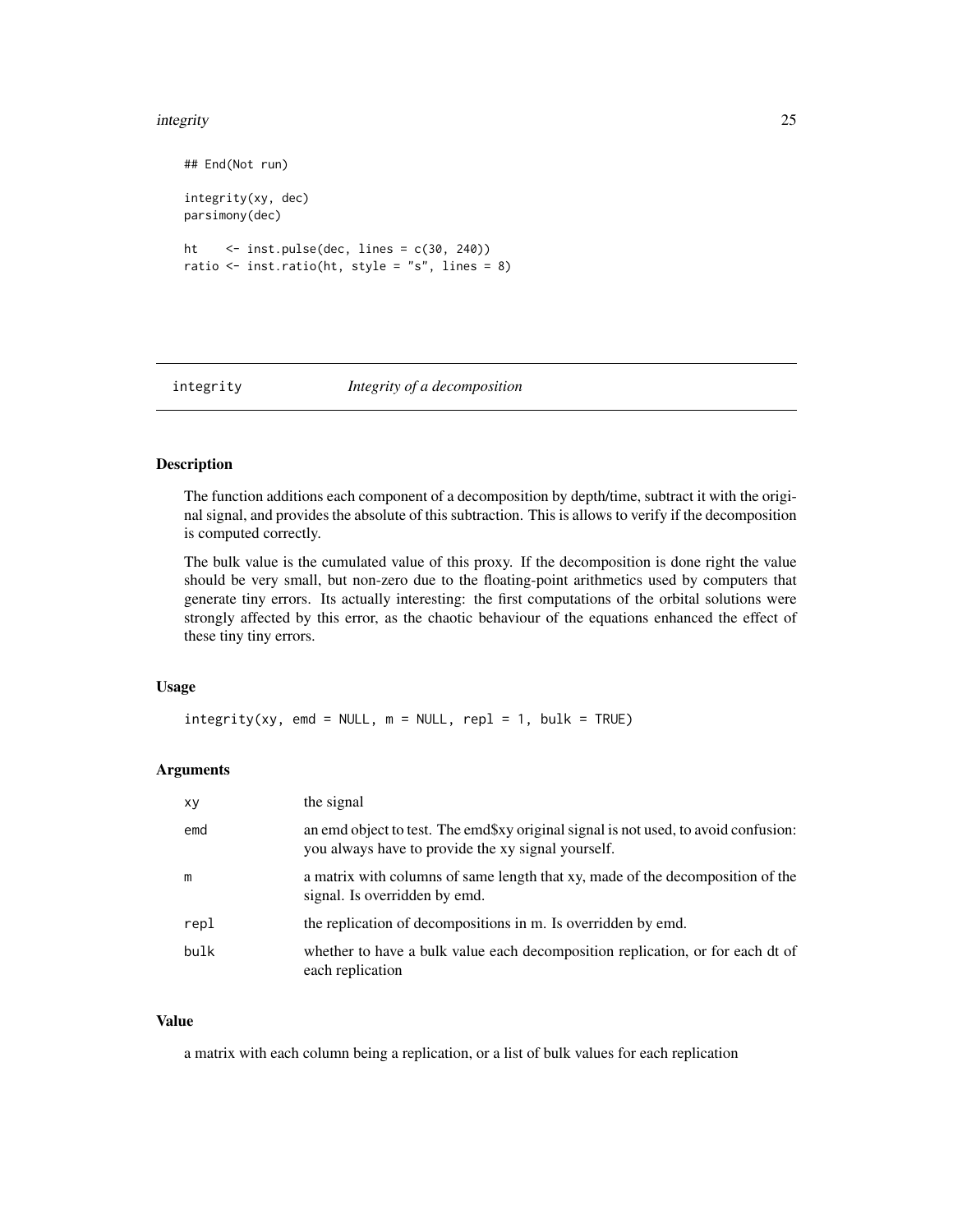```
## End(Not run)

integrity(xy, dec)
parsimony(dec)

ht    <- inst.pulse(dec, lines = c(30, 240))
ratio <- inst.ratio(ht, style = "s", lines = 8)
```

## integrity    *Integrity of a decomposition*

### Description

The function additions each component of a decomposition by depth/time, subtract it with the original signal, and provides the absolute of this subtraction. This is allows to verify if the decomposition is computed correctly.

The bulk value is the cumulated value of this proxy. If the decomposition is done right the value should be very small, but non-zero due to the floating-point arithmetics used by computers that generate tiny errors. Its actually interesting: the first computations of the orbital solutions were strongly affected by this error, as the chaotic behaviour of the equations enhanced the effect of these tiny tiny errors.

### Usage

```
integrity(xy, emd = NULL, m = NULL, repl = 1, bulk = TRUE)
```

### Arguments

| | |
|---|---|
| xy | the signal |
| emd | an emd object to test. The emd$xy original signal is not used, to avoid confusion: you always have to provide the xy signal yourself. |
| m | a matrix with columns of same length that xy, made of the decomposition of the signal. Is overridden by emd. |
| repl | the replication of decompositions in m. Is overridden by emd. |
| bulk | whether to have a bulk value each decomposition replication, or for each dt of each replication |

### Value

a matrix with each column being a replication, or a list of bulk values for each replication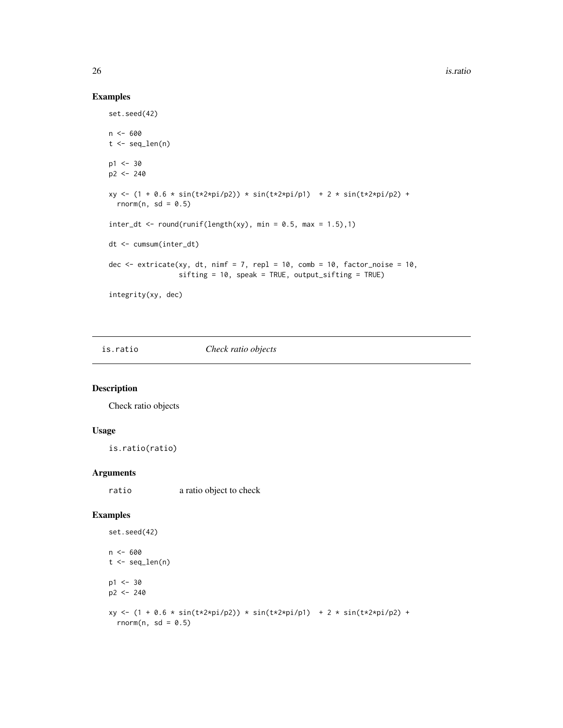## Examples

```
set.seed(42)

n <- 600
t <- seq_len(n)

p1 <- 30
p2 <- 240

xy <- (1 + 0.6 * sin(t*2*pi/p2)) * sin(t*2*pi/p1)  + 2 * sin(t*2*pi/p2) +
  rnorm(n, sd = 0.5)

inter_dt <- round(runif(length(xy), min = 0.5, max = 1.5),1)

dt <- cumsum(inter_dt)

dec <- extricate(xy, dt, nimf = 7, repl = 10, comb = 10, factor_noise = 10,
                 sifting = 10, speak = TRUE, output_sifting = TRUE)

integrity(xy, dec)
```

---

# is.ratio *Check ratio objects*

## Description

Check ratio objects

## Usage

```
is.ratio(ratio)
```

## Arguments

| | |
|---|---|
| ratio | a ratio object to check |

## Examples

```
set.seed(42)

n <- 600
t <- seq_len(n)

p1 <- 30
p2 <- 240

xy <- (1 + 0.6 * sin(t*2*pi/p2)) * sin(t*2*pi/p1)  + 2 * sin(t*2*pi/p2) +
  rnorm(n, sd = 0.5)
```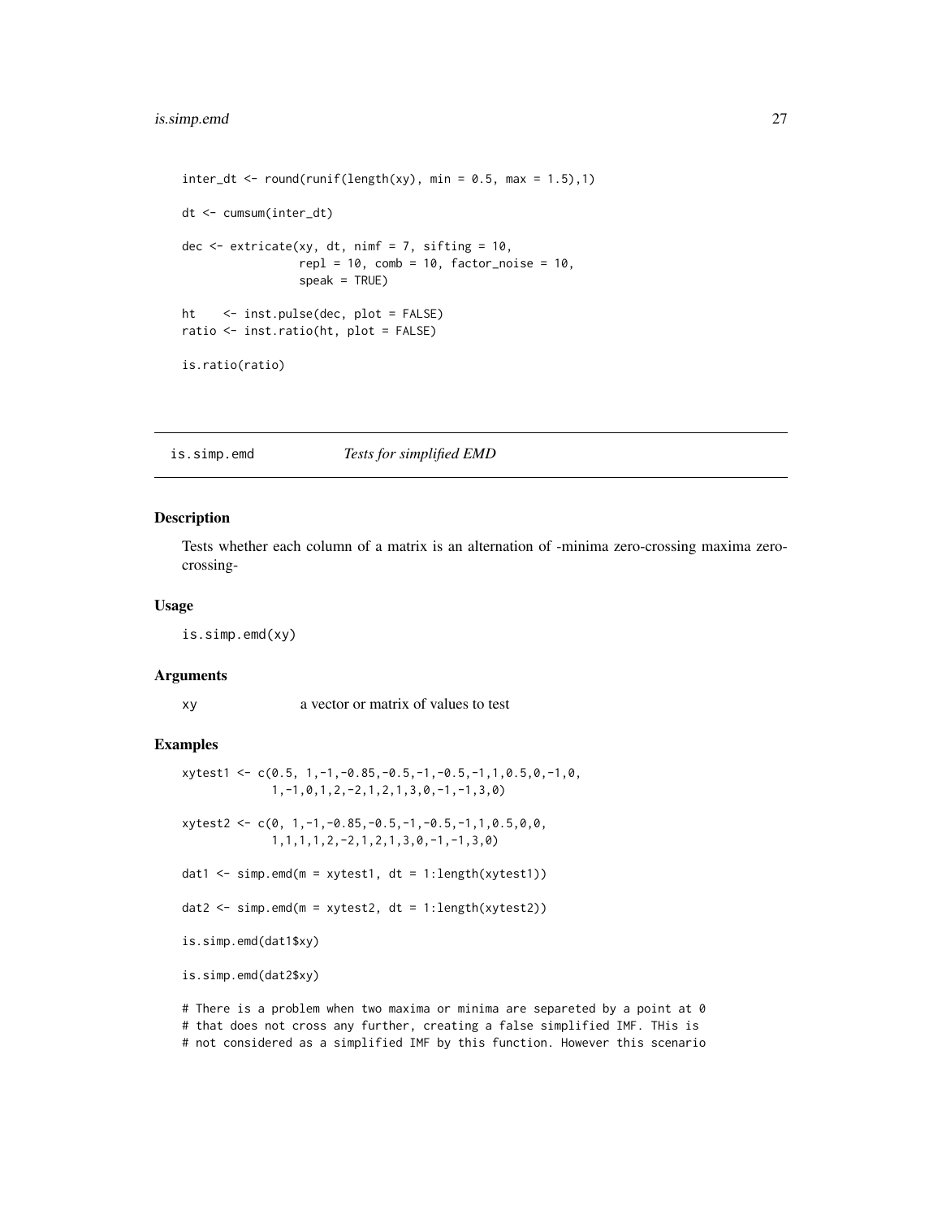```
inter_dt <- round(runif(length(xy), min = 0.5, max = 1.5),1)

dt <- cumsum(inter_dt)

dec <- extricate(xy, dt, nimf = 7, sifting = 10,
                 repl = 10, comb = 10, factor_noise = 10,
                 speak = TRUE)

ht    <- inst.pulse(dec, plot = FALSE)
ratio <- inst.ratio(ht, plot = FALSE)

is.ratio(ratio)
```

## is.simp.emd — *Tests for simplified EMD*

### Description

Tests whether each column of a matrix is an alternation of -minima zero-crossing maxima zero-crossing-

### Usage

```
is.simp.emd(xy)
```

### Arguments

xy    a vector or matrix of values to test

### Examples

```
xytest1 <- c(0.5, 1,-1,-0.85,-0.5,-1,-0.5,-1,1,0.5,0,-1,0,
             1,-1,0,1,2,-2,1,2,1,3,0,-1,-1,3,0)

xytest2 <- c(0, 1,-1,-0.85,-0.5,-1,-0.5,-1,1,0.5,0,0,
             1,1,1,1,2,-2,1,2,1,3,0,-1,-1,3,0)

dat1 <- simp.emd(m = xytest1, dt = 1:length(xytest1))

dat2 <- simp.emd(m = xytest2, dt = 1:length(xytest2))

is.simp.emd(dat1$xy)

is.simp.emd(dat2$xy)

# There is a problem when two maxima or minima are separeted by a point at 0
# that does not cross any further, creating a false simplified IMF. THis is
# not considered as a simplified IMF by this function. However this scenario
```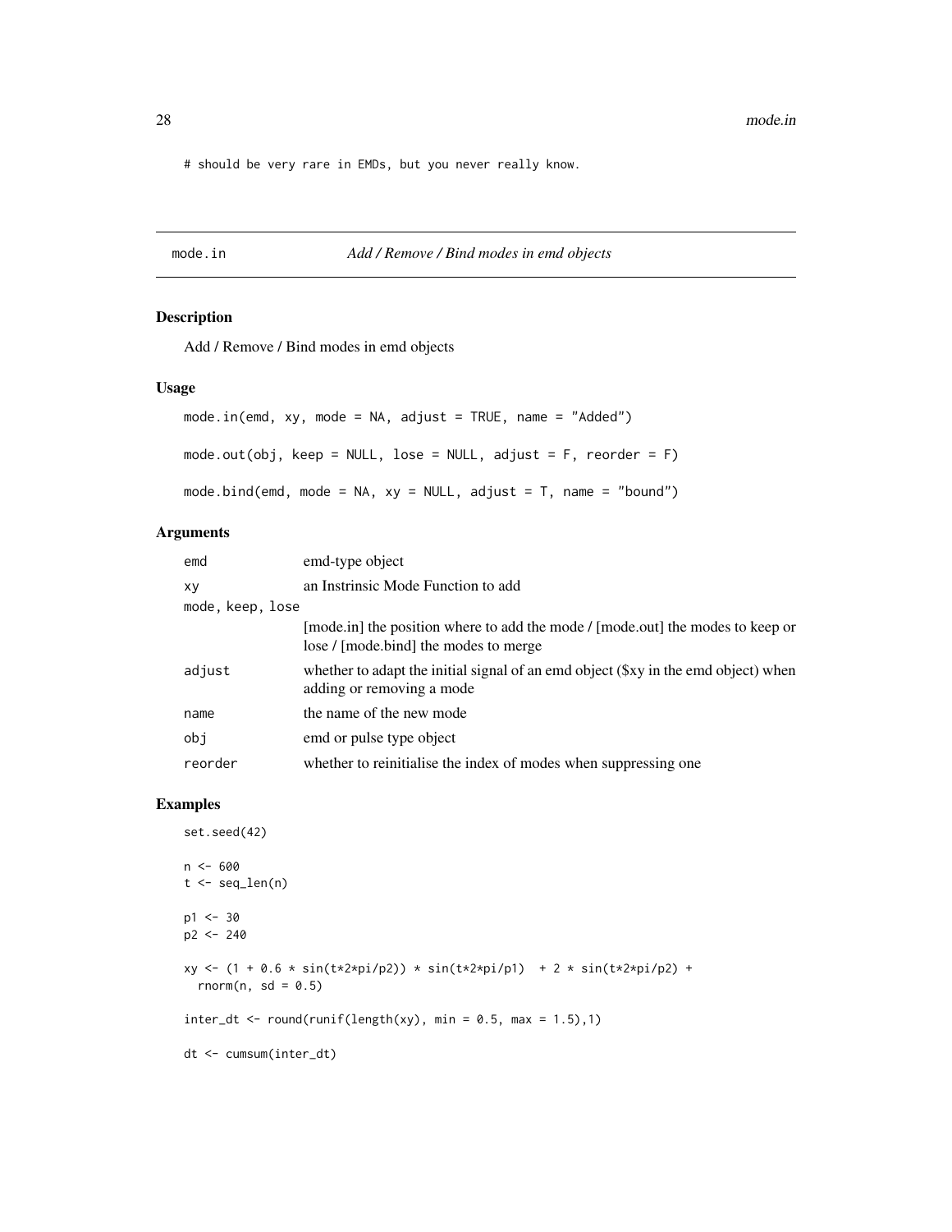```
# should be very rare in EMDs, but you never really know.
```

## mode.in — *Add / Remove / Bind modes in emd objects*

### Description

Add / Remove / Bind modes in emd objects

### Usage

```
mode.in(emd, xy, mode = NA, adjust = TRUE, name = "Added")

mode.out(obj, keep = NULL, lose = NULL, adjust = F, reorder = F)

mode.bind(emd, mode = NA, xy = NULL, adjust = T, name = "bound")
```

### Arguments

| | |
|---|---|
| emd | emd-type object |
| xy | an Instrinsic Mode Function to add |
| mode, keep, lose | [mode.in] the position where to add the mode / [mode.out] the modes to keep or lose / [mode.bind] the modes to merge |
| adjust | whether to adapt the initial signal of an emd object ($xy in the emd object) when adding or removing a mode |
| name | the name of the new mode |
| obj | emd or pulse type object |
| reorder | whether to reinitialise the index of modes when suppressing one |

### Examples

```
set.seed(42)

n <- 600
t <- seq_len(n)

p1 <- 30
p2 <- 240

xy <- (1 + 0.6 * sin(t*2*pi/p2)) * sin(t*2*pi/p1)  + 2 * sin(t*2*pi/p2) +
  rnorm(n, sd = 0.5)

inter_dt <- round(runif(length(xy), min = 0.5, max = 1.5),1)

dt <- cumsum(inter_dt)
```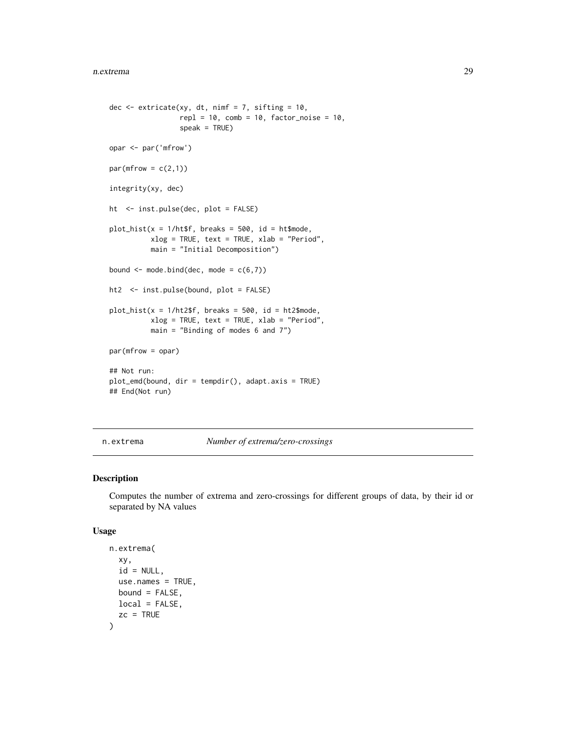```
dec <- extricate(xy, dt, nimf = 7, sifting = 10,
                 repl = 10, comb = 10, factor_noise = 10,
                 speak = TRUE)

opar <- par('mfrow')

par(mfrow = c(2,1))

integrity(xy, dec)

ht  <- inst.pulse(dec, plot = FALSE)

plot_hist(x = 1/ht$f, breaks = 500, id = ht$mode,
          xlog = TRUE, text = TRUE, xlab = "Period",
          main = "Initial Decomposition")

bound <- mode.bind(dec, mode = c(6,7))

ht2  <- inst.pulse(bound, plot = FALSE)

plot_hist(x = 1/ht2$f, breaks = 500, id = ht2$mode,
          xlog = TRUE, text = TRUE, xlab = "Period",
          main = "Binding of modes 6 and 7")

par(mfrow = opar)

## Not run:
plot_emd(bound, dir = tempdir(), adapt.axis = TRUE)
## End(Not run)
```

## n.extrema — *Number of extrema/zero-crossings*

### Description

Computes the number of extrema and zero-crossings for different groups of data, by their id or separated by NA values

### Usage

```
n.extrema(
  xy,
  id = NULL,
  use.names = TRUE,
  bound = FALSE,
  local = FALSE,
  zc = TRUE
)
```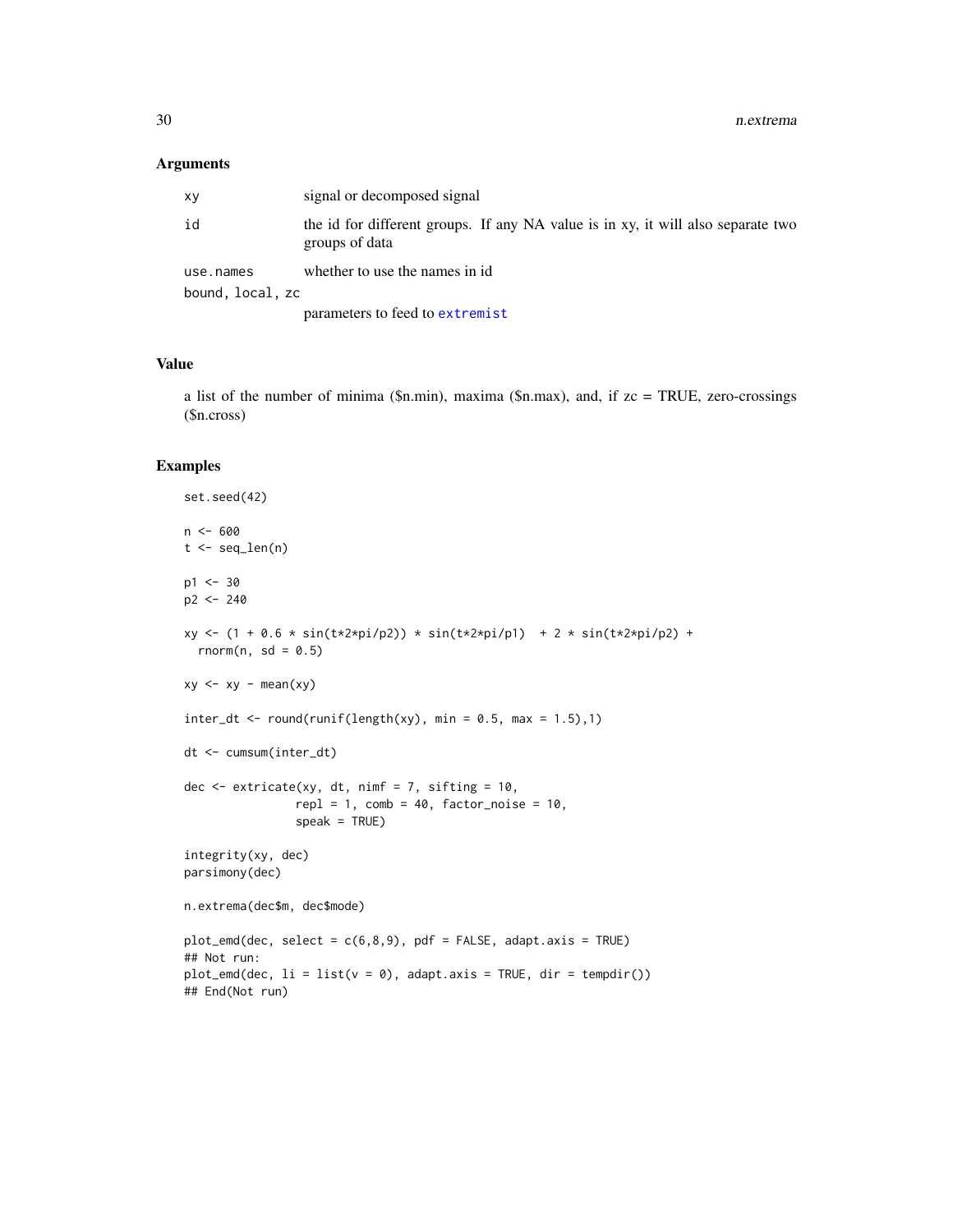## Arguments

| | |
|---|---|
| xy | signal or decomposed signal |
| id | the id for different groups. If any NA value is in xy, it will also separate two groups of data |
| use.names | whether to use the names in id |
| bound, local, zc | parameters to feed to extremist |

## Value

a list of the number of minima ($n.min), maxima ($n.max), and, if zc = TRUE, zero-crossings ($n.cross)

## Examples

```
set.seed(42)

n <- 600
t <- seq_len(n)

p1 <- 30
p2 <- 240

xy <- (1 + 0.6 * sin(t*2*pi/p2)) * sin(t*2*pi/p1)  + 2 * sin(t*2*pi/p2) +
  rnorm(n, sd = 0.5)

xy <- xy - mean(xy)

inter_dt <- round(runif(length(xy), min = 0.5, max = 1.5),1)

dt <- cumsum(inter_dt)

dec <- extricate(xy, dt, nimf = 7, sifting = 10,
                 repl = 1, comb = 40, factor_noise = 10,
                 speak = TRUE)

integrity(xy, dec)
parsimony(dec)

n.extrema(dec$m, dec$mode)

plot_emd(dec, select = c(6,8,9), pdf = FALSE, adapt.axis = TRUE)
## Not run:
plot_emd(dec, li = list(v = 0), adapt.axis = TRUE, dir = tempdir())
## End(Not run)
```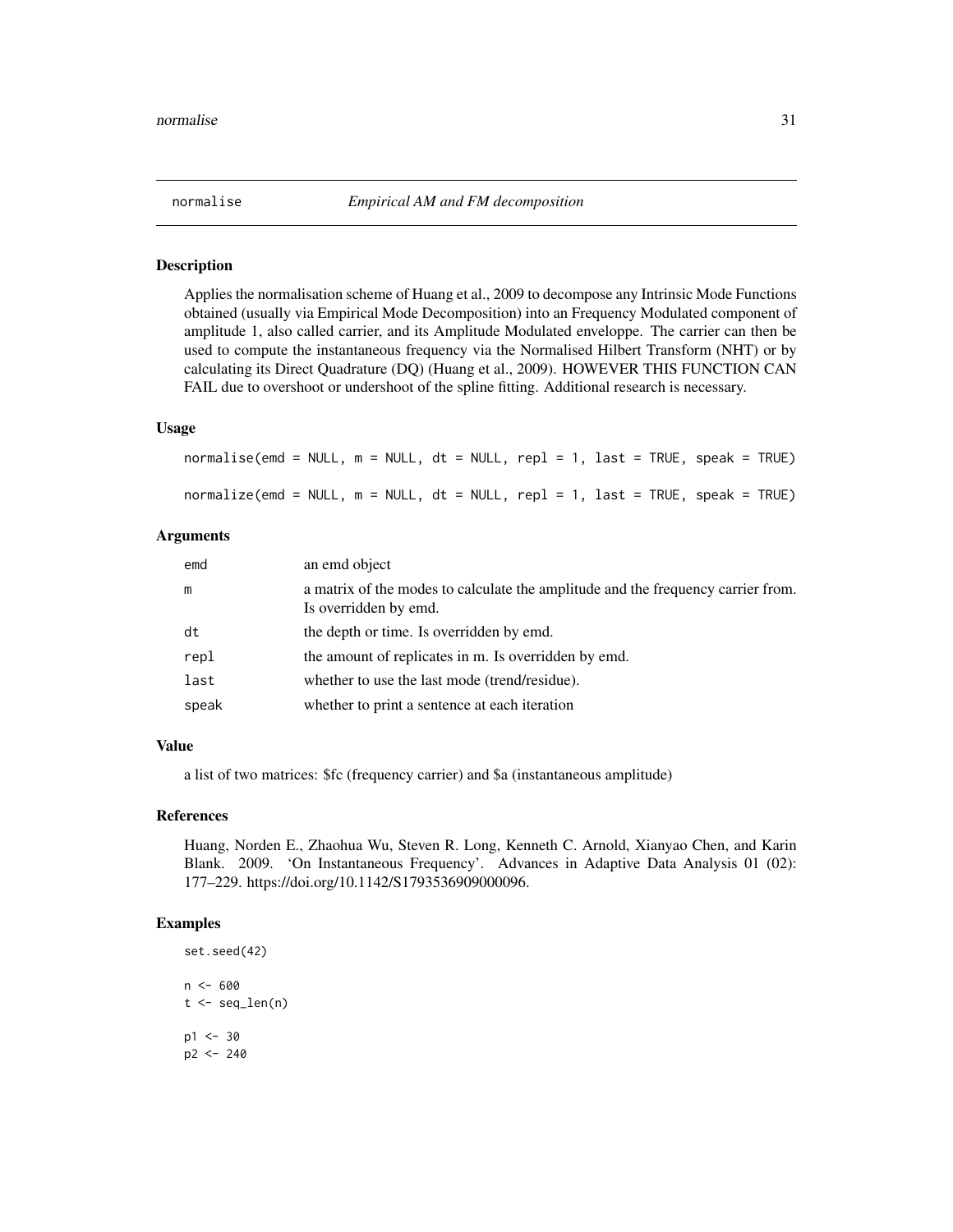## normalise — *Empirical AM and FM decomposition*

### Description

Applies the normalisation scheme of Huang et al., 2009 to decompose any Intrinsic Mode Functions obtained (usually via Empirical Mode Decomposition) into an Frequency Modulated component of amplitude 1, also called carrier, and its Amplitude Modulated enveloppe. The carrier can then be used to compute the instantaneous frequency via the Normalised Hilbert Transform (NHT) or by calculating its Direct Quadrature (DQ) (Huang et al., 2009). HOWEVER THIS FUNCTION CAN FAIL due to overshoot or undershoot of the spline fitting. Additional research is necessary.

### Usage

```
normalise(emd = NULL, m = NULL, dt = NULL, repl = 1, last = TRUE, speak = TRUE)

normalize(emd = NULL, m = NULL, dt = NULL, repl = 1, last = TRUE, speak = TRUE)
```

### Arguments

| | |
|---|---|
| emd | an emd object |
| m | a matrix of the modes to calculate the amplitude and the frequency carrier from. Is overridden by emd. |
| dt | the depth or time. Is overridden by emd. |
| repl | the amount of replicates in m. Is overridden by emd. |
| last | whether to use the last mode (trend/residue). |
| speak | whether to print a sentence at each iteration |

### Value

a list of two matrices: $fc (frequency carrier) and $a (instantaneous amplitude)

### References

Huang, Norden E., Zhaohua Wu, Steven R. Long, Kenneth C. Arnold, Xianyao Chen, and Karin Blank. 2009. 'On Instantaneous Frequency'. Advances in Adaptive Data Analysis 01 (02): 177–229. https://doi.org/10.1142/S1793536909000096.

### Examples

```
set.seed(42)

n <- 600
t <- seq_len(n)

p1 <- 30
p2 <- 240
```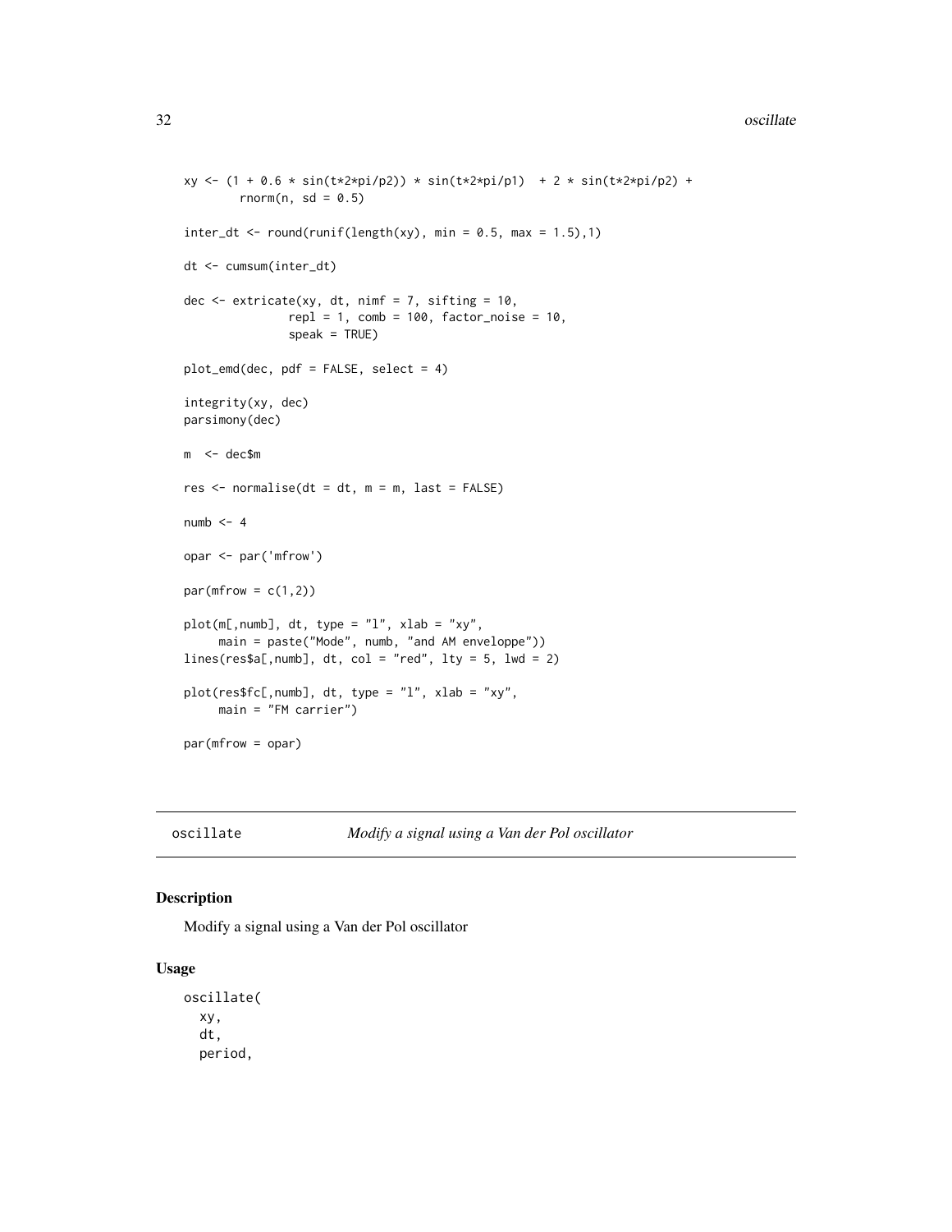```
xy <- (1 + 0.6 * sin(t*2*pi/p2)) * sin(t*2*pi/p1)  + 2 * sin(t*2*pi/p2) +
       rnorm(n, sd = 0.5)

inter_dt <- round(runif(length(xy), min = 0.5, max = 1.5),1)

dt <- cumsum(inter_dt)

dec <- extricate(xy, dt, nimf = 7, sifting = 10,
               repl = 1, comb = 100, factor_noise = 10,
               speak = TRUE)

plot_emd(dec, pdf = FALSE, select = 4)

integrity(xy, dec)
parsimony(dec)

m  <- dec$m

res <- normalise(dt = dt, m = m, last = FALSE)

numb <- 4

opar <- par('mfrow')

par(mfrow = c(1,2))

plot(m[,numb], dt, type = "l", xlab = "xy",
     main = paste("Mode", numb, "and AM enveloppe"))
lines(res$a[,numb], dt, col = "red", lty = 5, lwd = 2)

plot(res$fc[,numb], dt, type = "l", xlab = "xy",
     main = "FM carrier")

par(mfrow = opar)
```

## oscillate — *Modify a signal using a Van der Pol oscillator*

### Description

Modify a signal using a Van der Pol oscillator

### Usage

```
oscillate(
  xy,
  dt,
  period,
```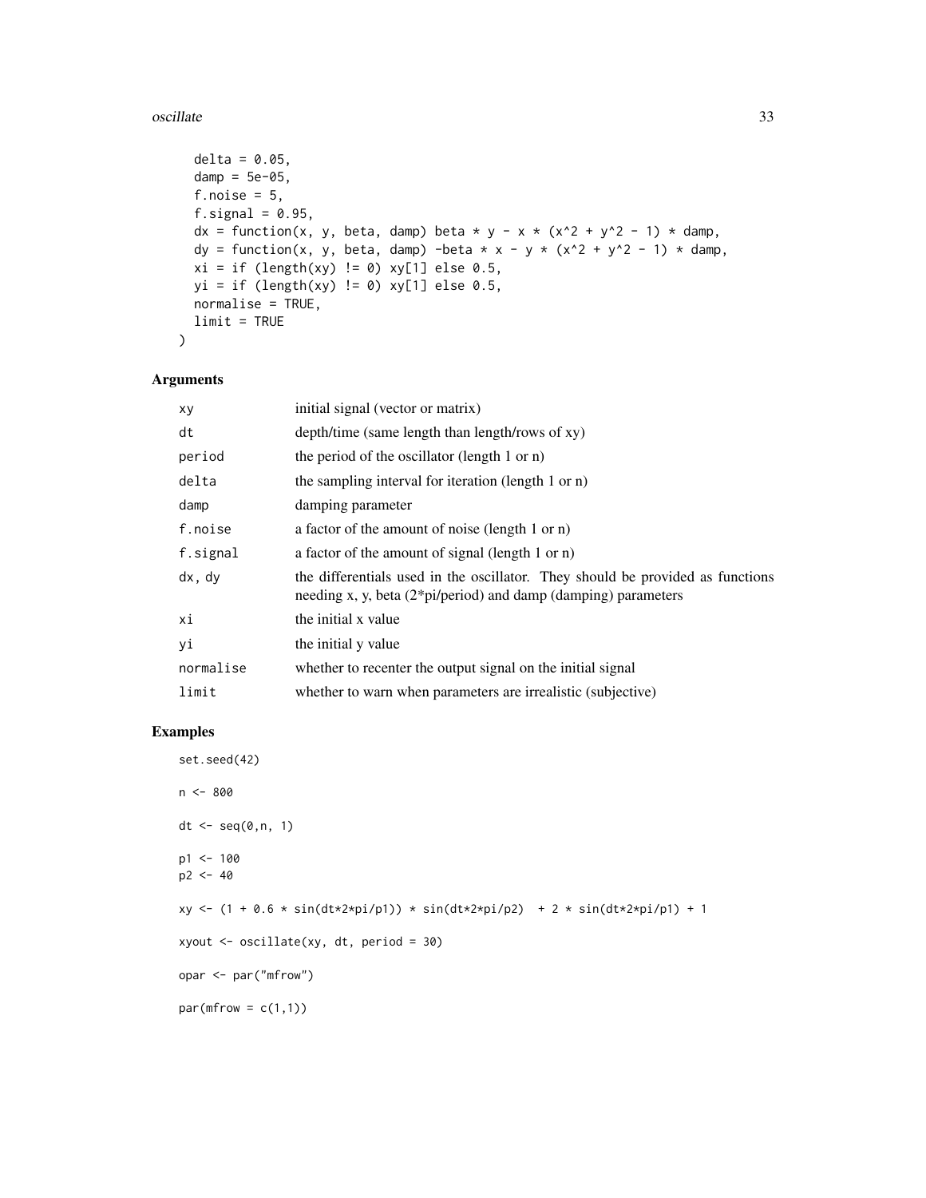```
  delta = 0.05,
  damp = 5e-05,
  f.noise = 5,
  f.signal = 0.95,
  dx = function(x, y, beta, damp) beta * y - x * (x^2 + y^2 - 1) * damp,
  dy = function(x, y, beta, damp) -beta * x - y * (x^2 + y^2 - 1) * damp,
  xi = if (length(xy) != 0) xy[1] else 0.5,
  yi = if (length(xy) != 0) xy[1] else 0.5,
  normalise = TRUE,
  limit = TRUE
)
```

## Arguments

| | |
|---|---|
| xy | initial signal (vector or matrix) |
| dt | depth/time (same length than length/rows of xy) |
| period | the period of the oscillator (length 1 or n) |
| delta | the sampling interval for iteration (length 1 or n) |
| damp | damping parameter |
| f.noise | a factor of the amount of noise (length 1 or n) |
| f.signal | a factor of the amount of signal (length 1 or n) |
| dx, dy | the differentials used in the oscillator. They should be provided as functions needing x, y, beta (2*pi/period) and damp (damping) parameters |
| xi | the initial x value |
| yi | the initial y value |
| normalise | whether to recenter the output signal on the initial signal |
| limit | whether to warn when parameters are irrealistic (subjective) |

## Examples

```
set.seed(42)

n <- 800

dt <- seq(0,n, 1)

p1 <- 100
p2 <- 40

xy <- (1 + 0.6 * sin(dt*2*pi/p1)) * sin(dt*2*pi/p2)  + 2 * sin(dt*2*pi/p1) + 1

xyout <- oscillate(xy, dt, period = 30)

opar <- par("mfrow")

par(mfrow = c(1,1))
```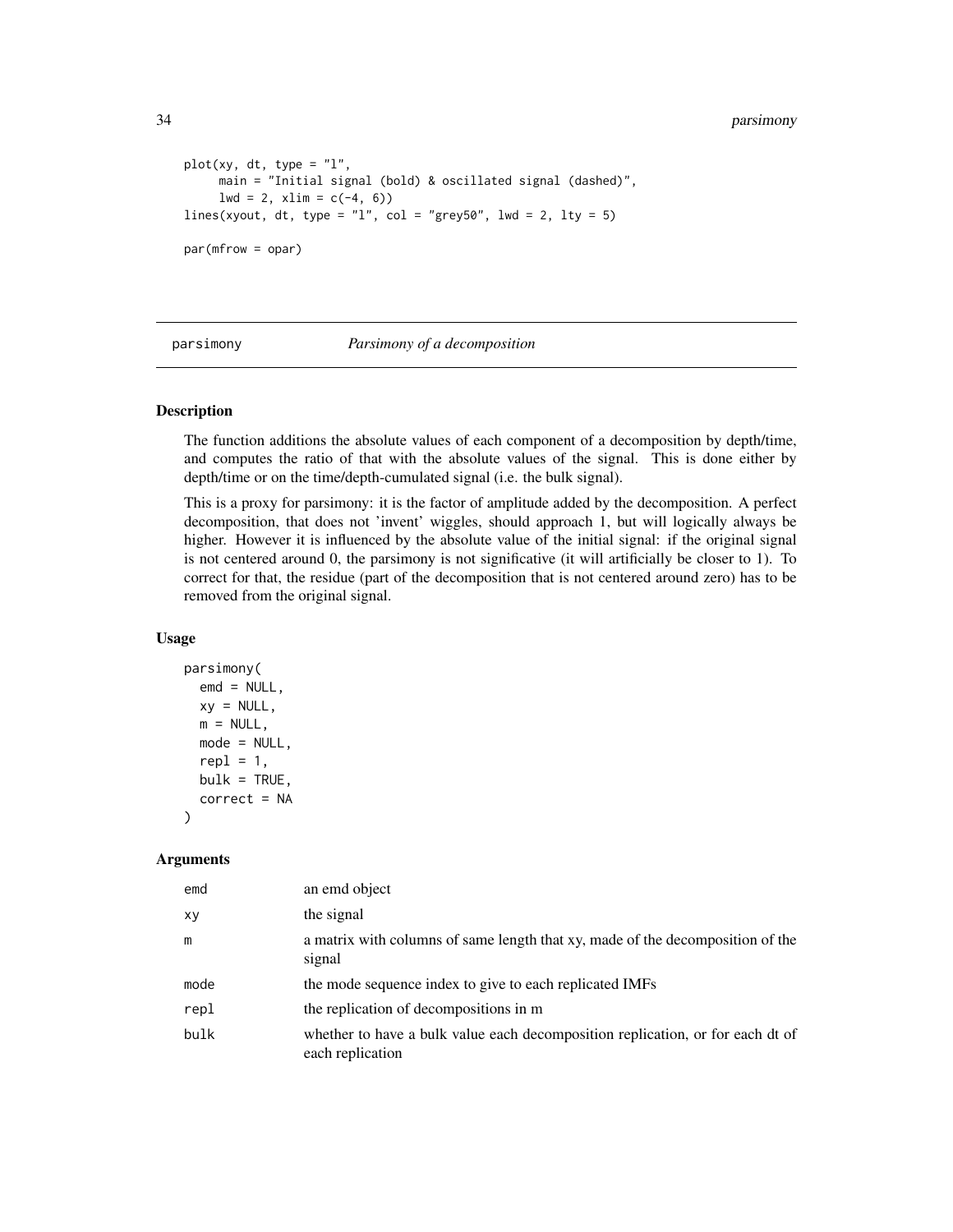```
plot(xy, dt, type = "l",
     main = "Initial signal (bold) & oscillated signal (dashed)",
     lwd = 2, xlim = c(-4, 6))
lines(xyout, dt, type = "l", col = "grey50", lwd = 2, lty = 5)

par(mfrow = opar)
```

---

## parsimony — *Parsimony of a decomposition*

---

### Description

The function additions the absolute values of each component of a decomposition by depth/time, and computes the ratio of that with the absolute values of the signal. This is done either by depth/time or on the time/depth-cumulated signal (i.e. the bulk signal).

This is a proxy for parsimony: it is the factor of amplitude added by the decomposition. A perfect decomposition, that does not 'invent' wiggles, should approach 1, but will logically always be higher. However it is influenced by the absolute value of the initial signal: if the original signal is not centered around 0, the parsimony is not significative (it will artificially be closer to 1). To correct for that, the residue (part of the decomposition that is not centered around zero) has to be removed from the original signal.

### Usage

```
parsimony(
  emd = NULL,
  xy = NULL,
  m = NULL,
  mode = NULL,
  repl = 1,
  bulk = TRUE,
  correct = NA
)
```

### Arguments

| | |
|---|---|
| emd | an emd object |
| xy | the signal |
| m | a matrix with columns of same length that xy, made of the decomposition of the signal |
| mode | the mode sequence index to give to each replicated IMFs |
| repl | the replication of decompositions in m |
| bulk | whether to have a bulk value each decomposition replication, or for each dt of each replication |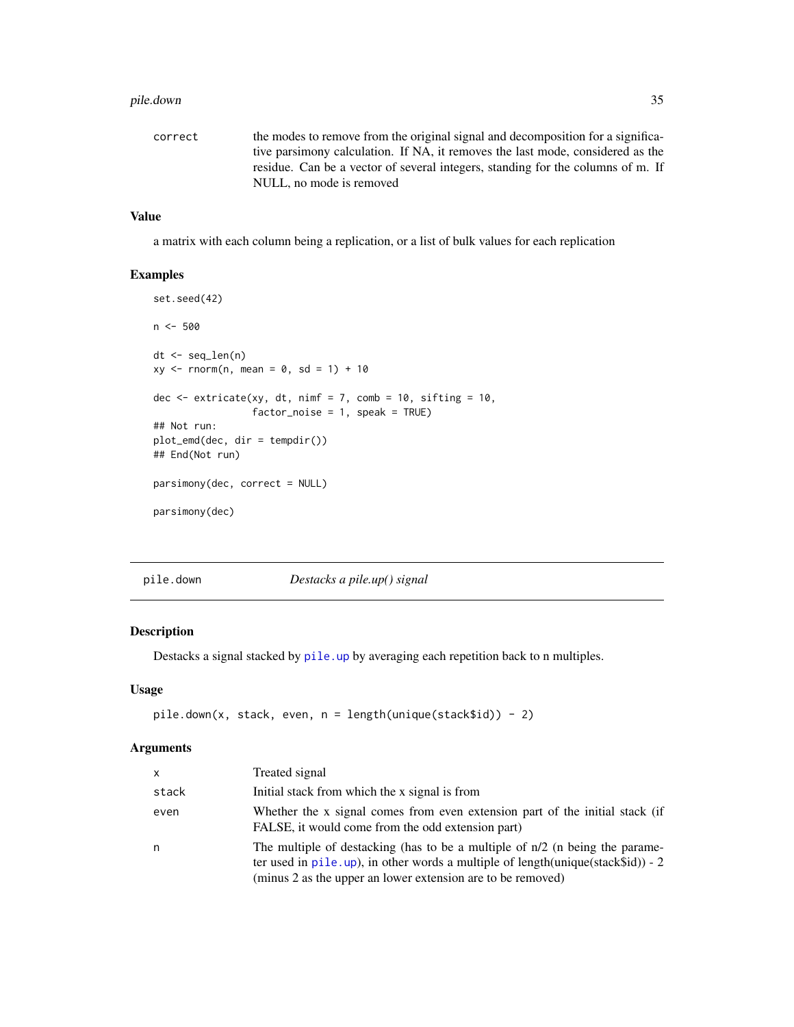| | |
|---|---|
| correct | the modes to remove from the original signal and decomposition for a significative parsimony calculation. If NA, it removes the last mode, considered as the residue. Can be a vector of several integers, standing for the columns of m. If NULL, no mode is removed |

### Value

a matrix with each column being a replication, or a list of bulk values for each replication

### Examples

```
set.seed(42)

n <- 500

dt <- seq_len(n)
xy <- rnorm(n, mean = 0, sd = 1) + 10

dec <- extricate(xy, dt, nimf = 7, comb = 10, sifting = 10,
                 factor_noise = 1, speak = TRUE)
## Not run:
plot_emd(dec, dir = tempdir())
## End(Not run)

parsimony(dec, correct = NULL)

parsimony(dec)
```

---

## pile.down &nbsp;&nbsp;&nbsp;&nbsp; *Destacks a pile.up() signal*

### Description

Destacks a signal stacked by pile.up by averaging each repetition back to n multiples.

### Usage

```
pile.down(x, stack, even, n = length(unique(stack$id)) - 2)
```

### Arguments

| | |
|---|---|
| x | Treated signal |
| stack | Initial stack from which the x signal is from |
| even | Whether the x signal comes from even extension part of the initial stack (if FALSE, it would come from the odd extension part) |
| n | The multiple of destacking (has to be a multiple of n/2 (n being the parameter used in pile.up), in other words a multiple of length(unique(stack$id)) - 2 (minus 2 as the upper an lower extension are to be removed) |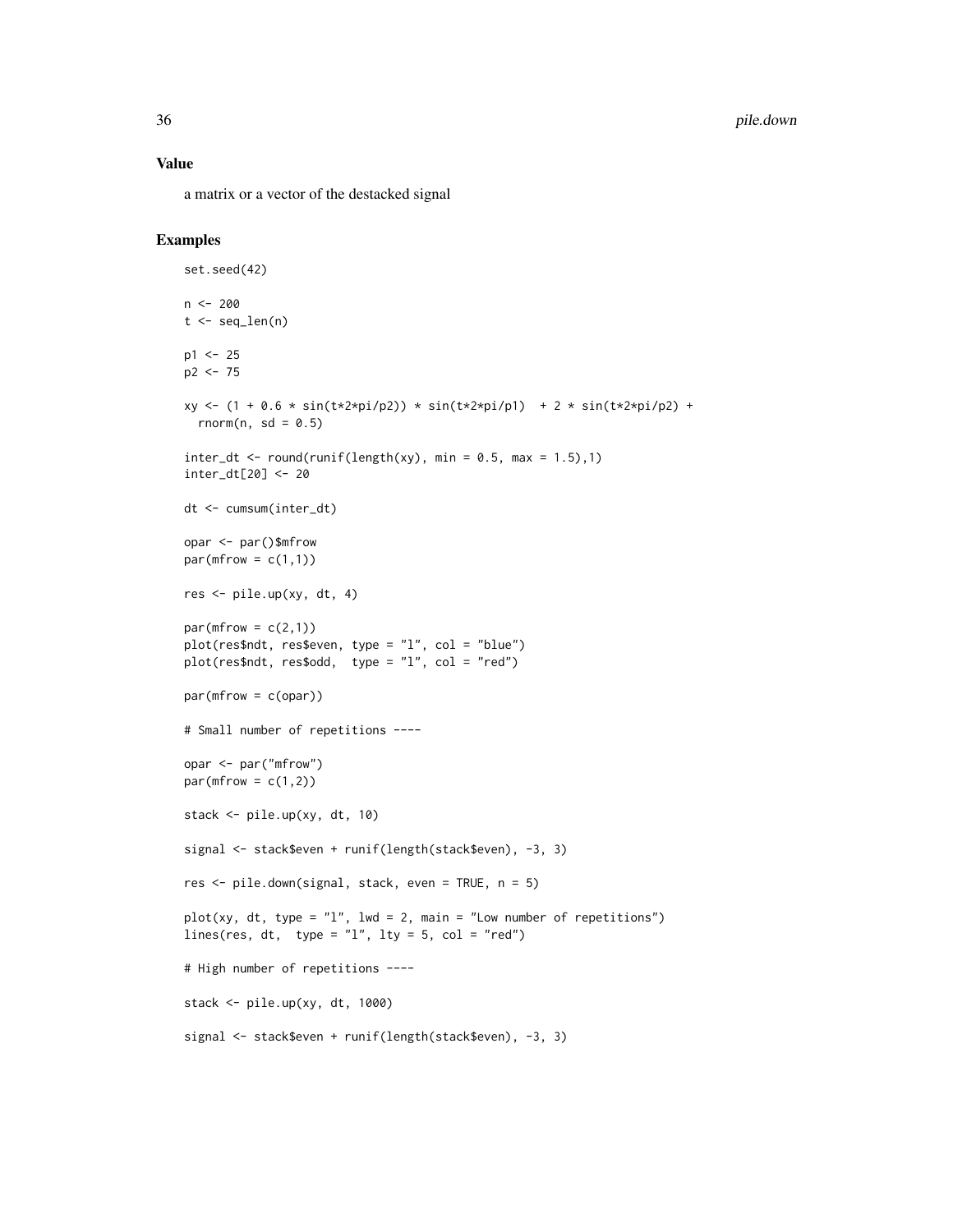## Value

a matrix or a vector of the destacked signal

## Examples

```
set.seed(42)

n <- 200
t <- seq_len(n)

p1 <- 25
p2 <- 75

xy <- (1 + 0.6 * sin(t*2*pi/p2)) * sin(t*2*pi/p1)  + 2 * sin(t*2*pi/p2) +
  rnorm(n, sd = 0.5)

inter_dt <- round(runif(length(xy), min = 0.5, max = 1.5),1)
inter_dt[20] <- 20

dt <- cumsum(inter_dt)

opar <- par()$mfrow
par(mfrow = c(1,1))

res <- pile.up(xy, dt, 4)

par(mfrow = c(2,1))
plot(res$ndt, res$even, type = "l", col = "blue")
plot(res$ndt, res$odd,  type = "l", col = "red")

par(mfrow = c(opar))

# Small number of repetitions ----

opar <- par("mfrow")
par(mfrow = c(1,2))

stack <- pile.up(xy, dt, 10)

signal <- stack$even + runif(length(stack$even), -3, 3)

res <- pile.down(signal, stack, even = TRUE, n = 5)

plot(xy, dt, type = "l", lwd = 2, main = "Low number of repetitions")
lines(res, dt,  type = "l", lty = 5, col = "red")

# High number of repetitions ----

stack <- pile.up(xy, dt, 1000)

signal <- stack$even + runif(length(stack$even), -3, 3)
```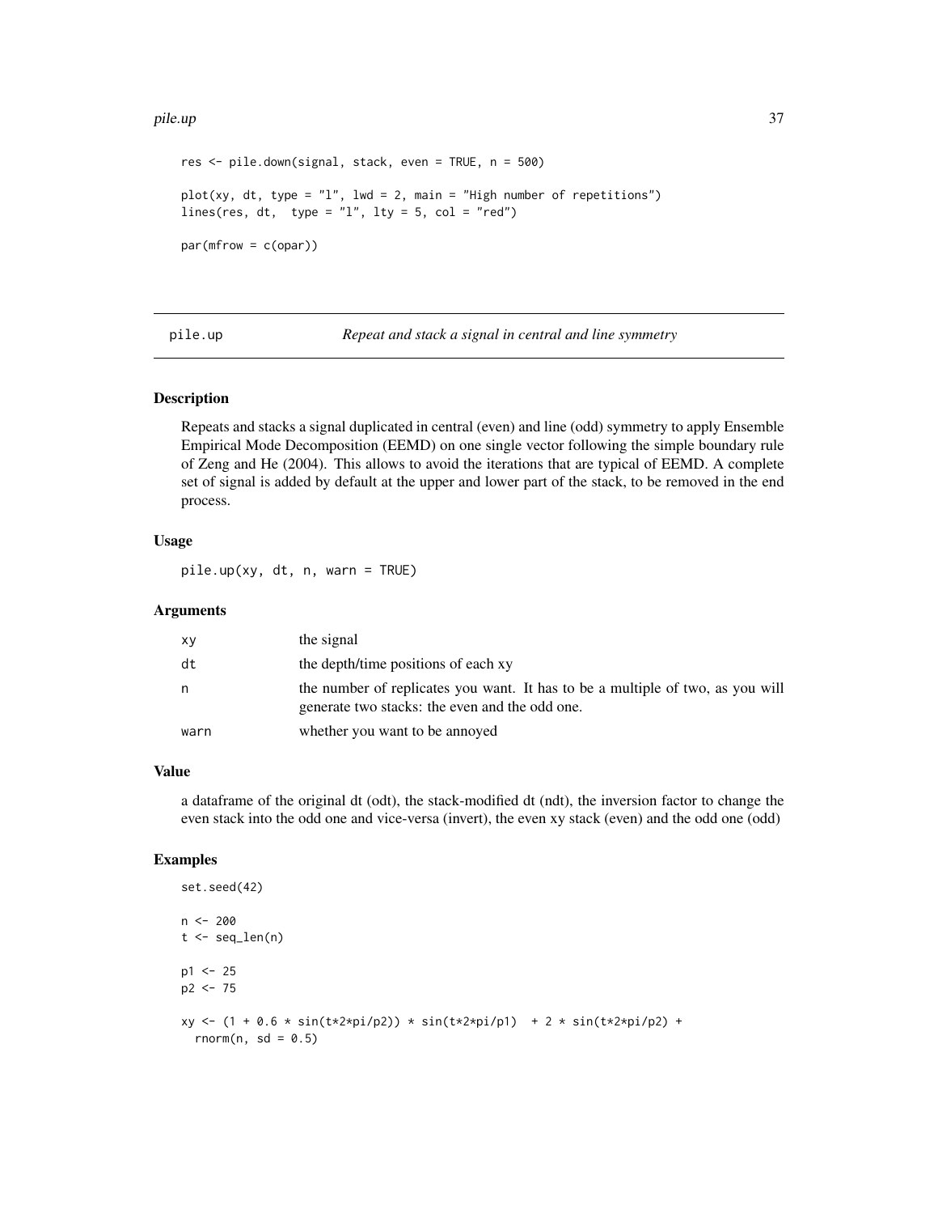```
res <- pile.down(signal, stack, even = TRUE, n = 500)

plot(xy, dt, type = "l", lwd = 2, main = "High number of repetitions")
lines(res, dt,  type = "l", lty = 5, col = "red")

par(mfrow = c(opar))
```

---

## pile.up — *Repeat and stack a signal in central and line symmetry*

### Description

Repeats and stacks a signal duplicated in central (even) and line (odd) symmetry to apply Ensemble Empirical Mode Decomposition (EEMD) on one single vector following the simple boundary rule of Zeng and He (2004). This allows to avoid the iterations that are typical of EEMD. A complete set of signal is added by default at the upper and lower part of the stack, to be removed in the end process.

### Usage

```
pile.up(xy, dt, n, warn = TRUE)
```

### Arguments

| | |
|---|---|
| xy | the signal |
| dt | the depth/time positions of each xy |
| n | the number of replicates you want. It has to be a multiple of two, as you will generate two stacks: the even and the odd one. |
| warn | whether you want to be annoyed |

### Value

a dataframe of the original dt (odt), the stack-modified dt (ndt), the inversion factor to change the even stack into the odd one and vice-versa (invert), the even xy stack (even) and the odd one (odd)

### Examples

```
set.seed(42)

n <- 200
t <- seq_len(n)

p1 <- 25
p2 <- 75

xy <- (1 + 0.6 * sin(t*2*pi/p2)) * sin(t*2*pi/p1)  + 2 * sin(t*2*pi/p2) +
  rnorm(n, sd = 0.5)
```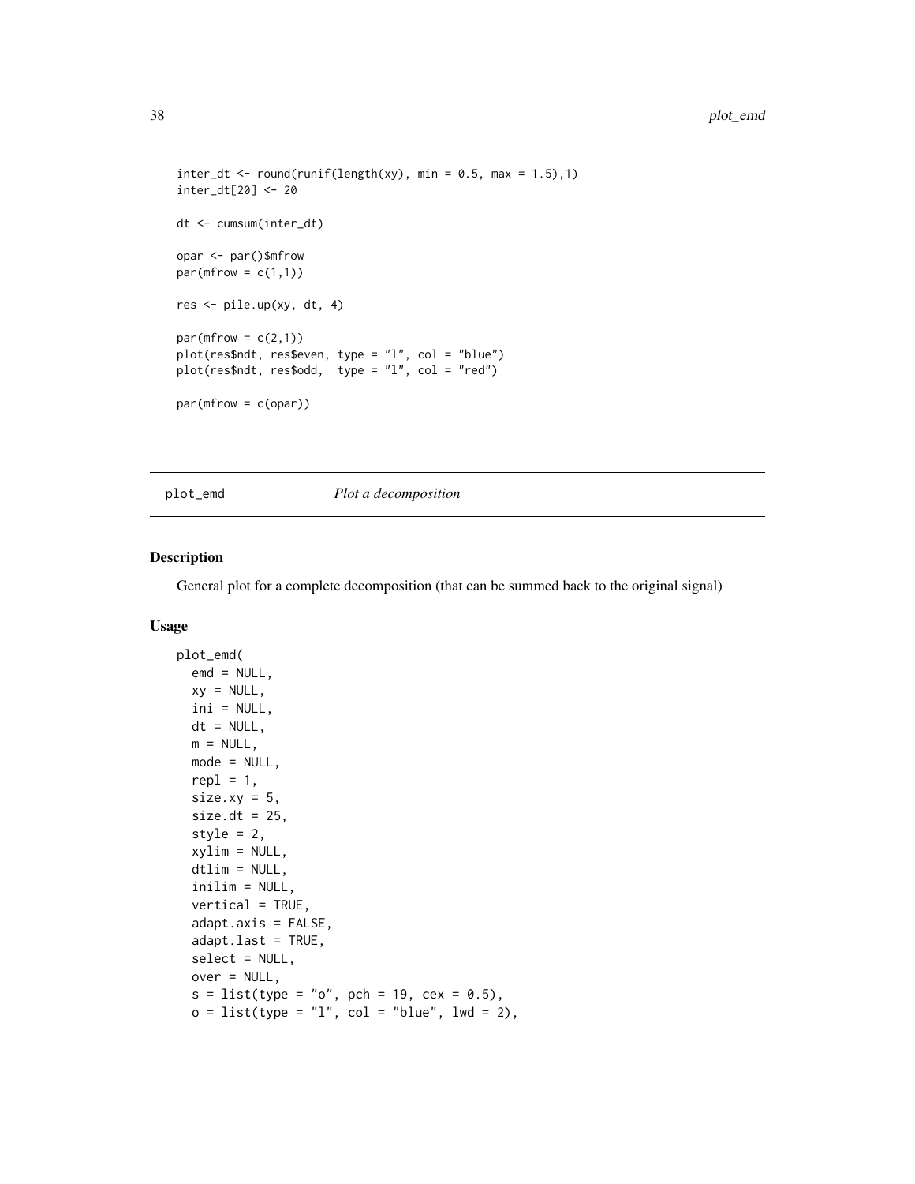```
inter_dt <- round(runif(length(xy), min = 0.5, max = 1.5),1)
inter_dt[20] <- 20

dt <- cumsum(inter_dt)

opar <- par()$mfrow
par(mfrow = c(1,1))

res <- pile.up(xy, dt, 4)

par(mfrow = c(2,1))
plot(res$ndt, res$even, type = "l", col = "blue")
plot(res$ndt, res$odd,  type = "l", col = "red")

par(mfrow = c(opar))
```

---

## plot_emd *Plot a decomposition*

---

### Description

General plot for a complete decomposition (that can be summed back to the original signal)

### Usage

```
plot_emd(
  emd = NULL,
  xy = NULL,
  ini = NULL,
  dt = NULL,
  m = NULL,
  mode = NULL,
  repl = 1,
  size.xy = 5,
  size.dt = 25,
  style = 2,
  xylim = NULL,
  dtlim = NULL,
  inilim = NULL,
  vertical = TRUE,
  adapt.axis = FALSE,
  adapt.last = TRUE,
  select = NULL,
  over = NULL,
  s = list(type = "o", pch = 19, cex = 0.5),
  o = list(type = "l", col = "blue", lwd = 2),
```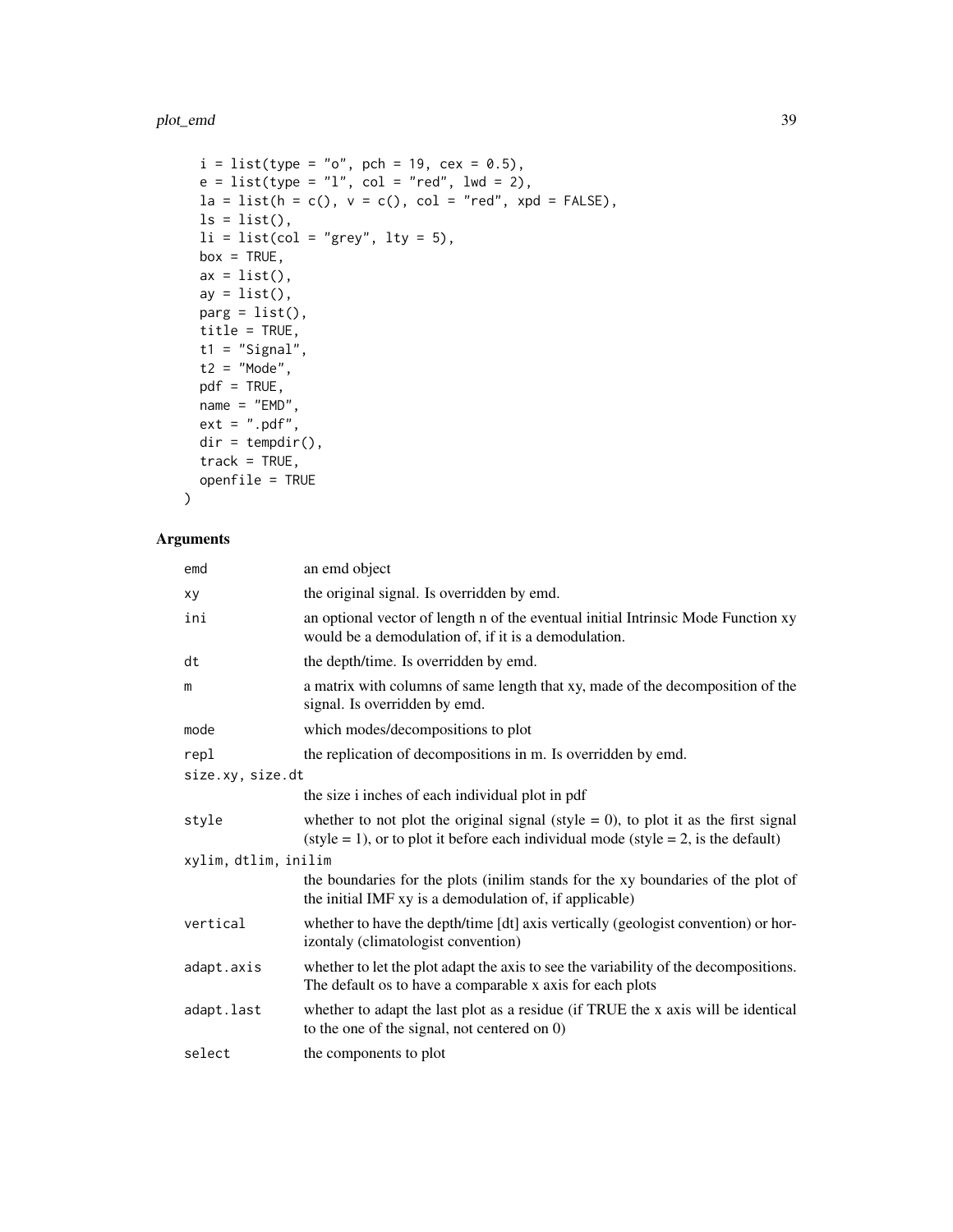```
  i = list(type = "o", pch = 19, cex = 0.5),
  e = list(type = "l", col = "red", lwd = 2),
  la = list(h = c(), v = c(), col = "red", xpd = FALSE),
  ls = list(),
  li = list(col = "grey", lty = 5),
  box = TRUE,
  ax = list(),
  ay = list(),
  parg = list(),
  title = TRUE,
  t1 = "Signal",
  t2 = "Mode",
  pdf = TRUE,
  name = "EMD",
  ext = ".pdf",
  dir = tempdir(),
  track = TRUE,
  openfile = TRUE
)
```

## Arguments

| Argument | Description |
|---|---|
| emd | an emd object |
| xy | the original signal. Is overridden by emd. |
| ini | an optional vector of length n of the eventual initial Intrinsic Mode Function xy would be a demodulation of, if it is a demodulation. |
| dt | the depth/time. Is overridden by emd. |
| m | a matrix with columns of same length that xy, made of the decomposition of the signal. Is overridden by emd. |
| mode | which modes/decompositions to plot |
| repl | the replication of decompositions in m. Is overridden by emd. |
| size.xy, size.dt | the size i inches of each individual plot in pdf |
| style | whether to not plot the original signal (style = 0), to plot it as the first signal (style = 1), or to plot it before each individual mode (style = 2, is the default) |
| xylim, dtlim, inilim | the boundaries for the plots (inilim stands for the xy boundaries of the plot of the initial IMF xy is a demodulation of, if applicable) |
| vertical | whether to have the depth/time [dt] axis vertically (geologist convention) or horizontaly (climatologist convention) |
| adapt.axis | whether to let the plot adapt the axis to see the variability of the decompositions. The default os to have a comparable x axis for each plots |
| adapt.last | whether to adapt the last plot as a residue (if TRUE the x axis will be identical to the one of the signal, not centered on 0) |
| select | the components to plot |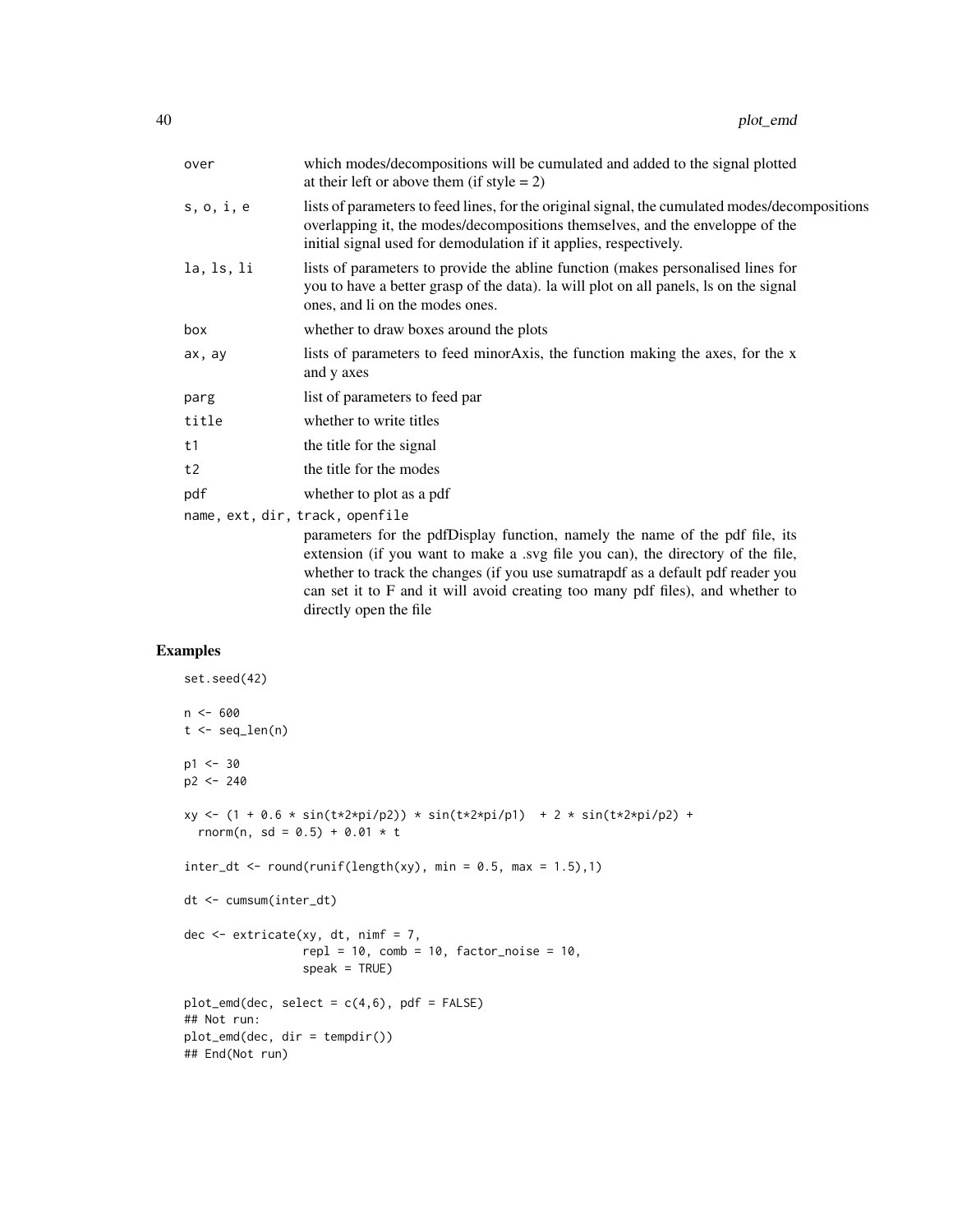| | |
|---|---|
| over | which modes/decompositions will be cumulated and added to the signal plotted at their left or above them (if style = 2) |
| s, o, i, e | lists of parameters to feed lines, for the original signal, the cumulated modes/decompositions overlapping it, the modes/decompositions themselves, and the enveloppe of the initial signal used for demodulation if it applies, respectively. |
| la, ls, li | lists of parameters to provide the abline function (makes personalised lines for you to have a better grasp of the data). la will plot on all panels, ls on the signal ones, and li on the modes ones. |
| box | whether to draw boxes around the plots |
| ax, ay | lists of parameters to feed minorAxis, the function making the axes, for the x and y axes |
| parg | list of parameters to feed par |
| title | whether to write titles |
| t1 | the title for the signal |
| t2 | the title for the modes |
| pdf | whether to plot as a pdf |
| name, ext, dir, track, openfile | parameters for the pdfDisplay function, namely the name of the pdf file, its extension (if you want to make a .svg file you can), the directory of the file, whether to track the changes (if you use sumatrapdf as a default pdf reader you can set it to F and it will avoid creating too many pdf files), and whether to directly open the file |

## Examples

```
set.seed(42)

n <- 600
t <- seq_len(n)

p1 <- 30
p2 <- 240

xy <- (1 + 0.6 * sin(t*2*pi/p2)) * sin(t*2*pi/p1)  + 2 * sin(t*2*pi/p2) +
  rnorm(n, sd = 0.5) + 0.01 * t

inter_dt <- round(runif(length(xy), min = 0.5, max = 1.5),1)

dt <- cumsum(inter_dt)

dec <- extricate(xy, dt, nimf = 7,
                 repl = 10, comb = 10, factor_noise = 10,
                 speak = TRUE)

plot_emd(dec, select = c(4,6), pdf = FALSE)
## Not run:
plot_emd(dec, dir = tempdir())
## End(Not run)
```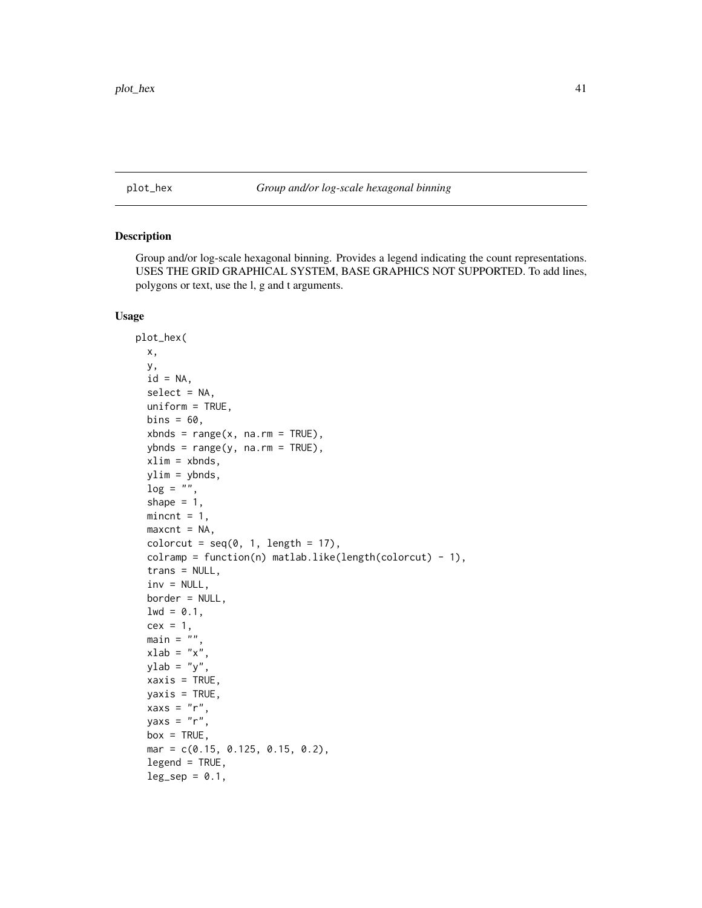plot_hex — *Group and/or log-scale hexagonal binning*

## Description

Group and/or log-scale hexagonal binning. Provides a legend indicating the count representations. USES THE GRID GRAPHICAL SYSTEM, BASE GRAPHICS NOT SUPPORTED. To add lines, polygons or text, use the l, g and t arguments.

## Usage

```
plot_hex(
  x,
  y,
  id = NA,
  select = NA,
  uniform = TRUE,
  bins = 60,
  xbnds = range(x, na.rm = TRUE),
  ybnds = range(y, na.rm = TRUE),
  xlim = xbnds,
  ylim = ybnds,
  log = "",
  shape = 1,
  mincnt = 1,
  maxcnt = NA,
  colorcut = seq(0, 1, length = 17),
  colramp = function(n) matlab.like(length(colorcut) - 1),
  trans = NULL,
  inv = NULL,
  border = NULL,
  lwd = 0.1,
  cex = 1,
  main = "",
  xlab = "x",
  ylab = "y",
  xaxis = TRUE,
  yaxis = TRUE,
  xaxs = "r",
  yaxs = "r",
  box = TRUE,
  mar = c(0.15, 0.125, 0.15, 0.2),
  legend = TRUE,
  leg_sep = 0.1,
```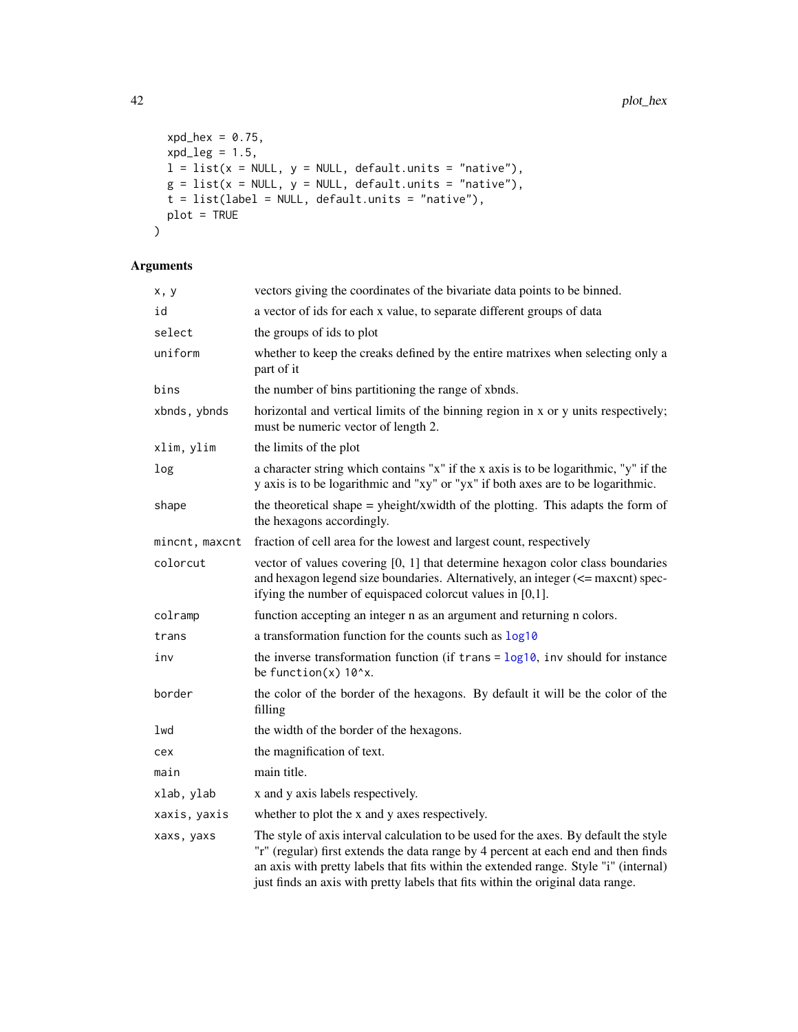```
  xpd_hex = 0.75,
  xpd_leg = 1.5,
  l = list(x = NULL, y = NULL, default.units = "native"),
  g = list(x = NULL, y = NULL, default.units = "native"),
  t = list(label = NULL, default.units = "native"),
  plot = TRUE
)
```

## Arguments

| | |
|---|---|
| `x, y` | vectors giving the coordinates of the bivariate data points to be binned. |
| `id` | a vector of ids for each x value, to separate different groups of data |
| `select` | the groups of ids to plot |
| `uniform` | whether to keep the creaks defined by the entire matrixes when selecting only a part of it |
| `bins` | the number of bins partitioning the range of xbnds. |
| `xbnds, ybnds` | horizontal and vertical limits of the binning region in x or y units respectively; must be numeric vector of length 2. |
| `xlim, ylim` | the limits of the plot |
| `log` | a character string which contains "x" if the x axis is to be logarithmic, "y" if the y axis is to be logarithmic and "xy" or "yx" if both axes are to be logarithmic. |
| `shape` | the theoretical shape = yheight/xwidth of the plotting. This adapts the form of the hexagons accordingly. |
| `mincnt, maxcnt` | fraction of cell area for the lowest and largest count, respectively |
| `colorcut` | vector of values covering [0, 1] that determine hexagon color class boundaries and hexagon legend size boundaries. Alternatively, an integer (<= maxcnt) specifying the number of equispaced colorcut values in [0,1]. |
| `colramp` | function accepting an integer n as an argument and returning n colors. |
| `trans` | a transformation function for the counts such as `log10` |
| `inv` | the inverse transformation function (if `trans = log10`, `inv` should for instance be `function(x) 10^x`. |
| `border` | the color of the border of the hexagons. By default it will be the color of the filling |
| `lwd` | the width of the border of the hexagons. |
| `cex` | the magnification of text. |
| `main` | main title. |
| `xlab, ylab` | x and y axis labels respectively. |
| `xaxis, yaxis` | whether to plot the x and y axes respectively. |
| `xaxs, yaxs` | The style of axis interval calculation to be used for the axes. By default the style "r" (regular) first extends the data range by 4 percent at each end and then finds an axis with pretty labels that fits within the extended range. Style "i" (internal) just finds an axis with pretty labels that fits within the original data range. |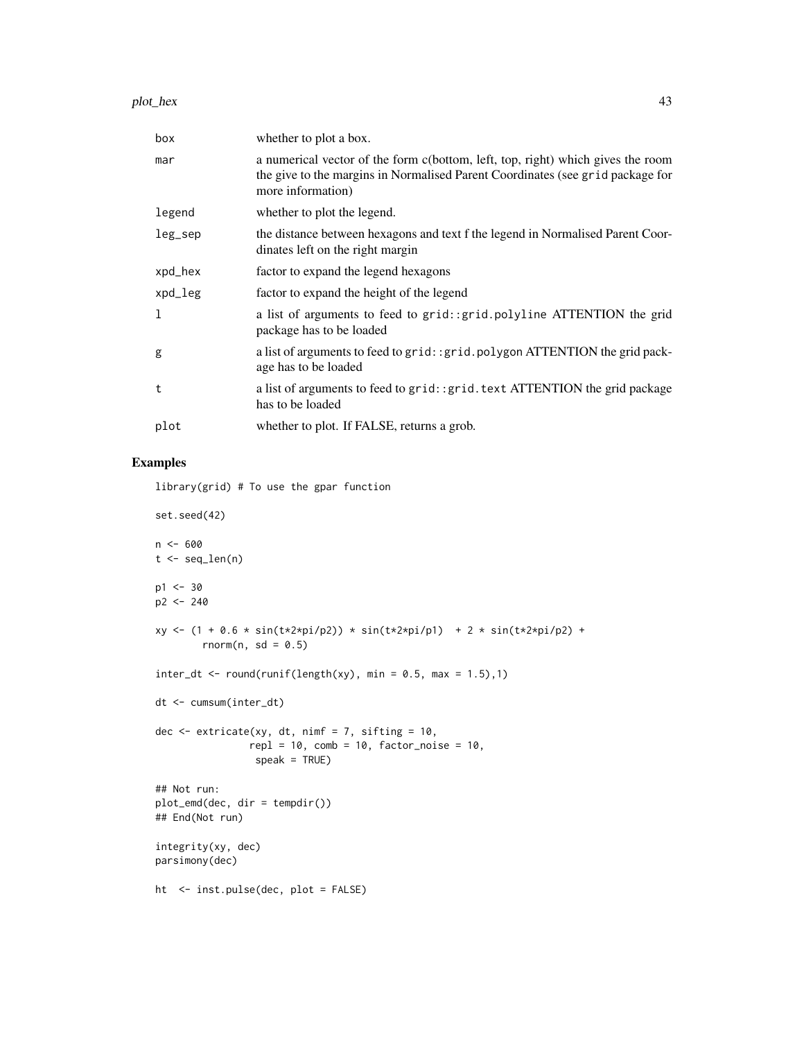| | |
|---|---|
| box | whether to plot a box. |
| mar | a numerical vector of the form c(bottom, left, top, right) which gives the room the give to the margins in Normalised Parent Coordinates (see grid package for more information) |
| legend | whether to plot the legend. |
| leg_sep | the distance between hexagons and text f the legend in Normalised Parent Coordinates left on the right margin |
| xpd_hex | factor to expand the legend hexagons |
| xpd_leg | factor to expand the height of the legend |
| l | a list of arguments to feed to grid::grid.polyline ATTENTION the grid package has to be loaded |
| g | a list of arguments to feed to grid::grid.polygon ATTENTION the grid package has to be loaded |
| t | a list of arguments to feed to grid::grid.text ATTENTION the grid package has to be loaded |
| plot | whether to plot. If FALSE, returns a grob. |

## Examples

```
library(grid) # To use the gpar function

set.seed(42)

n <- 600
t <- seq_len(n)

p1 <- 30
p2 <- 240

xy <- (1 + 0.6 * sin(t*2*pi/p2)) * sin(t*2*pi/p1)  + 2 * sin(t*2*pi/p2) +
        rnorm(n, sd = 0.5)

inter_dt <- round(runif(length(xy), min = 0.5, max = 1.5),1)

dt <- cumsum(inter_dt)

dec <- extricate(xy, dt, nimf = 7, sifting = 10,
                repl = 10, comb = 10, factor_noise = 10,
                 speak = TRUE)

## Not run:
plot_emd(dec, dir = tempdir())
## End(Not run)

integrity(xy, dec)
parsimony(dec)

ht  <- inst.pulse(dec, plot = FALSE)
```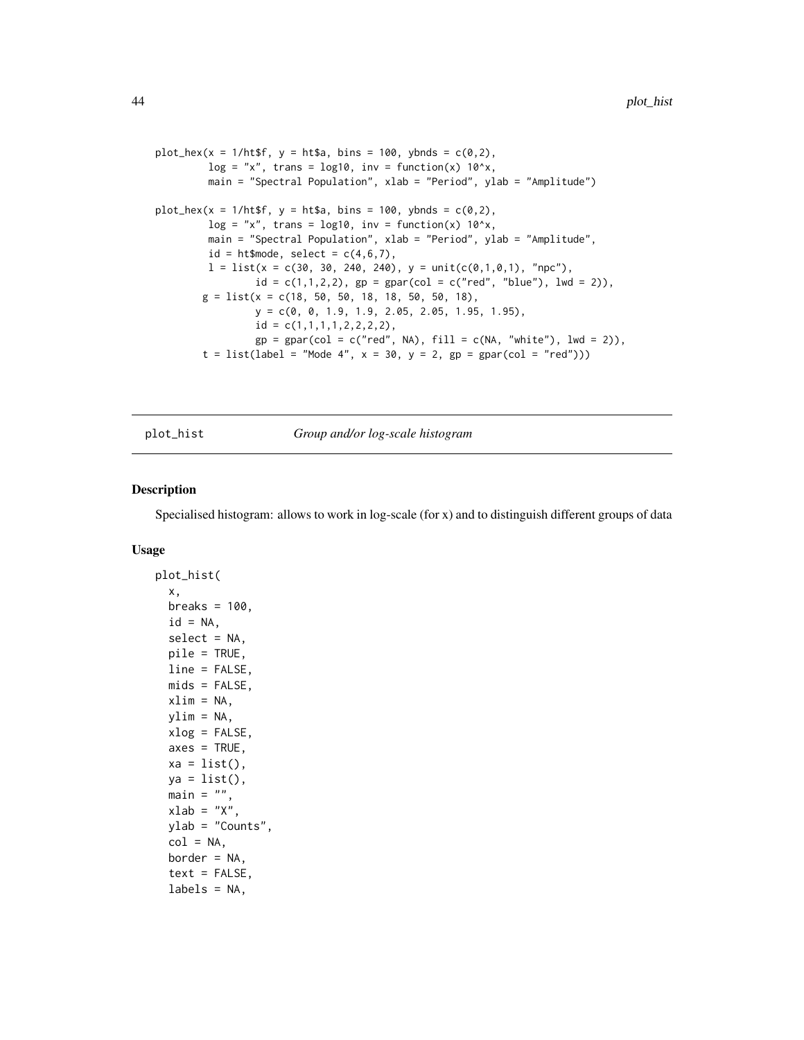```
plot_hex(x = 1/ht$f, y = ht$a, bins = 100, ybnds = c(0,2),
         log = "x", trans = log10, inv = function(x) 10^x,
         main = "Spectral Population", xlab = "Period", ylab = "Amplitude")

plot_hex(x = 1/ht$f, y = ht$a, bins = 100, ybnds = c(0,2),
         log = "x", trans = log10, inv = function(x) 10^x,
         main = "Spectral Population", xlab = "Period", ylab = "Amplitude",
         id = ht$mode, select = c(4,6,7),
         l = list(x = c(30, 30, 240, 240), y = unit(c(0,1,0,1), "npc"),
                  id = c(1,1,2,2), gp = gpar(col = c("red", "blue"), lwd = 2)),
        g = list(x = c(18, 50, 50, 18, 18, 50, 50, 18),
                 y = c(0, 0, 1.9, 1.9, 2.05, 2.05, 1.95, 1.95),
                 id = c(1,1,1,1,2,2,2,2),
                 gp = gpar(col = c("red", NA), fill = c(NA, "white"), lwd = 2)),
        t = list(label = "Mode 4", x = 30, y = 2, gp = gpar(col = "red")))
```

## plot_hist — *Group and/or log-scale histogram*

### Description

Specialised histogram: allows to work in log-scale (for x) and to distinguish different groups of data

### Usage

```
plot_hist(
  x,
  breaks = 100,
  id = NA,
  select = NA,
  pile = TRUE,
  line = FALSE,
  mids = FALSE,
  xlim = NA,
  ylim = NA,
  xlog = FALSE,
  axes = TRUE,
  xa = list(),
  ya = list(),
  main = "",
  xlab = "X",
  ylab = "Counts",
  col = NA,
  border = NA,
  text = FALSE,
  labels = NA,
```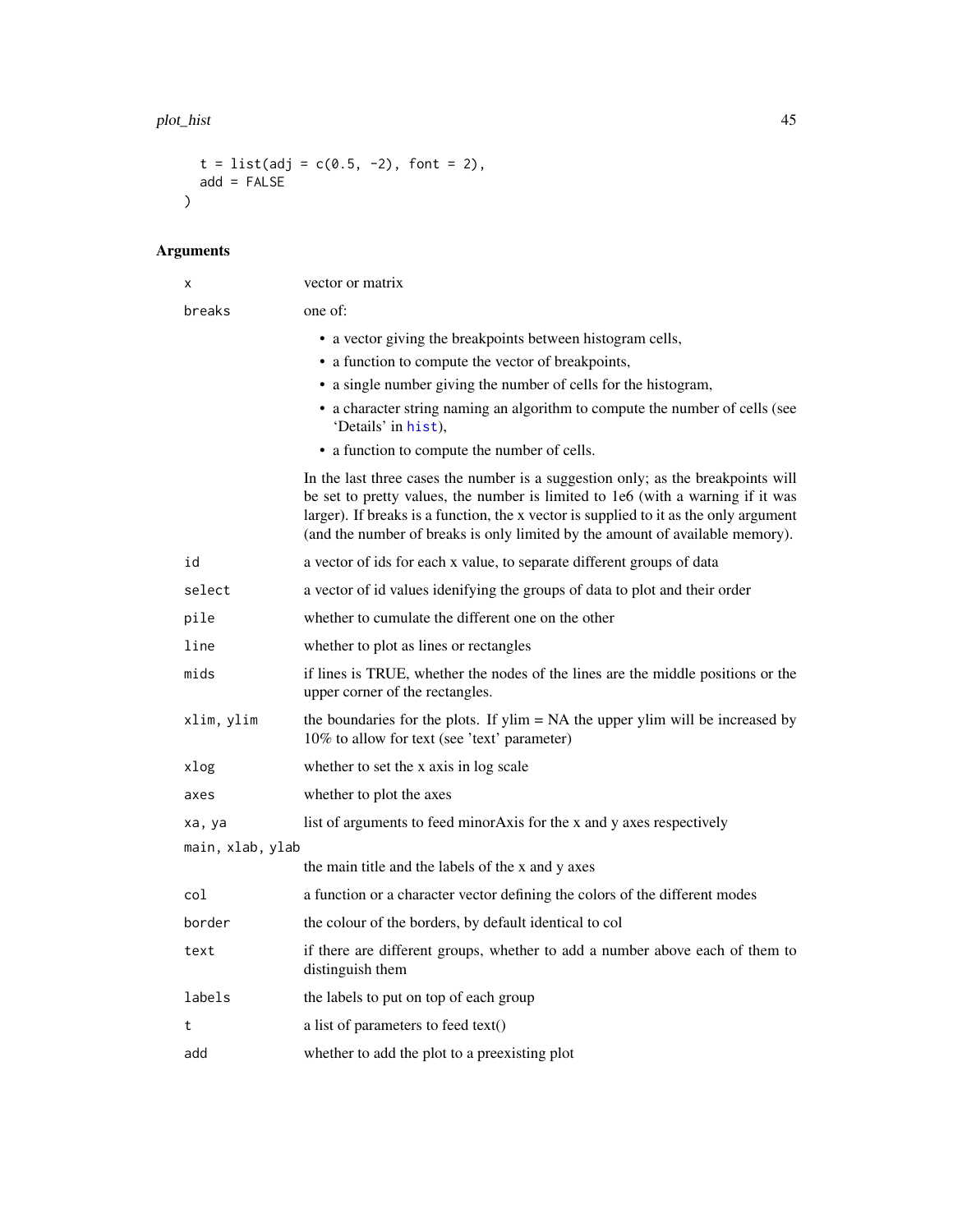```
  t = list(adj = c(0.5, -2), font = 2),
  add = FALSE
)
```

## Arguments

| | |
|---|---|
| `x` | vector or matrix |
| `breaks` | one of: <br>• a vector giving the breakpoints between histogram cells,<br>• a function to compute the vector of breakpoints,<br>• a single number giving the number of cells for the histogram,<br>• a character string naming an algorithm to compute the number of cells (see 'Details' in `hist`),<br>• a function to compute the number of cells.<br><br>In the last three cases the number is a suggestion only; as the breakpoints will be set to pretty values, the number is limited to 1e6 (with a warning if it was larger). If breaks is a function, the x vector is supplied to it as the only argument (and the number of breaks is only limited by the amount of available memory). |
| `id` | a vector of ids for each x value, to separate different groups of data |
| `select` | a vector of id values idenifying the groups of data to plot and their order |
| `pile` | whether to cumulate the different one on the other |
| `line` | whether to plot as lines or rectangles |
| `mids` | if lines is TRUE, whether the nodes of the lines are the middle positions or the upper corner of the rectangles. |
| `xlim, ylim` | the boundaries for the plots. If ylim = NA the upper ylim will be increased by 10% to allow for text (see 'text' parameter) |
| `xlog` | whether to set the x axis in log scale |
| `axes` | whether to plot the axes |
| `xa, ya` | list of arguments to feed minorAxis for the x and y axes respectively |
| `main, xlab, ylab` | the main title and the labels of the x and y axes |
| `col` | a function or a character vector defining the colors of the different modes |
| `border` | the colour of the borders, by default identical to col |
| `text` | if there are different groups, whether to add a number above each of them to distinguish them |
| `labels` | the labels to put on top of each group |
| `t` | a list of parameters to feed text() |
| `add` | whether to add the plot to a preexisting plot |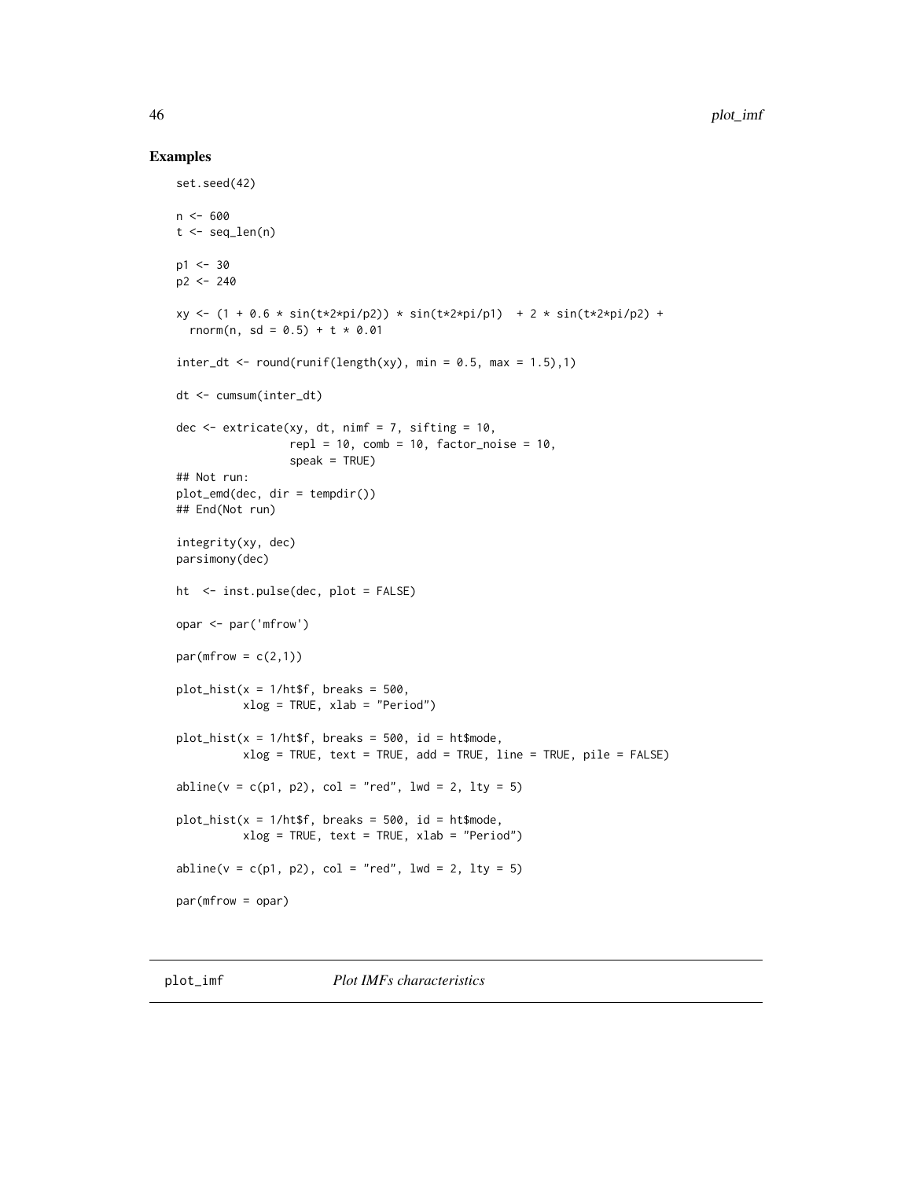## Examples

```
set.seed(42)

n <- 600
t <- seq_len(n)

p1 <- 30
p2 <- 240

xy <- (1 + 0.6 * sin(t*2*pi/p2)) * sin(t*2*pi/p1)  + 2 * sin(t*2*pi/p2) +
  rnorm(n, sd = 0.5) + t * 0.01

inter_dt <- round(runif(length(xy), min = 0.5, max = 1.5),1)

dt <- cumsum(inter_dt)

dec <- extricate(xy, dt, nimf = 7, sifting = 10,
                 repl = 10, comb = 10, factor_noise = 10,
                 speak = TRUE)
## Not run:
plot_emd(dec, dir = tempdir())
## End(Not run)

integrity(xy, dec)
parsimony(dec)

ht  <- inst.pulse(dec, plot = FALSE)

opar <- par('mfrow')

par(mfrow = c(2,1))

plot_hist(x = 1/ht$f, breaks = 500,
          xlog = TRUE, xlab = "Period")

plot_hist(x = 1/ht$f, breaks = 500, id = ht$mode,
          xlog = TRUE, text = TRUE, add = TRUE, line = TRUE, pile = FALSE)

abline(v = c(p1, p2), col = "red", lwd = 2, lty = 5)

plot_hist(x = 1/ht$f, breaks = 500, id = ht$mode,
          xlog = TRUE, text = TRUE, xlab = "Period")

abline(v = c(p1, p2), col = "red", lwd = 2, lty = 5)

par(mfrow = opar)
```

---

## plot_imf — *Plot IMFs characteristics*

---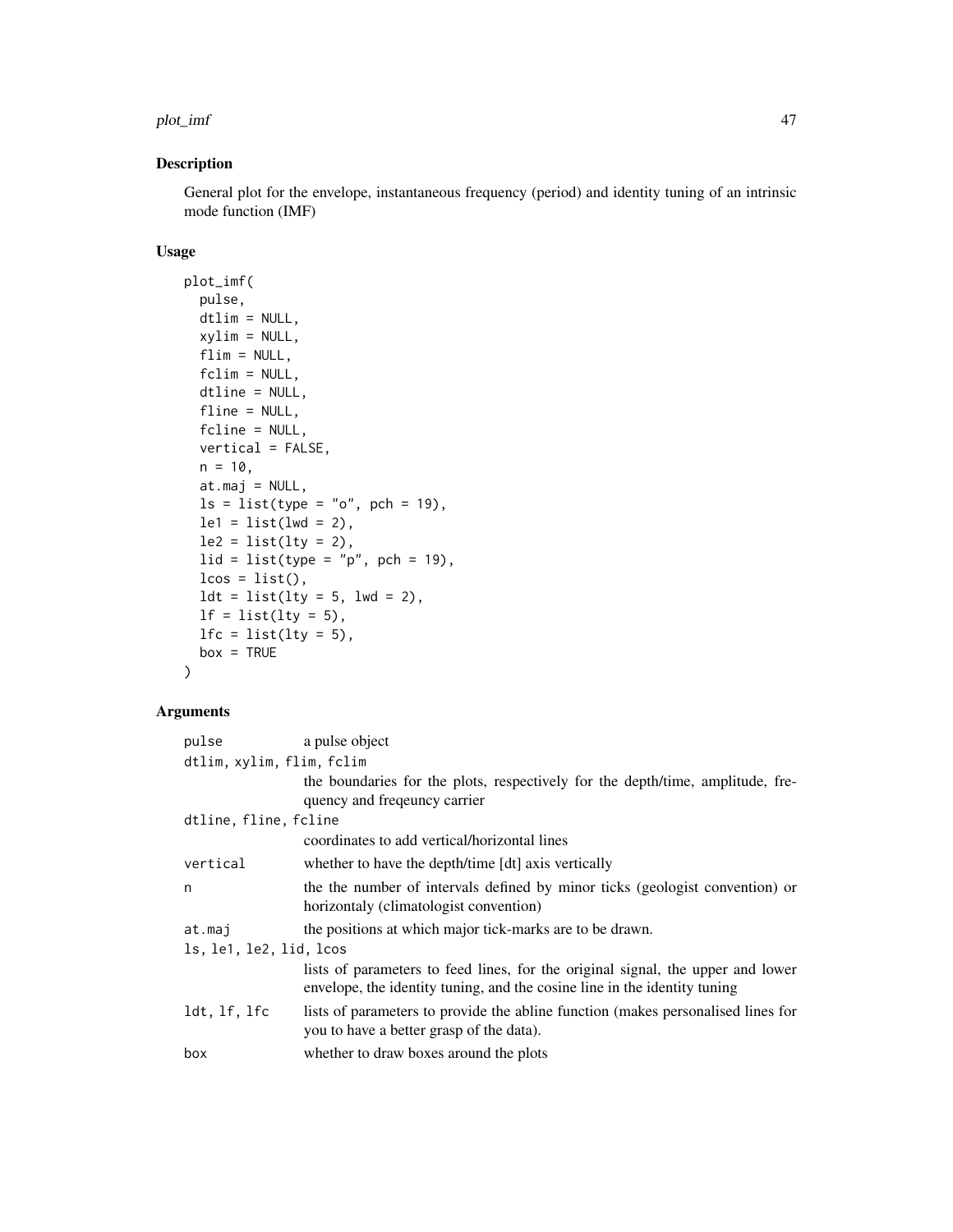## Description

General plot for the envelope, instantaneous frequency (period) and identity tuning of an intrinsic mode function (IMF)

## Usage

```
plot_imf(
  pulse,
  dtlim = NULL,
  xylim = NULL,
  flim = NULL,
  fclim = NULL,
  dtline = NULL,
  fline = NULL,
  fcline = NULL,
  vertical = FALSE,
  n = 10,
  at.maj = NULL,
  ls = list(type = "o", pch = 19),
  le1 = list(lwd = 2),
  le2 = list(lty = 2),
  lid = list(type = "p", pch = 19),
  lcos = list(),
  ldt = list(lty = 5, lwd = 2),
  lf = list(lty = 5),
  lfc = list(lty = 5),
  box = TRUE
)
```

## Arguments

| Argument | Description |
|---|---|
| `pulse` | a pulse object |
| `dtlim, xylim, flim, fclim` | the boundaries for the plots, respectively for the depth/time, amplitude, frequency and freqeuncy carrier |
| `dtline, fline, fcline` | coordinates to add vertical/horizontal lines |
| `vertical` | whether to have the depth/time [dt] axis vertically |
| `n` | the the number of intervals defined by minor ticks (geologist convention) or horizontaly (climatologist convention) |
| `at.maj` | the positions at which major tick-marks are to be drawn. |
| `ls, le1, le2, lid, lcos` | lists of parameters to feed lines, for the original signal, the upper and lower envelope, the identity tuning, and the cosine line in the identity tuning |
| `ldt, lf, lfc` | lists of parameters to provide the abline function (makes personalised lines for you to have a better grasp of the data). |
| `box` | whether to draw boxes around the plots |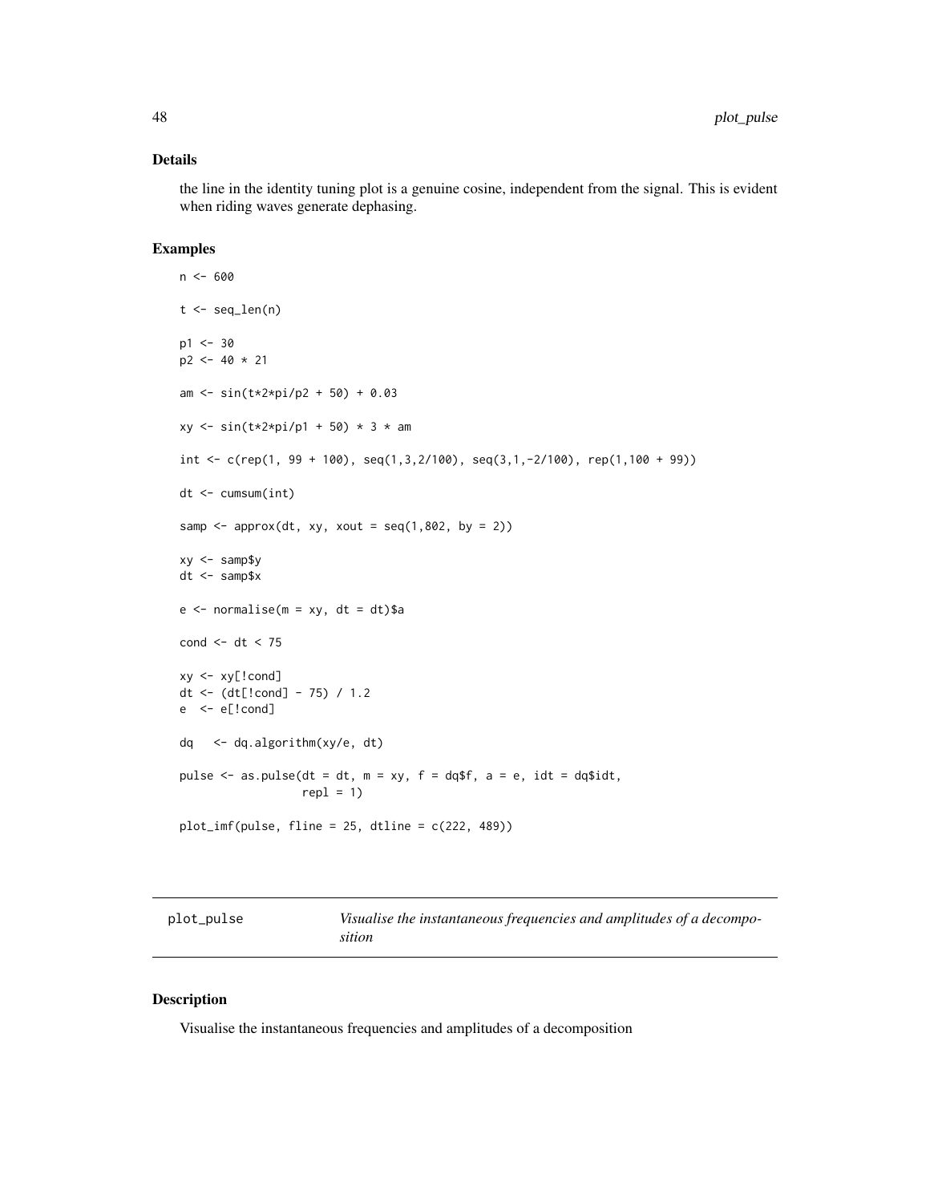## Details

the line in the identity tuning plot is a genuine cosine, independent from the signal. This is evident when riding waves generate dephasing.

## Examples

```
n <- 600

t <- seq_len(n)

p1 <- 30
p2 <- 40 * 21

am <- sin(t*2*pi/p2 + 50) + 0.03

xy <- sin(t*2*pi/p1 + 50) * 3 * am

int <- c(rep(1, 99 + 100), seq(1,3,2/100), seq(3,1,-2/100), rep(1,100 + 99))

dt <- cumsum(int)

samp <- approx(dt, xy, xout = seq(1,802, by = 2))

xy <- samp$y
dt <- samp$x

e <- normalise(m = xy, dt = dt)$a

cond <- dt < 75

xy <- xy[!cond]
dt <- (dt[!cond] - 75) / 1.2
e  <- e[!cond]

dq   <- dq.algorithm(xy/e, dt)

pulse <- as.pulse(dt = dt, m = xy, f = dq$f, a = e, idt = dq$idt,
                  repl = 1)

plot_imf(pulse, fline = 25, dtline = c(222, 489))
```

---

# plot_pulse — *Visualise the instantaneous frequencies and amplitudes of a decomposition*

## Description

Visualise the instantaneous frequencies and amplitudes of a decomposition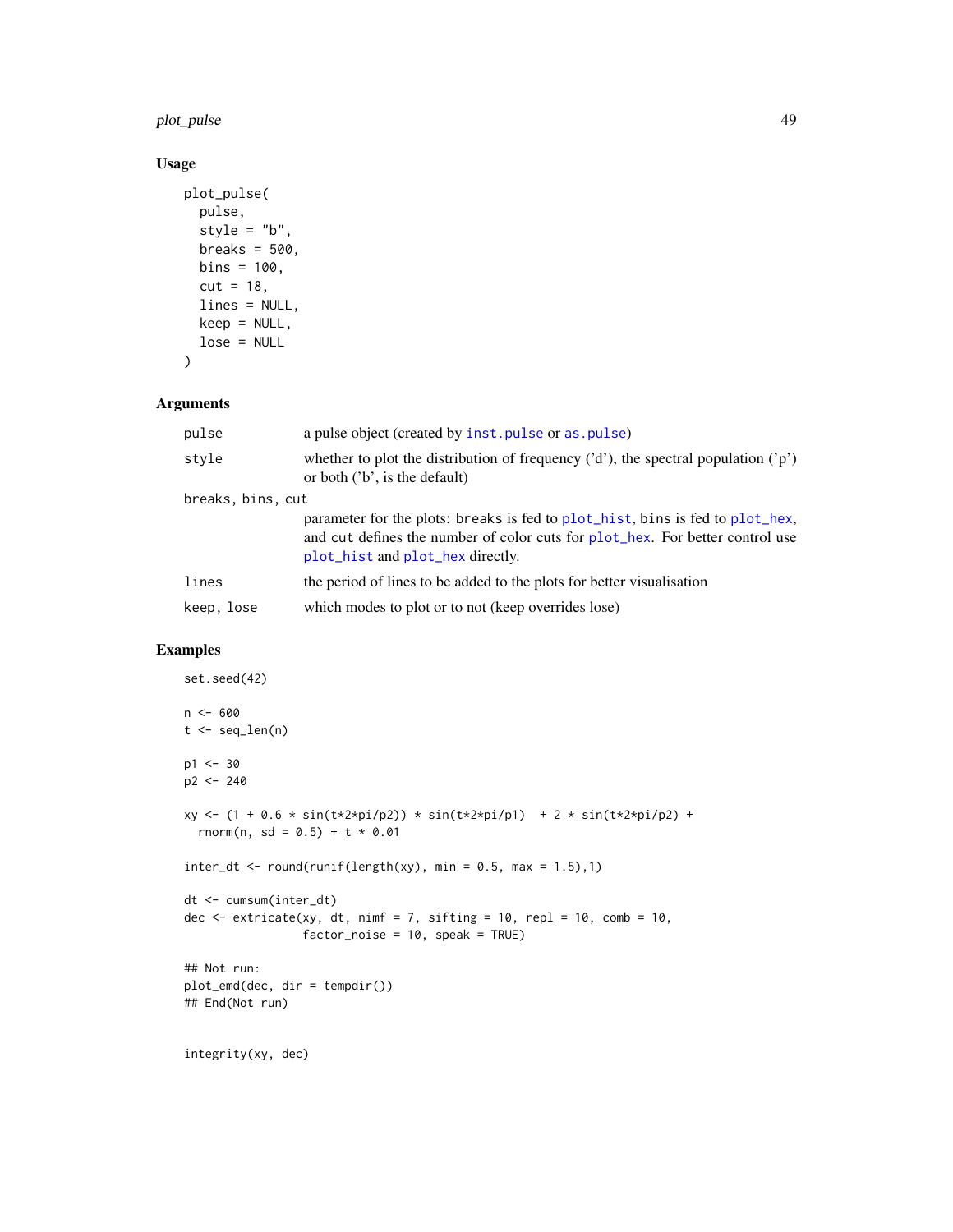## Usage

```
plot_pulse(
  pulse,
  style = "b",
  breaks = 500,
  bins = 100,
  cut = 18,
  lines = NULL,
  keep = NULL,
  lose = NULL
)
```

## Arguments

| | |
|---|---|
| pulse | a pulse object (created by inst.pulse or as.pulse) |
| style | whether to plot the distribution of frequency ('d'), the spectral population ('p') or both ('b', is the default) |
| breaks, bins, cut | parameter for the plots: breaks is fed to plot_hist, bins is fed to plot_hex, and cut defines the number of color cuts for plot_hex. For better control use plot_hist and plot_hex directly. |
| lines | the period of lines to be added to the plots for better visualisation |
| keep, lose | which modes to plot or to not (keep overrides lose) |

## Examples

```
set.seed(42)

n <- 600
t <- seq_len(n)

p1 <- 30
p2 <- 240

xy <- (1 + 0.6 * sin(t*2*pi/p2)) * sin(t*2*pi/p1)  + 2 * sin(t*2*pi/p2) +
  rnorm(n, sd = 0.5) + t * 0.01

inter_dt <- round(runif(length(xy), min = 0.5, max = 1.5),1)

dt <- cumsum(inter_dt)
dec <- extricate(xy, dt, nimf = 7, sifting = 10, repl = 10, comb = 10,
                 factor_noise = 10, speak = TRUE)

## Not run:
plot_emd(dec, dir = tempdir())
## End(Not run)


integrity(xy, dec)
```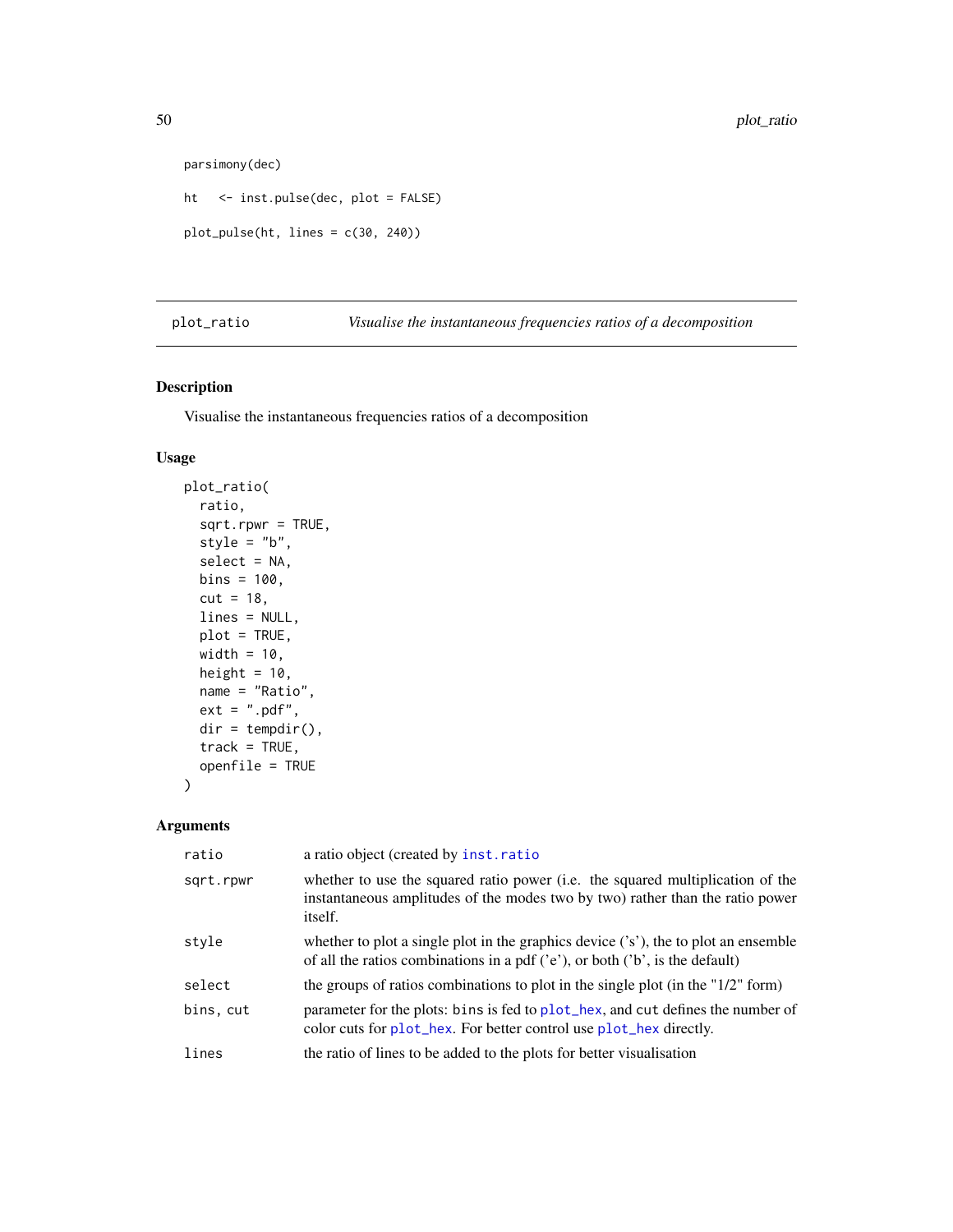```
parsimony(dec)

ht   <- inst.pulse(dec, plot = FALSE)

plot_pulse(ht, lines = c(30, 240))
```

## plot_ratio — *Visualise the instantaneous frequencies ratios of a decomposition*

### Description

Visualise the instantaneous frequencies ratios of a decomposition

### Usage

```
plot_ratio(
  ratio,
  sqrt.rpwr = TRUE,
  style = "b",
  select = NA,
  bins = 100,
  cut = 18,
  lines = NULL,
  plot = TRUE,
  width = 10,
  height = 10,
  name = "Ratio",
  ext = ".pdf",
  dir = tempdir(),
  track = TRUE,
  openfile = TRUE
)
```

### Arguments

| | |
|---|---|
| `ratio` | a ratio object (created by `inst.ratio` |
| `sqrt.rpwr` | whether to use the squared ratio power (i.e. the squared multiplication of the instantaneous amplitudes of the modes two by two) rather than the ratio power itself. |
| `style` | whether to plot a single plot in the graphics device ('s'), the to plot an ensemble of all the ratios combinations in a pdf ('e'), or both ('b', is the default) |
| `select` | the groups of ratios combinations to plot in the single plot (in the "1/2" form) |
| `bins, cut` | parameter for the plots: `bins` is fed to `plot_hex`, and `cut` defines the number of color cuts for `plot_hex`. For better control use `plot_hex` directly. |
| `lines` | the ratio of lines to be added to the plots for better visualisation |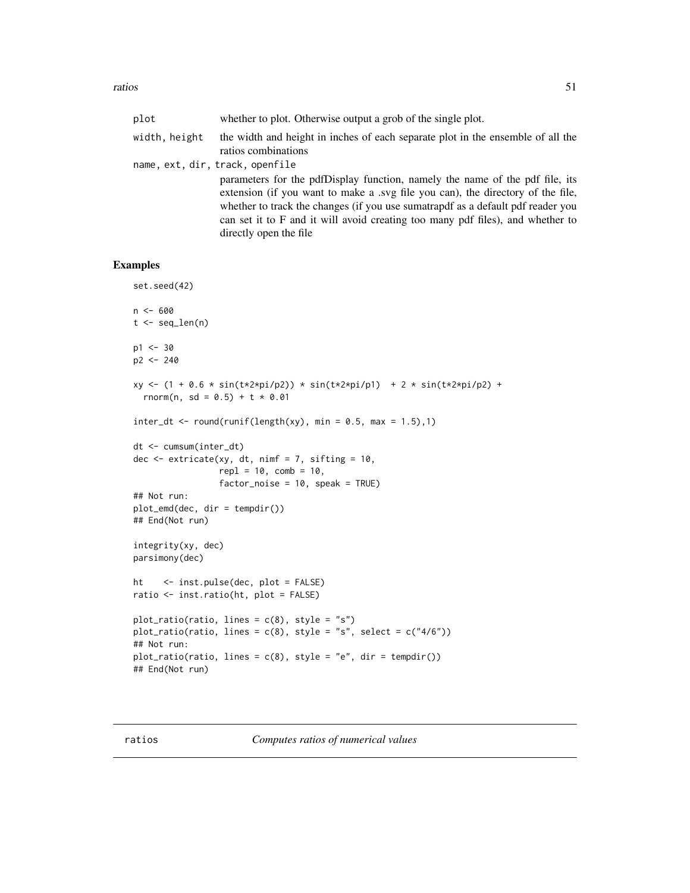| | |
|---|---|
| plot | whether to plot. Otherwise output a grob of the single plot. |
| width, height | the width and height in inches of each separate plot in the ensemble of all the ratios combinations |
| name, ext, dir, track, openfile | parameters for the pdfDisplay function, namely the name of the pdf file, its extension (if you want to make a .svg file you can), the directory of the file, whether to track the changes (if you use sumatrapdf as a default pdf reader you can set it to F and it will avoid creating too many pdf files), and whether to directly open the file |

## Examples

```
set.seed(42)

n <- 600
t <- seq_len(n)

p1 <- 30
p2 <- 240

xy <- (1 + 0.6 * sin(t*2*pi/p2)) * sin(t*2*pi/p1)  + 2 * sin(t*2*pi/p2) +
  rnorm(n, sd = 0.5) + t * 0.01

inter_dt <- round(runif(length(xy), min = 0.5, max = 1.5),1)

dt <- cumsum(inter_dt)
dec <- extricate(xy, dt, nimf = 7, sifting = 10,
                 repl = 10, comb = 10,
                 factor_noise = 10, speak = TRUE)
## Not run:
plot_emd(dec, dir = tempdir())
## End(Not run)

integrity(xy, dec)
parsimony(dec)

ht    <- inst.pulse(dec, plot = FALSE)
ratio <- inst.ratio(ht, plot = FALSE)

plot_ratio(ratio, lines = c(8), style = "s")
plot_ratio(ratio, lines = c(8), style = "s", select = c("4/6"))
## Not run:
plot_ratio(ratio, lines = c(8), style = "e", dir = tempdir())
## End(Not run)
```

---

## ratios — *Computes ratios of numerical values*

---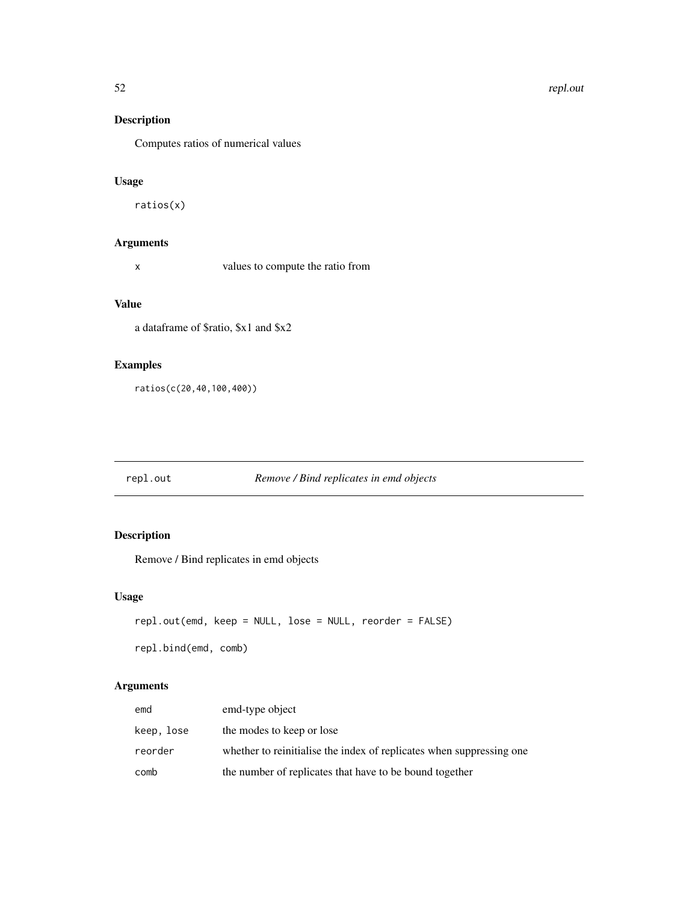## Description

Computes ratios of numerical values

## Usage

```
ratios(x)
```

## Arguments

| | |
|---|---|
| x | values to compute the ratio from |

## Value

a dataframe of $ratio, $x1 and $x2

## Examples

```
ratios(c(20,40,100,400))
```

---

# repl.out — *Remove / Bind replicates in emd objects*

## Description

Remove / Bind replicates in emd objects

## Usage

```
repl.out(emd, keep = NULL, lose = NULL, reorder = FALSE)

repl.bind(emd, comb)
```

## Arguments

| | |
|---|---|
| emd | emd-type object |
| keep, lose | the modes to keep or lose |
| reorder | whether to reinitialise the index of replicates when suppressing one |
| comb | the number of replicates that have to be bound together |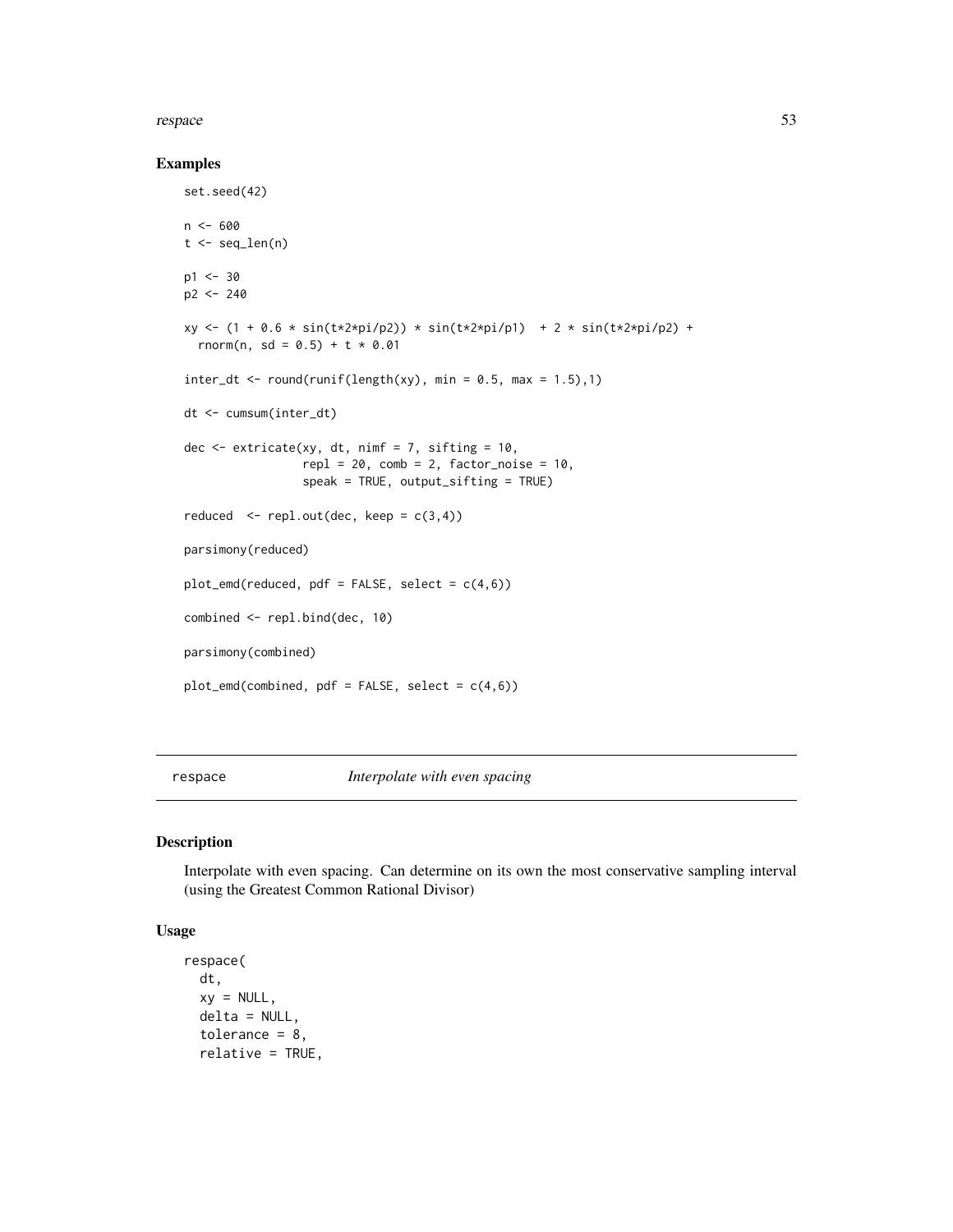## Examples

```
set.seed(42)

n <- 600
t <- seq_len(n)

p1 <- 30
p2 <- 240

xy <- (1 + 0.6 * sin(t*2*pi/p2)) * sin(t*2*pi/p1)  + 2 * sin(t*2*pi/p2) +
  rnorm(n, sd = 0.5) + t * 0.01

inter_dt <- round(runif(length(xy), min = 0.5, max = 1.5),1)

dt <- cumsum(inter_dt)

dec <- extricate(xy, dt, nimf = 7, sifting = 10,
                 repl = 20, comb = 2, factor_noise = 10,
                 speak = TRUE, output_sifting = TRUE)

reduced  <- repl.out(dec, keep = c(3,4))

parsimony(reduced)

plot_emd(reduced, pdf = FALSE, select = c(4,6))

combined <- repl.bind(dec, 10)

parsimony(combined)

plot_emd(combined, pdf = FALSE, select = c(4,6))
```

---

# respace    *Interpolate with even spacing*

---

## Description

Interpolate with even spacing. Can determine on its own the most conservative sampling interval (using the Greatest Common Rational Divisor)

## Usage

```
respace(
  dt,
  xy = NULL,
  delta = NULL,
  tolerance = 8,
  relative = TRUE,
```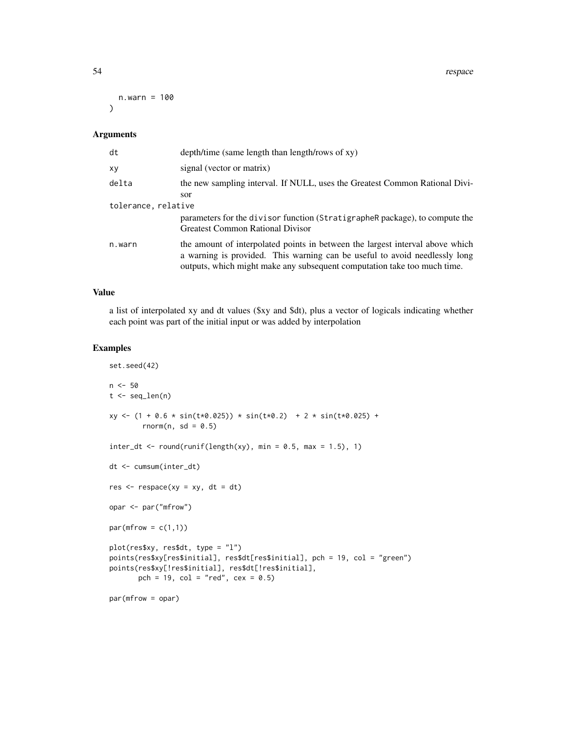```
  n.warn = 100
)
```

### Arguments

| | |
|---|---|
| dt | depth/time (same length than length/rows of xy) |
| xy | signal (vector or matrix) |
| delta | the new sampling interval. If NULL, uses the Greatest Common Rational Divisor |
| tolerance, relative | parameters for the divisor function (StratigrapheR package), to compute the Greatest Common Rational Divisor |
| n.warn | the amount of interpolated points in between the largest interval above which a warning is provided. This warning can be useful to avoid needlessly long outputs, which might make any subsequent computation take too much time. |

### Value

a list of interpolated xy and dt values ($xy and $dt), plus a vector of logicals indicating whether each point was part of the initial input or was added by interpolation

### Examples

```
set.seed(42)

n <- 50
t <- seq_len(n)

xy <- (1 + 0.6 * sin(t*0.025)) * sin(t*0.2)  + 2 * sin(t*0.025) +
        rnorm(n, sd = 0.5)

inter_dt <- round(runif(length(xy), min = 0.5, max = 1.5), 1)

dt <- cumsum(inter_dt)

res <- respace(xy = xy, dt = dt)

opar <- par("mfrow")

par(mfrow = c(1,1))

plot(res$xy, res$dt, type = "l")
points(res$xy[res$initial], res$dt[res$initial], pch = 19, col = "green")
points(res$xy[!res$initial], res$dt[!res$initial],
       pch = 19, col = "red", cex = 0.5)

par(mfrow = opar)
```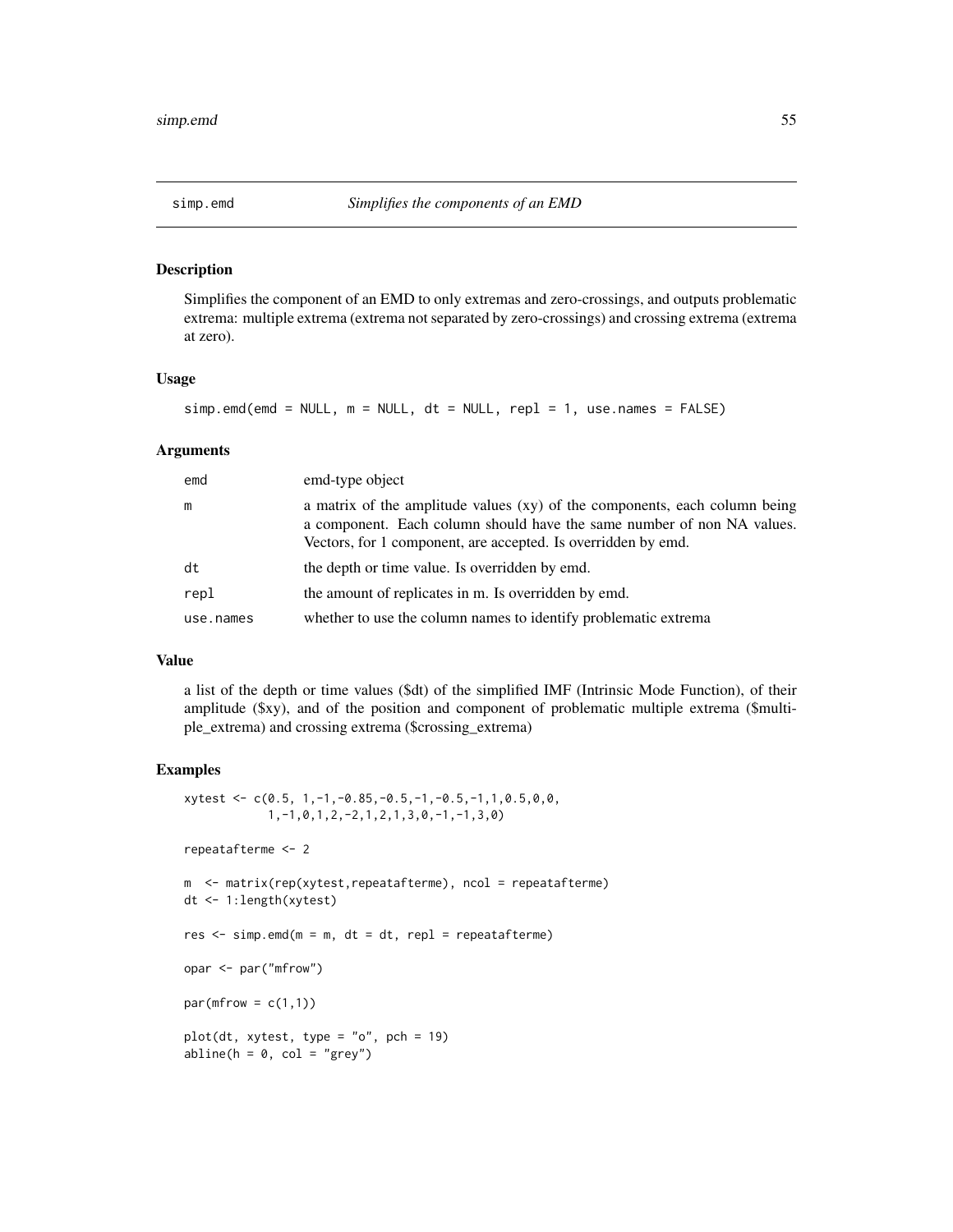## simp.emd — *Simplifies the components of an EMD*

### Description

Simplifies the component of an EMD to only extremas and zero-crossings, and outputs problematic extrema: multiple extrema (extrema not separated by zero-crossings) and crossing extrema (extrema at zero).

### Usage

```
simp.emd(emd = NULL, m = NULL, dt = NULL, repl = 1, use.names = FALSE)
```

### Arguments

| | |
|---|---|
| `emd` | emd-type object |
| `m` | a matrix of the amplitude values (xy) of the components, each column being a component. Each column should have the same number of non NA values. Vectors, for 1 component, are accepted. Is overridden by emd. |
| `dt` | the depth or time value. Is overridden by emd. |
| `repl` | the amount of replicates in m. Is overridden by emd. |
| `use.names` | whether to use the column names to identify problematic extrema |

### Value

a list of the depth or time values ($dt) of the simplified IMF (Intrinsic Mode Function), of their amplitude ($xy), and of the position and component of problematic multiple extrema ($multiple_extrema) and crossing extrema ($crossing_extrema)

### Examples

```
xytest <- c(0.5, 1,-1,-0.85,-0.5,-1,-0.5,-1,1,0.5,0,0,
            1,-1,0,1,2,-2,1,2,1,3,0,-1,-1,3,0)

repeatafterme <- 2

m  <- matrix(rep(xytest,repeatafterme), ncol = repeatafterme)
dt <- 1:length(xytest)

res <- simp.emd(m = m, dt = dt, repl = repeatafterme)

opar <- par("mfrow")

par(mfrow = c(1,1))

plot(dt, xytest, type = "o", pch = 19)
abline(h = 0, col = "grey")
```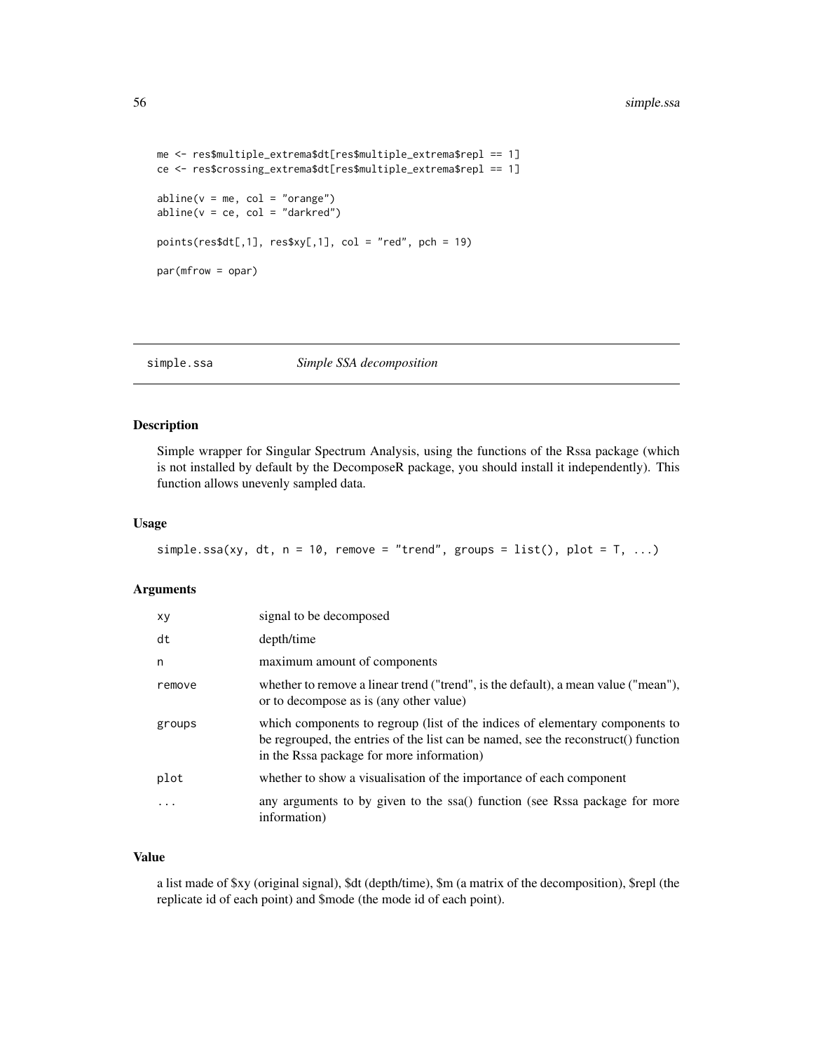```
me <- res$multiple_extrema$dt[res$multiple_extrema$repl == 1]
ce <- res$crossing_extrema$dt[res$multiple_extrema$repl == 1]

abline(v = me, col = "orange")
abline(v = ce, col = "darkred")

points(res$dt[,1], res$xy[,1], col = "red", pch = 19)

par(mfrow = opar)
```

## simple.ssa — *Simple SSA decomposition*

### Description

Simple wrapper for Singular Spectrum Analysis, using the functions of the Rssa package (which is not installed by default by the DecomposeR package, you should install it independently). This function allows unevenly sampled data.

### Usage

```
simple.ssa(xy, dt, n = 10, remove = "trend", groups = list(), plot = T, ...)
```

### Arguments

| | |
|---|---|
| xy | signal to be decomposed |
| dt | depth/time |
| n | maximum amount of components |
| remove | whether to remove a linear trend ("trend", is the default), a mean value ("mean"), or to decompose as is (any other value) |
| groups | which components to regroup (list of the indices of elementary components to be regrouped, the entries of the list can be named, see the reconstruct() function in the Rssa package for more information) |
| plot | whether to show a visualisation of the importance of each component |
| ... | any arguments to by given to the ssa() function (see Rssa package for more information) |

### Value

a list made of $xy (original signal), $dt (depth/time), $m (a matrix of the decomposition), $repl (the replicate id of each point) and $mode (the mode id of each point).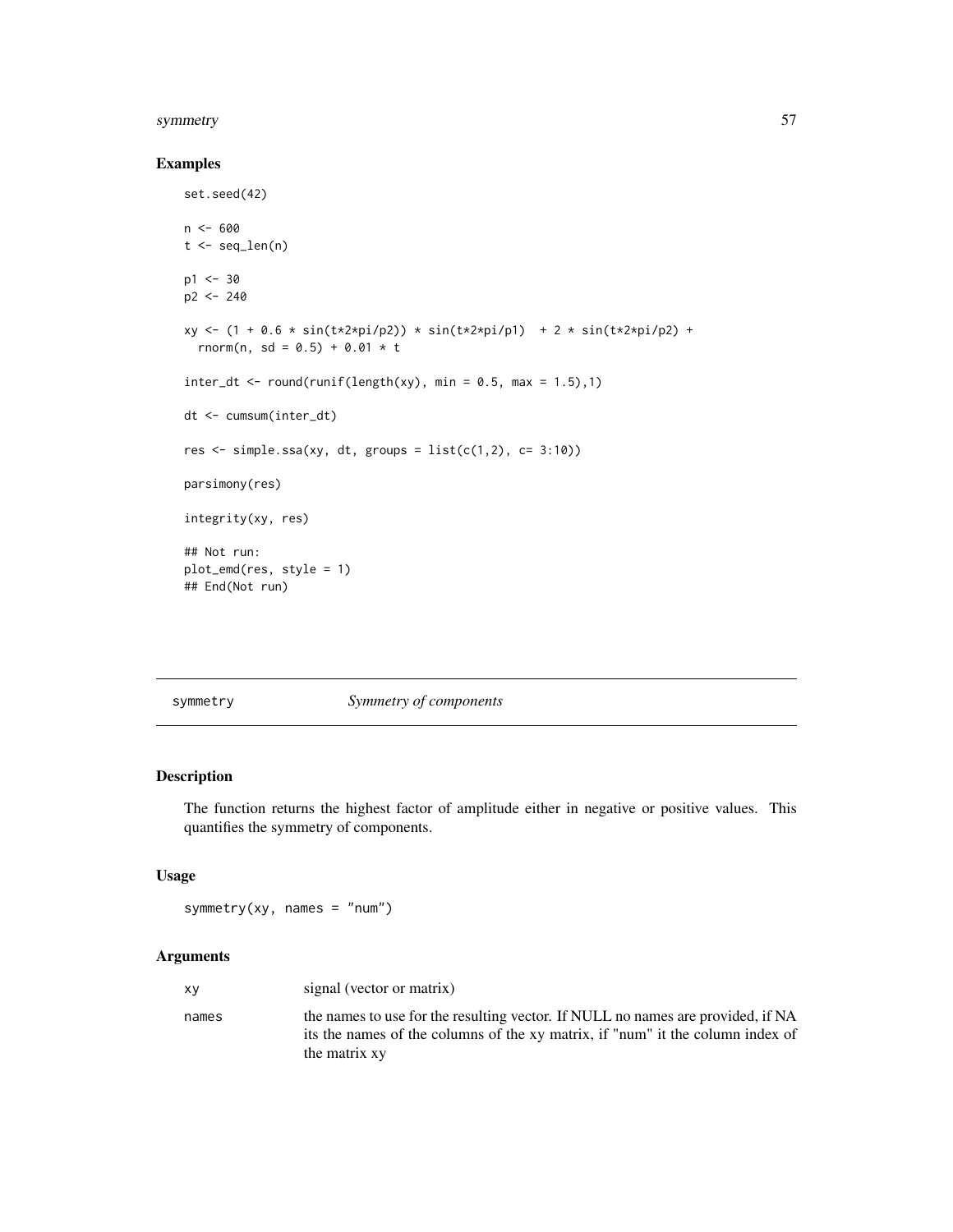## Examples

```
set.seed(42)

n <- 600
t <- seq_len(n)

p1 <- 30
p2 <- 240

xy <- (1 + 0.6 * sin(t*2*pi/p2)) * sin(t*2*pi/p1)  + 2 * sin(t*2*pi/p2) +
  rnorm(n, sd = 0.5) + 0.01 * t

inter_dt <- round(runif(length(xy), min = 0.5, max = 1.5),1)

dt <- cumsum(inter_dt)

res <- simple.ssa(xy, dt, groups = list(c(1,2), c= 3:10))

parsimony(res)

integrity(xy, res)

## Not run:
plot_emd(res, style = 1)
## End(Not run)
```

---

# symmetry  *Symmetry of components*

## Description

The function returns the highest factor of amplitude either in negative or positive values. This quantifies the symmetry of components.

## Usage

```
symmetry(xy, names = "num")
```

## Arguments

| | |
|---|---|
| xy | signal (vector or matrix) |
| names | the names to use for the resulting vector. If NULL no names are provided, if NA its the names of the columns of the xy matrix, if "num" it the column index of the matrix xy |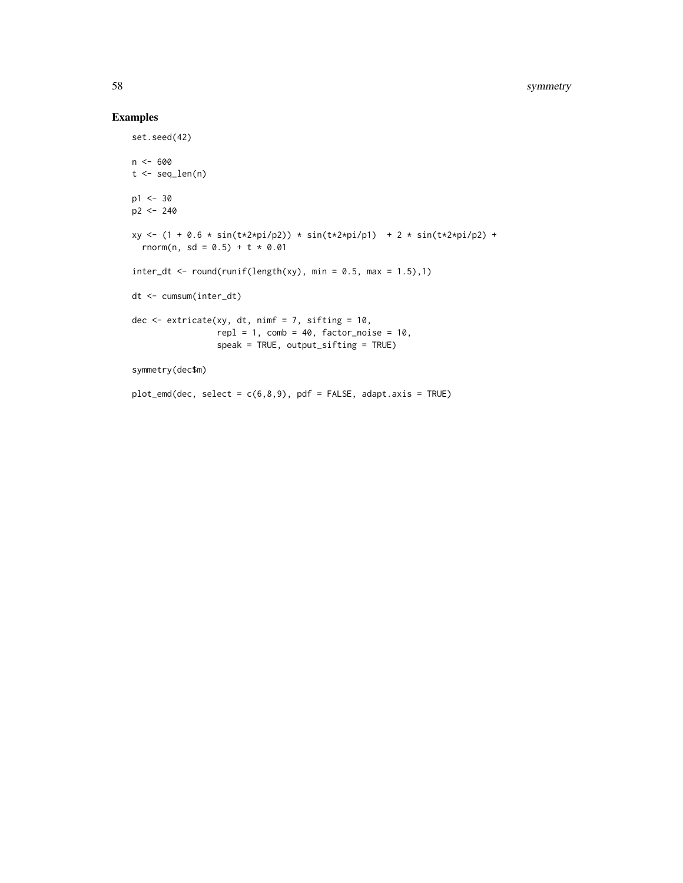## Examples

```
set.seed(42)

n <- 600
t <- seq_len(n)

p1 <- 30
p2 <- 240

xy <- (1 + 0.6 * sin(t*2*pi/p2)) * sin(t*2*pi/p1)  + 2 * sin(t*2*pi/p2) +
  rnorm(n, sd = 0.5) + t * 0.01

inter_dt <- round(runif(length(xy), min = 0.5, max = 1.5),1)

dt <- cumsum(inter_dt)

dec <- extricate(xy, dt, nimf = 7, sifting = 10,
                 repl = 1, comb = 40, factor_noise = 10,
                 speak = TRUE, output_sifting = TRUE)

symmetry(dec$m)

plot_emd(dec, select = c(6,8,9), pdf = FALSE, adapt.axis = TRUE)
```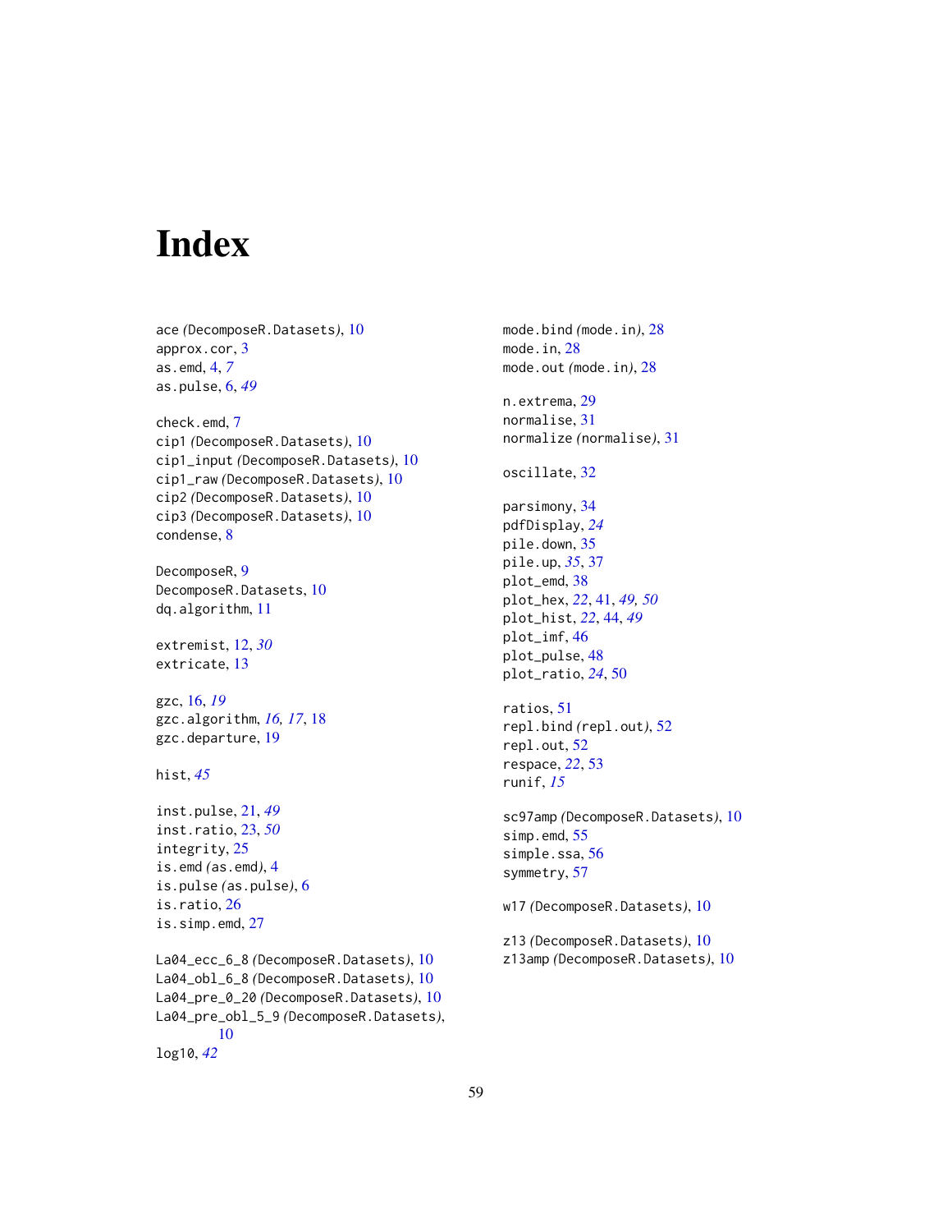# Index

ace (DecomposeR.Datasets), 10
approx.cor, 3
as.emd, 4, *7*
as.pulse, 6, *49*

check.emd, 7
cip1 (DecomposeR.Datasets), 10
cip1_input (DecomposeR.Datasets), 10
cip1_raw (DecomposeR.Datasets), 10
cip2 (DecomposeR.Datasets), 10
cip3 (DecomposeR.Datasets), 10
condense, 8

DecomposeR, 9
DecomposeR.Datasets, 10
dq.algorithm, 11

extremist, 12, *30*
extricate, 13

gzc, 16, *19*
gzc.algorithm, *16, 17*, 18
gzc.departure, 19

hist, *45*

inst.pulse, 21, *49*
inst.ratio, 23, *50*
integrity, 25
is.emd (as.emd), 4
is.pulse (as.pulse), 6
is.ratio, 26
is.simp.emd, 27

La04_ecc_6_8 (DecomposeR.Datasets), 10
La04_obl_6_8 (DecomposeR.Datasets), 10
La04_pre_0_20 (DecomposeR.Datasets), 10
La04_pre_obl_5_9 (DecomposeR.Datasets), 10
log10, *42*

mode.bind (mode.in), 28
mode.in, 28
mode.out (mode.in), 28

n.extrema, 29
normalise, 31
normalize (normalise), 31

oscillate, 32

parsimony, 34
pdfDisplay, *24*
pile.down, 35
pile.up, *35*, 37
plot_emd, 38
plot_hex, *22*, 41, *49, 50*
plot_hist, *22*, 44, *49*
plot_imf, 46
plot_pulse, 48
plot_ratio, *24*, 50

ratios, 51
repl.bind (repl.out), 52
repl.out, 52
respace, *22*, 53
runif, *15*

sc97amp (DecomposeR.Datasets), 10
simp.emd, 55
simple.ssa, 56
symmetry, 57

w17 (DecomposeR.Datasets), 10

z13 (DecomposeR.Datasets), 10
z13amp (DecomposeR.Datasets), 10